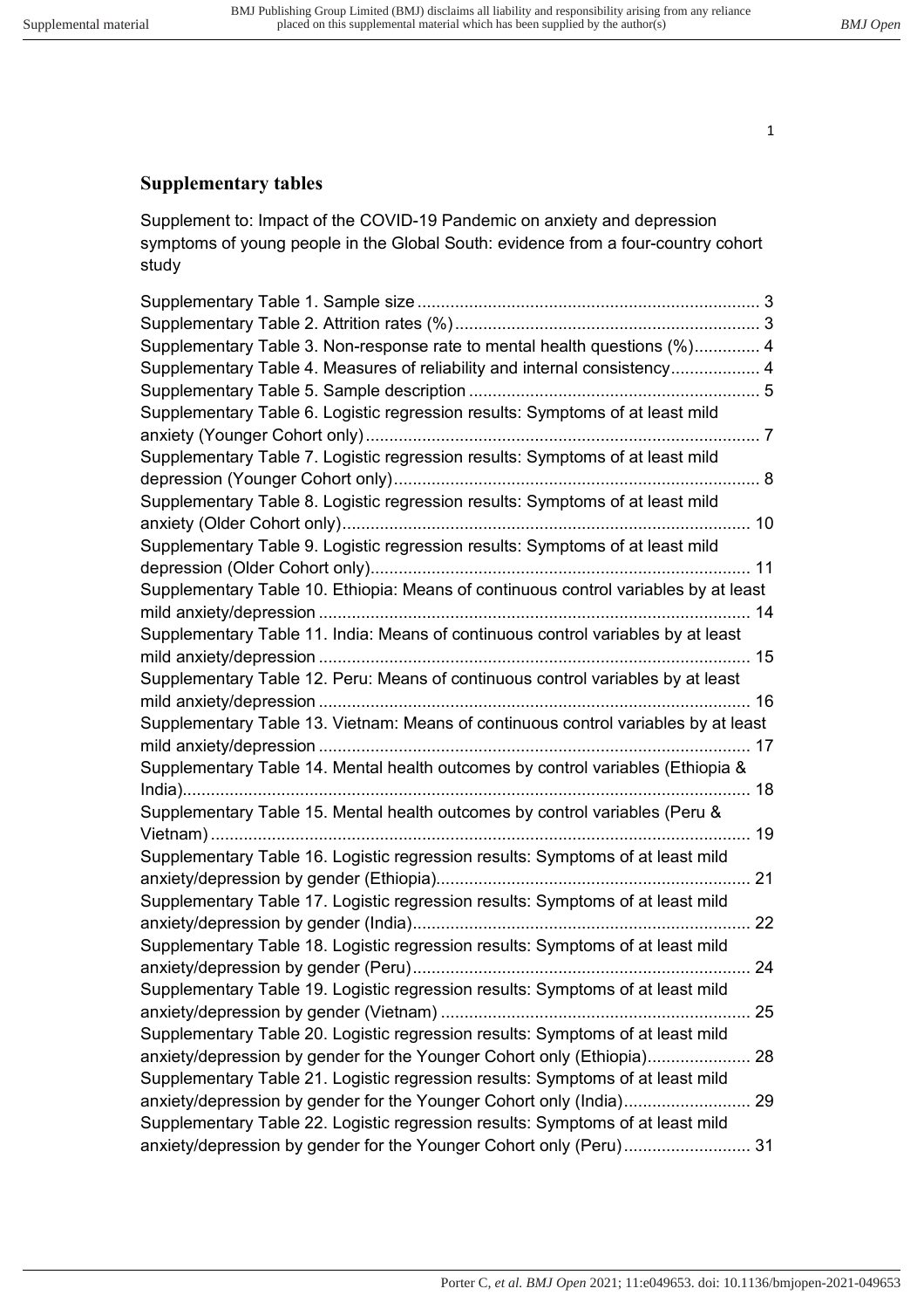## Supplementary tables

Supplement to: Impact of the COVID-19 Pandemic on anxiety and depression symptoms of young people in the Global South: evidence from a four-country cohort study

Supplementary Table 1. Sample size ........................................................................ 3
Supplementary Table 2. Attrition rates (%) ................................................................ 3
Supplementary Table 3. Non-response rate to mental health questions (%).............. 4
Supplementary Table 4. Measures of reliability and internal consistency................... 4
Supplementary Table 5. Sample description ............................................................. 5
Supplementary Table 6. Logistic regression results: Symptoms of at least mild anxiety (Younger Cohort only) ................................................................................... 7
Supplementary Table 7. Logistic regression results: Symptoms of at least mild depression (Younger Cohort only) ............................................................................ 8
Supplementary Table 8. Logistic regression results: Symptoms of at least mild anxiety (Older Cohort only) ..................................................................................... 10
Supplementary Table 9. Logistic regression results: Symptoms of at least mild depression (Older Cohort only) ............................................................................... 11
Supplementary Table 10. Ethiopia: Means of continuous control variables by at least mild anxiety/depression .......................................................................................... 14
Supplementary Table 11. India: Means of continuous control variables by at least mild anxiety/depression .......................................................................................... 15
Supplementary Table 12. Peru: Means of continuous control variables by at least mild anxiety/depression .......................................................................................... 16
Supplementary Table 13. Vietnam: Means of continuous control variables by at least mild anxiety/depression .......................................................................................... 17
Supplementary Table 14. Mental health outcomes by control variables (Ethiopia & India)........................................................................................................................ 18
Supplementary Table 15. Mental health outcomes by control variables (Peru & Vietnam) ................................................................................................................. 19
Supplementary Table 16. Logistic regression results: Symptoms of at least mild anxiety/depression by gender (Ethiopia).................................................................. 21
Supplementary Table 17. Logistic regression results: Symptoms of at least mild anxiety/depression by gender (India)....................................................................... 22
Supplementary Table 18. Logistic regression results: Symptoms of at least mild anxiety/depression by gender (Peru)....................................................................... 24
Supplementary Table 19. Logistic regression results: Symptoms of at least mild anxiety/depression by gender (Vietnam) ................................................................. 25
Supplementary Table 20. Logistic regression results: Symptoms of at least mild anxiety/depression by gender for the Younger Cohort only (Ethiopia)...................... 28
Supplementary Table 21. Logistic regression results: Symptoms of at least mild anxiety/depression by gender for the Younger Cohort only (India)........................... 29
Supplementary Table 22. Logistic regression results: Symptoms of at least mild anxiety/depression by gender for the Younger Cohort only (Peru)........................... 31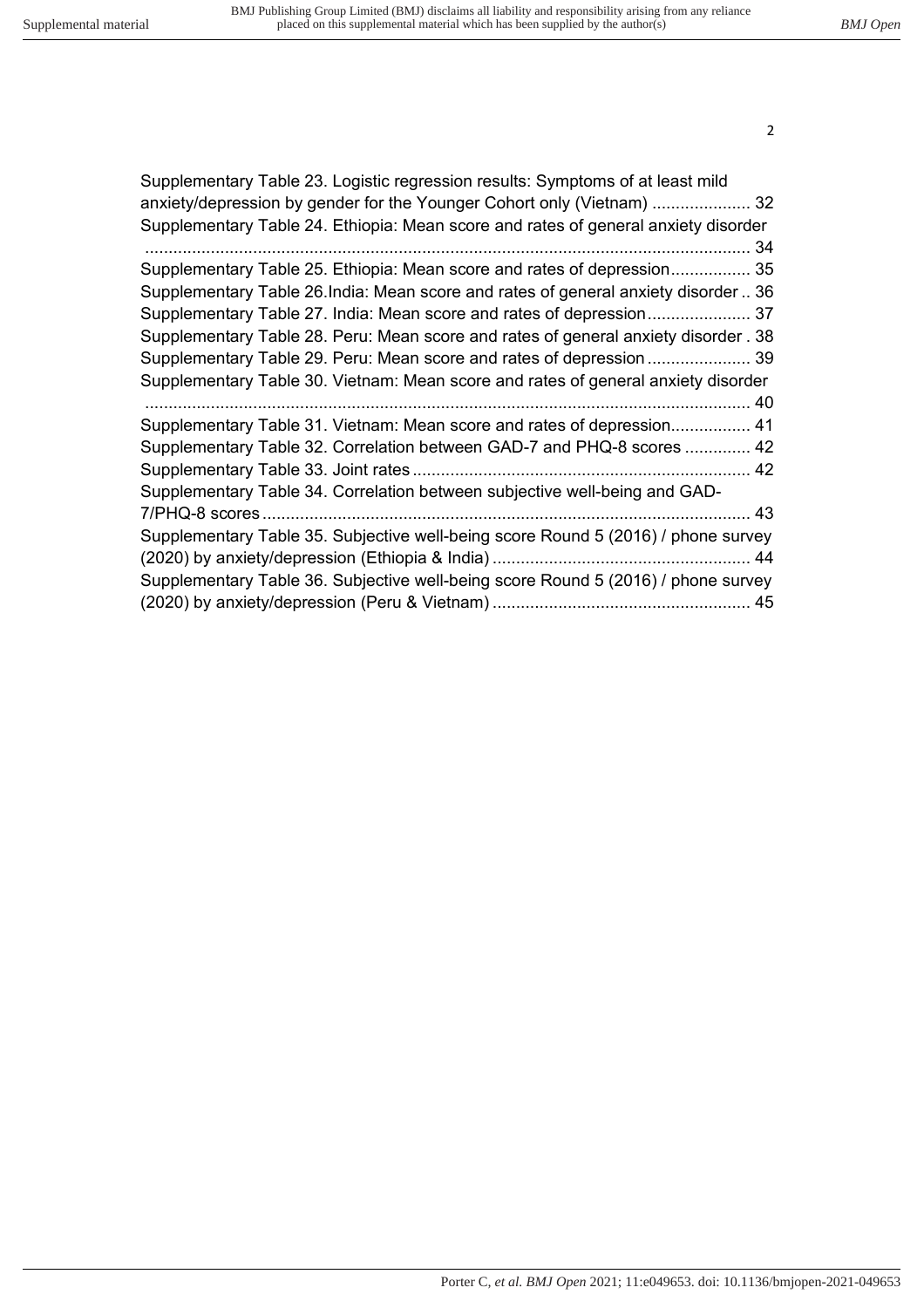Supplementary Table 23. Logistic regression results: Symptoms of at least mild anxiety/depression by gender for the Younger Cohort only (Vietnam) ..................... 32

Supplementary Table 24. Ethiopia: Mean score and rates of general anxiety disorder ........................................................................................................................ 34

Supplementary Table 25. Ethiopia: Mean score and rates of depression................. 35

Supplementary Table 26.India: Mean score and rates of general anxiety disorder .. 36

Supplementary Table 27. India: Mean score and rates of depression...................... 37

Supplementary Table 28. Peru: Mean score and rates of general anxiety disorder . 38

Supplementary Table 29. Peru: Mean score and rates of depression ...................... 39

Supplementary Table 30. Vietnam: Mean score and rates of general anxiety disorder ........................................................................................................................ 40

Supplementary Table 31. Vietnam: Mean score and rates of depression................. 41

Supplementary Table 32. Correlation between GAD-7 and PHQ-8 scores .............. 42

Supplementary Table 33. Joint rates ........................................................................ 42

Supplementary Table 34. Correlation between subjective well-being and GAD-7/PHQ-8 scores ........................................................................................................ 43

Supplementary Table 35. Subjective well-being score Round 5 (2016) / phone survey (2020) by anxiety/depression (Ethiopia & India) ....................................................... 44

Supplementary Table 36. Subjective well-being score Round 5 (2016) / phone survey (2020) by anxiety/depression (Peru & Vietnam) ....................................................... 45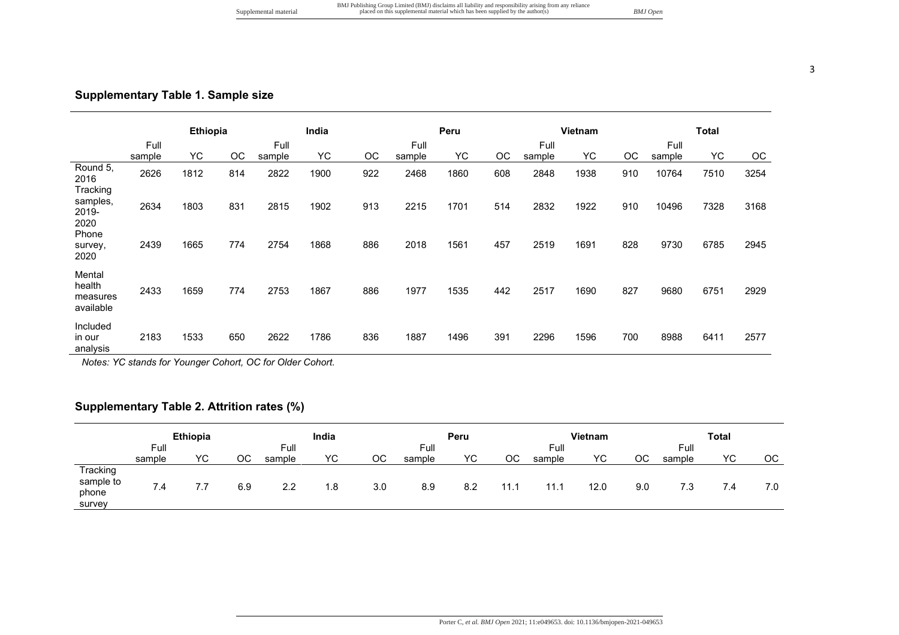## Supplementary Table 1. Sample size

| | Ethiopia | | | India | | | Peru | | | Vietnam | | | Total | | |
|---|---|---|---|---|---|---|---|---|---|---|---|---|---|---|---|
| | Full sample | YC | OC | Full sample | YC | OC | Full sample | YC | OC | Full sample | YC | OC | Full sample | YC | OC |
| Round 5, 2016 | 2626 | 1812 | 814 | 2822 | 1900 | 922 | 2468 | 1860 | 608 | 2848 | 1938 | 910 | 10764 | 7510 | 3254 |
| Tracking samples, 2019-2020 | 2634 | 1803 | 831 | 2815 | 1902 | 913 | 2215 | 1701 | 514 | 2832 | 1922 | 910 | 10496 | 7328 | 3168 |
| Phone survey, 2020 | 2439 | 1665 | 774 | 2754 | 1868 | 886 | 2018 | 1561 | 457 | 2519 | 1691 | 828 | 9730 | 6785 | 2945 |
| Mental health measures available | 2433 | 1659 | 774 | 2753 | 1867 | 886 | 1977 | 1535 | 442 | 2517 | 1690 | 827 | 9680 | 6751 | 2929 |
| Included in our analysis | 2183 | 1533 | 650 | 2622 | 1786 | 836 | 1887 | 1496 | 391 | 2296 | 1596 | 700 | 8988 | 6411 | 2577 |

*Notes: YC stands for Younger Cohort, OC for Older Cohort.*

## Supplementary Table 2. Attrition rates (%)

| | Ethiopia | | | India | | | Peru | | | Vietnam | | | Total | | |
|---|---|---|---|---|---|---|---|---|---|---|---|---|---|---|---|
| | Full sample | YC | OC | Full sample | YC | OC | Full sample | YC | OC | Full sample | YC | OC | Full sample | YC | OC |
| Tracking sample to phone survey | 7.4 | 7.7 | 6.9 | 2.2 | 1.8 | 3.0 | 8.9 | 8.2 | 11.1 | 11.1 | 12.0 | 9.0 | 7.3 | 7.4 | 7.0 |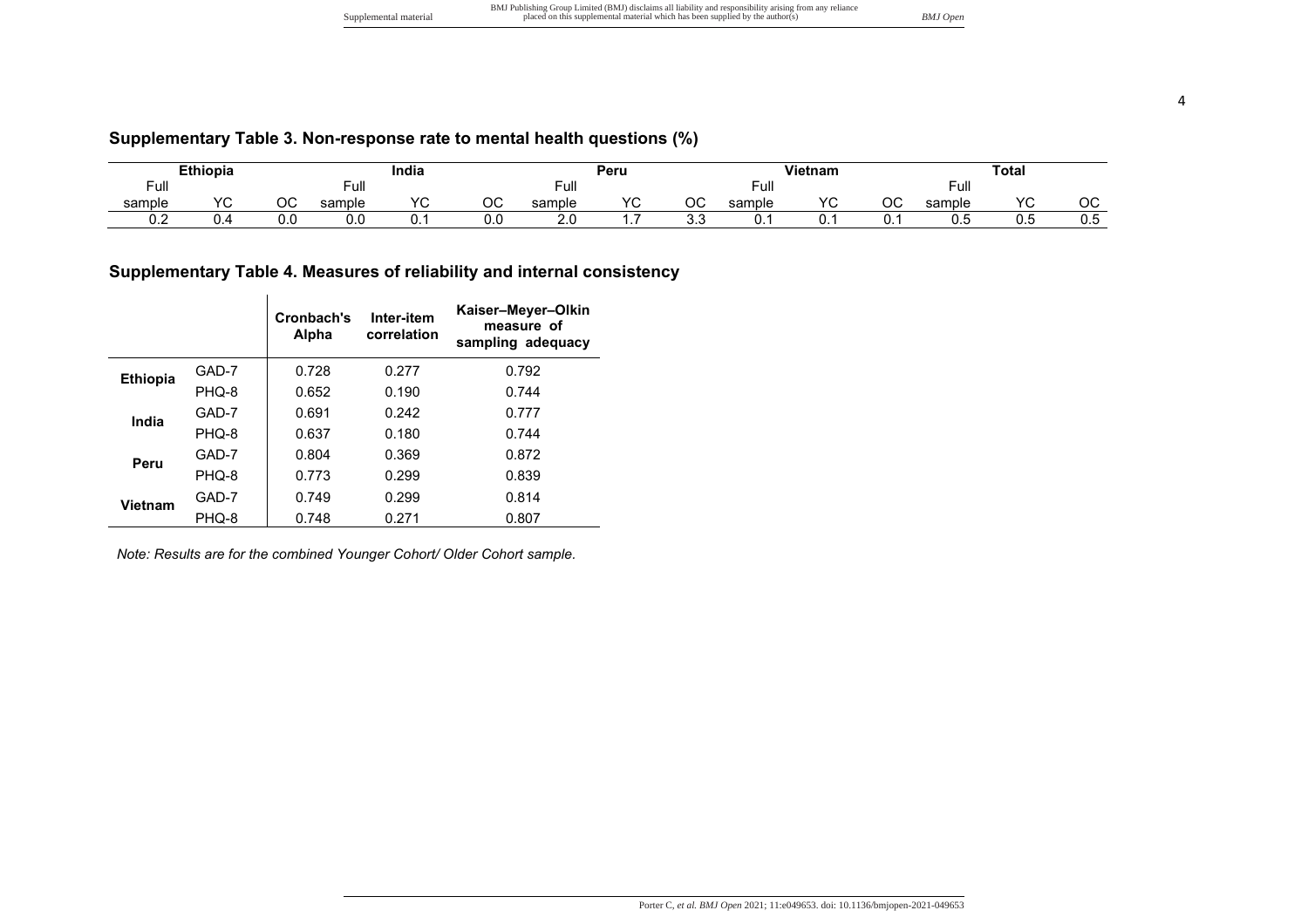## Supplementary Table 3. Non-response rate to mental health questions (%)

| Ethiopia | | | India | | | Peru | | | Vietnam | | | Total | | |
|---|---|---|---|---|---|---|---|---|---|---|---|---|---|---|
| Full sample | YC | OC | Full sample | YC | OC | Full sample | YC | OC | Full sample | YC | OC | Full sample | YC | OC |
| 0.2 | 0.4 | 0.0 | 0.0 | 0.1 | 0.0 | 2.0 | 1.7 | 3.3 | 0.1 | 0.1 | 0.1 | 0.5 | 0.5 | 0.5 |

## Supplementary Table 4. Measures of reliability and internal consistency

| | | Cronbach's Alpha | Inter-item correlation | Kaiser–Meyer–Olkin measure of sampling adequacy |
|---|---|---|---|---|
| **Ethiopia** | GAD-7 | 0.728 | 0.277 | 0.792 |
| | PHQ-8 | 0.652 | 0.190 | 0.744 |
| **India** | GAD-7 | 0.691 | 0.242 | 0.777 |
| | PHQ-8 | 0.637 | 0.180 | 0.744 |
| **Peru** | GAD-7 | 0.804 | 0.369 | 0.872 |
| | PHQ-8 | 0.773 | 0.299 | 0.839 |
| **Vietnam** | GAD-7 | 0.749 | 0.299 | 0.814 |
| | PHQ-8 | 0.748 | 0.271 | 0.807 |

*Note: Results are for the combined Younger Cohort/ Older Cohort sample.*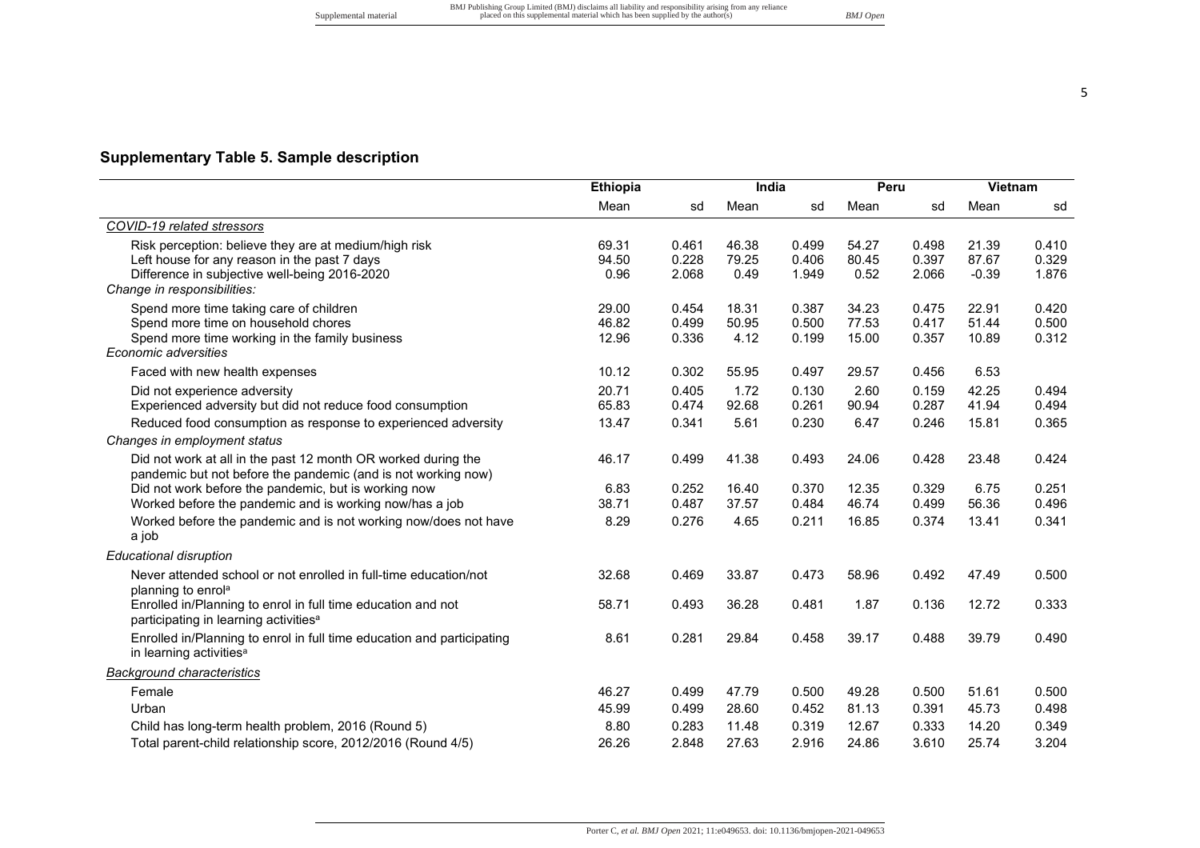## Supplementary Table 5. Sample description

| | Ethiopia | | India | | Peru | | Vietnam | |
|---|---|---|---|---|---|---|---|---|
| | Mean | sd | Mean | sd | Mean | sd | Mean | sd |
| *COVID-19 related stressors* | | | | | | | | |
| Risk perception: believe they are at medium/high risk | 69.31 | 0.461 | 46.38 | 0.499 | 54.27 | 0.498 | 21.39 | 0.410 |
| Left house for any reason in the past 7 days | 94.50 | 0.228 | 79.25 | 0.406 | 80.45 | 0.397 | 87.67 | 0.329 |
| Difference in subjective well-being 2016-2020 | 0.96 | 2.068 | 0.49 | 1.949 | 0.52 | 2.066 | -0.39 | 1.876 |
| *Change in responsibilities:* | | | | | | | | |
| Spend more time taking care of children | 29.00 | 0.454 | 18.31 | 0.387 | 34.23 | 0.475 | 22.91 | 0.420 |
| Spend more time on household chores | 46.82 | 0.499 | 50.95 | 0.500 | 77.53 | 0.417 | 51.44 | 0.500 |
| Spend more time working in the family business | 12.96 | 0.336 | 4.12 | 0.199 | 15.00 | 0.357 | 10.89 | 0.312 |
| *Economic adversities* | | | | | | | | |
| Faced with new health expenses | 10.12 | 0.302 | 55.95 | 0.497 | 29.57 | 0.456 | 6.53 | |
| Did not experience adversity | 20.71 | 0.405 | 1.72 | 0.130 | 2.60 | 0.159 | 42.25 | 0.494 |
| Experienced adversity but did not reduce food consumption | 65.83 | 0.474 | 92.68 | 0.261 | 90.94 | 0.287 | 41.94 | 0.494 |
| Reduced food consumption as response to experienced adversity | 13.47 | 0.341 | 5.61 | 0.230 | 6.47 | 0.246 | 15.81 | 0.365 |
| *Changes in employment status* | | | | | | | | |
| Did not work at all in the past 12 month OR worked during the pandemic but not before the pandemic (and is not working now) | 46.17 | 0.499 | 41.38 | 0.493 | 24.06 | 0.428 | 23.48 | 0.424 |
| Did not work before the pandemic, but is working now | 6.83 | 0.252 | 16.40 | 0.370 | 12.35 | 0.329 | 6.75 | 0.251 |
| Worked before the pandemic and is working now/has a job | 38.71 | 0.487 | 37.57 | 0.484 | 46.74 | 0.499 | 56.36 | 0.496 |
| Worked before the pandemic and is not working now/does not have a job | 8.29 | 0.276 | 4.65 | 0.211 | 16.85 | 0.374 | 13.41 | 0.341 |
| *Educational disruption* | | | | | | | | |
| Never attended school or not enrolled in full-time education/not planning to enrol[a] | 32.68 | 0.469 | 33.87 | 0.473 | 58.96 | 0.492 | 47.49 | 0.500 |
| Enrolled in/Planning to enrol in full time education and not participating in learning activities[a] | 58.71 | 0.493 | 36.28 | 0.481 | 1.87 | 0.136 | 12.72 | 0.333 |
| Enrolled in/Planning to enrol in full time education and participating in learning activities[a] | 8.61 | 0.281 | 29.84 | 0.458 | 39.17 | 0.488 | 39.79 | 0.490 |
| *Background characteristics* | | | | | | | | |
| Female | 46.27 | 0.499 | 47.79 | 0.500 | 49.28 | 0.500 | 51.61 | 0.500 |
| Urban | 45.99 | 0.499 | 28.60 | 0.452 | 81.13 | 0.391 | 45.73 | 0.498 |
| Child has long-term health problem, 2016 (Round 5) | 8.80 | 0.283 | 11.48 | 0.319 | 12.67 | 0.333 | 14.20 | 0.349 |
| Total parent-child relationship score, 2012/2016 (Round 4/5) | 26.26 | 2.848 | 27.63 | 2.916 | 24.86 | 3.610 | 25.74 | 3.204 |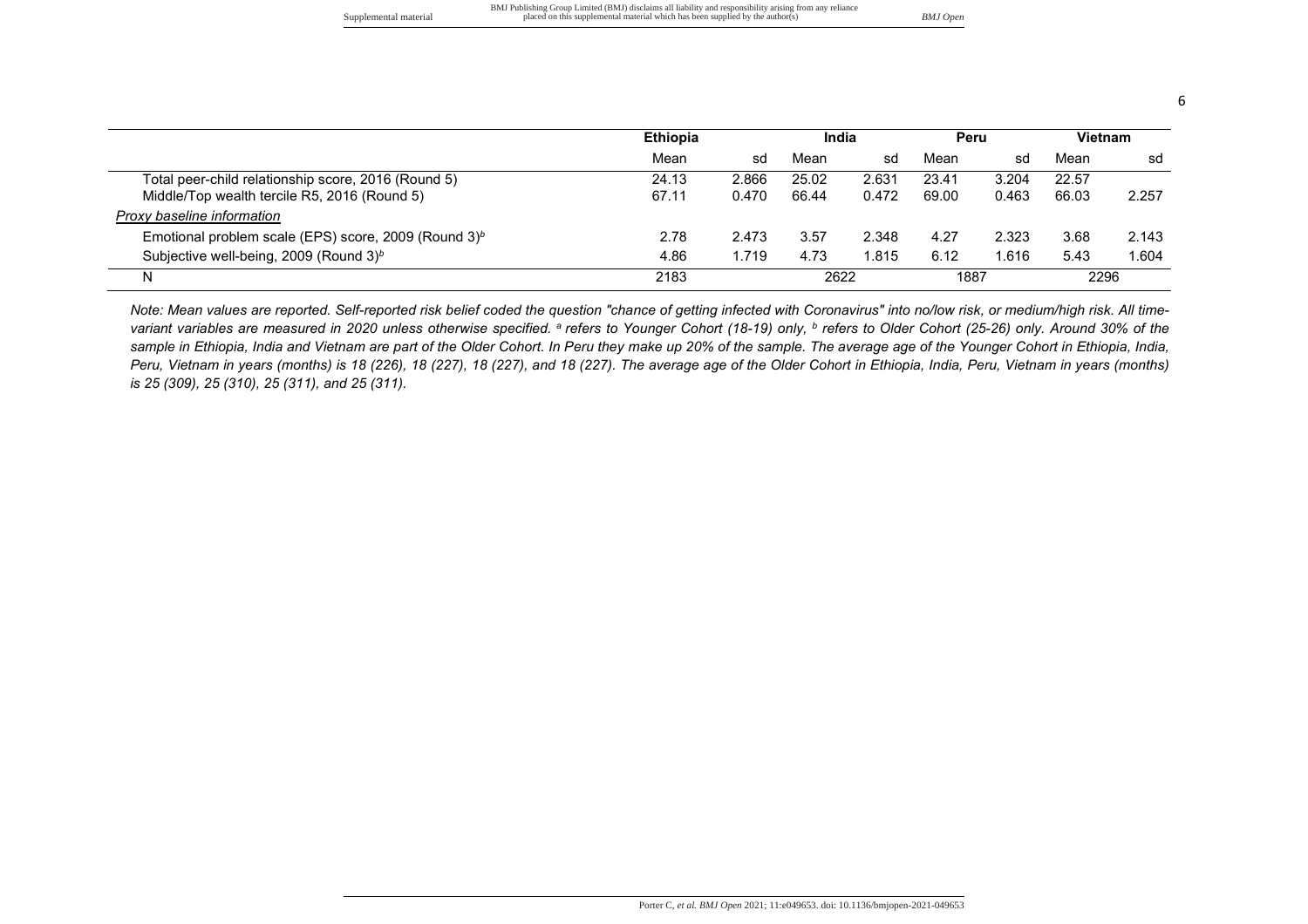| | Ethiopia | | India | | Peru | | Vietnam | |
|---|---|---|---|---|---|---|---|---|
| | Mean | sd | Mean | sd | Mean | sd | Mean | sd |
| Total peer-child relationship score, 2016 (Round 5) | 24.13 | 2.866 | 25.02 | 2.631 | 23.41 | 3.204 | 22.57 | |
| Middle/Top wealth tercile R5, 2016 (Round 5) | 67.11 | 0.470 | 66.44 | 0.472 | 69.00 | 0.463 | 66.03 | 2.257 |
| *Proxy baseline information* | | | | | | | | |
| Emotional problem scale (EPS) score, 2009 (Round 3)[b] | 2.78 | 2.473 | 3.57 | 2.348 | 4.27 | 2.323 | 3.68 | 2.143 |
| Subjective well-being, 2009 (Round 3)[b] | 4.86 | 1.719 | 4.73 | 1.815 | 6.12 | 1.616 | 5.43 | 1.604 |
| N | 2183 | | 2622 | | 1887 | | 2296 | |

*Note: Mean values are reported. Self-reported risk belief coded the question "chance of getting infected with Coronavirus" into no/low risk, or medium/high risk. All time-variant variables are measured in 2020 unless otherwise specified. [a] refers to Younger Cohort (18-19) only, [b] refers to Older Cohort (25-26) only. Around 30% of the sample in Ethiopia, India and Vietnam are part of the Older Cohort. In Peru they make up 20% of the sample. The average age of the Younger Cohort in Ethiopia, India, Peru, Vietnam in years (months) is 18 (226), 18 (227), 18 (227), and 18 (227). The average age of the Older Cohort in Ethiopia, India, Peru, Vietnam in years (months) is 25 (309), 25 (310), 25 (311), and 25 (311).*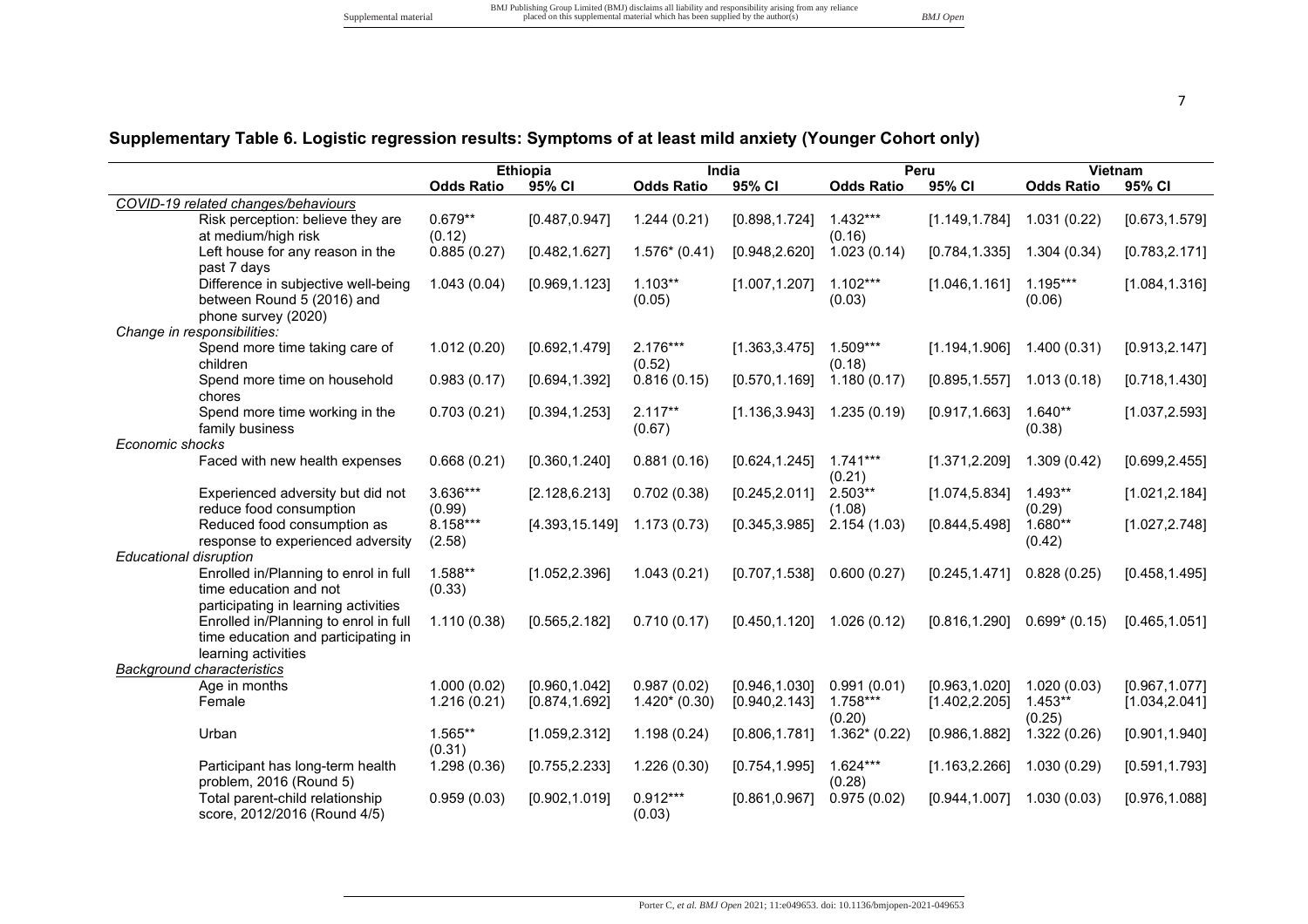## Supplementary Table 6. Logistic regression results: Symptoms of at least mild anxiety (Younger Cohort only)

| | Ethiopia | | India | | Peru | | Vietnam | |
|---|---|---|---|---|---|---|---|---|
| | Odds Ratio | 95% CI | Odds Ratio | 95% CI | Odds Ratio | 95% CI | Odds Ratio | 95% CI |
| *COVID-19 related changes/behaviours* | | | | | | | | |
| Risk perception: believe they are at medium/high risk | 0.679** (0.12) | [0.487,0.947] | 1.244 (0.21) | [0.898,1.724] | 1.432*** (0.16) | [1.149,1.784] | 1.031 (0.22) | [0.673,1.579] |
| Left house for any reason in the past 7 days | 0.885 (0.27) | [0.482,1.627] | 1.576* (0.41) | [0.948,2.620] | 1.023 (0.14) | [0.784,1.335] | 1.304 (0.34) | [0.783,2.171] |
| Difference in subjective well-being between Round 5 (2016) and phone survey (2020) | 1.043 (0.04) | [0.969,1.123] | 1.103** (0.05) | [1.007,1.207] | 1.102*** (0.03) | [1.046,1.161] | 1.195*** (0.06) | [1.084,1.316] |
| *Change in responsibilities:* | | | | | | | | |
| Spend more time taking care of children | 1.012 (0.20) | [0.692,1.479] | 2.176*** (0.52) | [1.363,3.475] | 1.509*** (0.18) | [1.194,1.906] | 1.400 (0.31) | [0.913,2.147] |
| Spend more time on household chores | 0.983 (0.17) | [0.694,1.392] | 0.816 (0.15) | [0.570,1.169] | 1.180 (0.17) | [0.895,1.557] | 1.013 (0.18) | [0.718,1.430] |
| Spend more time working in the family business | 0.703 (0.21) | [0.394,1.253] | 2.117** (0.67) | [1.136,3.943] | 1.235 (0.19) | [0.917,1.663] | 1.640** (0.38) | [1.037,2.593] |
| *Economic shocks* | | | | | | | | |
| Faced with new health expenses | 0.668 (0.21) | [0.360,1.240] | 0.881 (0.16) | [0.624,1.245] | 1.741*** (0.21) | [1.371,2.209] | 1.309 (0.42) | [0.699,2.455] |
| Experienced adversity but did not reduce food consumption | 3.636*** (0.99) | [2.128,6.213] | 0.702 (0.38) | [0.245,2.011] | 2.503** (1.08) | [1.074,5.834] | 1.493** (0.29) | [1.021,2.184] |
| Reduced food consumption as response to experienced adversity | 8.158*** (2.58) | [4.393,15.149] | 1.173 (0.73) | [0.345,3.985] | 2.154 (1.03) | [0.844,5.498] | 1.680** (0.42) | [1.027,2.748] |
| *Educational disruption* | | | | | | | | |
| Enrolled in/Planning to enrol in full time education and not participating in learning activities | 1.588** (0.33) | [1.052,2.396] | 1.043 (0.21) | [0.707,1.538] | 0.600 (0.27) | [0.245,1.471] | 0.828 (0.25) | [0.458,1.495] |
| Enrolled in/Planning to enrol in full time education and participating in learning activities | 1.110 (0.38) | [0.565,2.182] | 0.710 (0.17) | [0.450,1.120] | 1.026 (0.12) | [0.816,1.290] | 0.699* (0.15) | [0.465,1.051] |
| *Background characteristics* | | | | | | | | |
| Age in months | 1.000 (0.02) | [0.960,1.042] | 0.987 (0.02) | [0.946,1.030] | 0.991 (0.01) | [0.963,1.020] | 1.020 (0.03) | [0.967,1.077] |
| Female | 1.216 (0.21) | [0.874,1.692] | 1.420* (0.30) | [0.940,2.143] | 1.758*** (0.20) | [1.402,2.205] | 1.453** (0.25) | [1.034,2.041] |
| Urban | 1.565** (0.31) | [1.059,2.312] | 1.198 (0.24) | [0.806,1.781] | 1.362* (0.22) | [0.986,1.882] | 1.322 (0.26) | [0.901,1.940] |
| Participant has long-term health problem, 2016 (Round 5) | 1.298 (0.36) | [0.755,2.233] | 1.226 (0.30) | [0.754,1.995] | 1.624*** (0.28) | [1.163,2.266] | 1.030 (0.29) | [0.591,1.793] |
| Total parent-child relationship score, 2012/2016 (Round 4/5) | 0.959 (0.03) | [0.902,1.019] | 0.912*** (0.03) | [0.861,0.967] | 0.975 (0.02) | [0.944,1.007] | 1.030 (0.03) | [0.976,1.088] |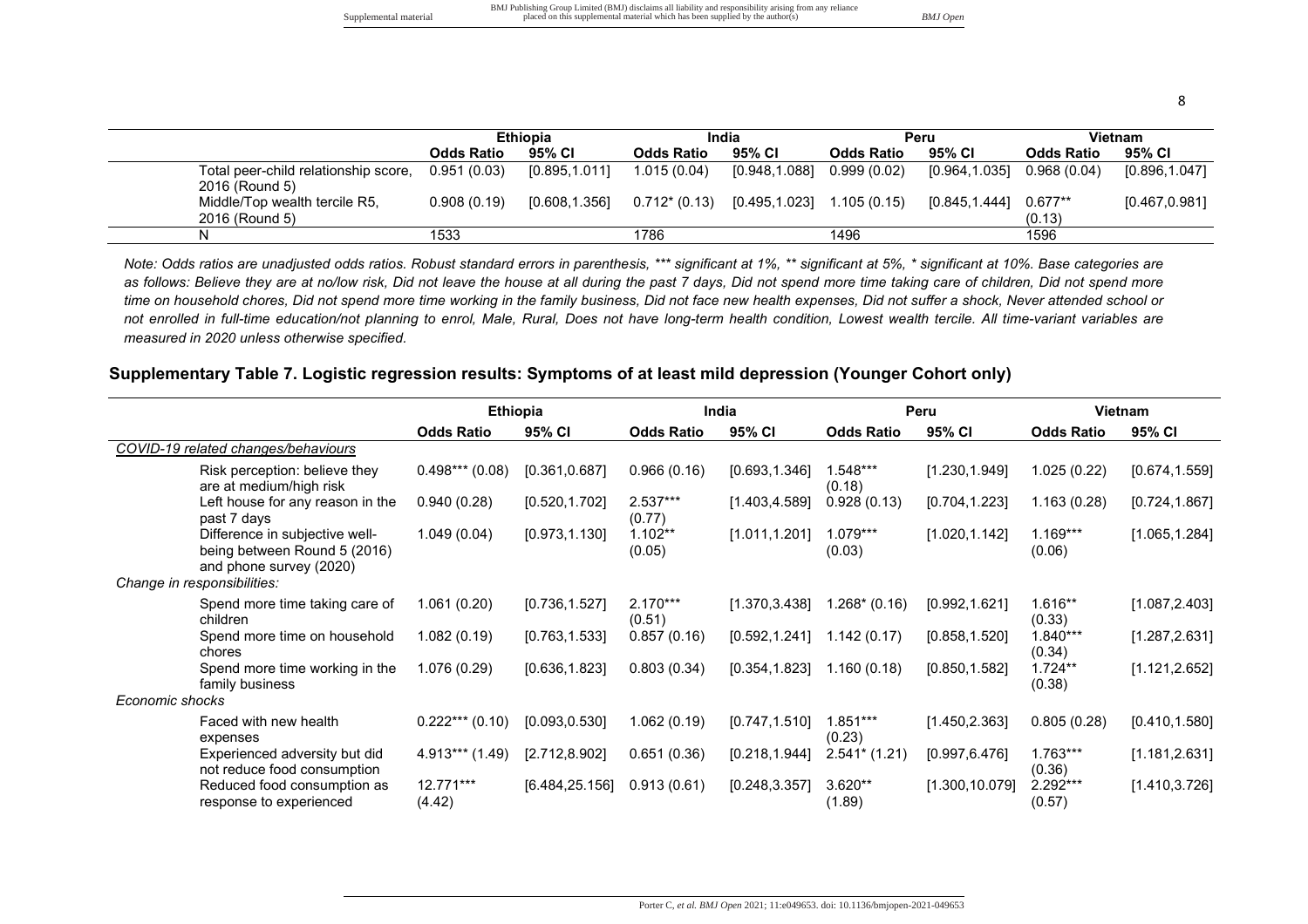| | Ethiopia | | India | | Peru | | Vietnam | |
|---|---|---|---|---|---|---|---|---|
| | **Odds Ratio** | **95% CI** | **Odds Ratio** | **95% CI** | **Odds Ratio** | **95% CI** | **Odds Ratio** | **95% CI** |
| Total peer-child relationship score, 2016 (Round 5) | 0.951 (0.03) | [0.895,1.011] | 1.015 (0.04) | [0.948,1.088] | 0.999 (0.02) | [0.964,1.035] | 0.968 (0.04) | [0.896,1.047] |
| Middle/Top wealth tercile R5, 2016 (Round 5) | 0.908 (0.19) | [0.608,1.356] | 0.712* (0.13) | [0.495,1.023] | 1.105 (0.15) | [0.845,1.444] | 0.677** (0.13) | [0.467,0.981] |
| N | 1533 | | 1786 | | 1496 | | 1596 | |

*Note: Odds ratios are unadjusted odds ratios. Robust standard errors in parenthesis, *** significant at 1%, ** significant at 5%, * significant at 10%. Base categories are as follows: Believe they are at no/low risk, Did not leave the house at all during the past 7 days, Did not spend more time taking care of children, Did not spend more time on household chores, Did not spend more time working in the family business, Did not face new health expenses, Did not suffer a shock, Never attended school or not enrolled in full-time education/not planning to enrol, Male, Rural, Does not have long-term health condition, Lowest wealth tercile. All time-variant variables are measured in 2020 unless otherwise specified.*

## Supplementary Table 7. Logistic regression results: Symptoms of at least mild depression (Younger Cohort only)

| | Ethiopia | | India | | Peru | | Vietnam | |
|---|---|---|---|---|---|---|---|---|
| | **Odds Ratio** | **95% CI** | **Odds Ratio** | **95% CI** | **Odds Ratio** | **95% CI** | **Odds Ratio** | **95% CI** |
| *COVID-19 related changes/behaviours* | | | | | | | | |
| Risk perception: believe they are at medium/high risk | 0.498*** (0.08) | [0.361,0.687] | 0.966 (0.16) | [0.693,1.346] | 1.548*** (0.18) | [1.230,1.949] | 1.025 (0.22) | [0.674,1.559] |
| Left house for any reason in the past 7 days | 0.940 (0.28) | [0.520,1.702] | 2.537*** (0.77) | [1.403,4.589] | 0.928 (0.13) | [0.704,1.223] | 1.163 (0.28) | [0.724,1.867] |
| Difference in subjective well-being between Round 5 (2016) and phone survey (2020) | 1.049 (0.04) | [0.973,1.130] | 1.102** (0.05) | [1.011,1.201] | 1.079*** (0.03) | [1.020,1.142] | 1.169*** (0.06) | [1.065,1.284] |
| *Change in responsibilities:* | | | | | | | | |
| Spend more time taking care of children | 1.061 (0.20) | [0.736,1.527] | 2.170*** (0.51) | [1.370,3.438] | 1.268* (0.16) | [0.992,1.621] | 1.616** (0.33) | [1.087,2.403] |
| Spend more time on household chores | 1.082 (0.19) | [0.763,1.533] | 0.857 (0.16) | [0.592,1.241] | 1.142 (0.17) | [0.858,1.520] | 1.840*** (0.34) | [1.287,2.631] |
| Spend more time working in the family business | 1.076 (0.29) | [0.636,1.823] | 0.803 (0.34) | [0.354,1.823] | 1.160 (0.18) | [0.850,1.582] | 1.724** (0.38) | [1.121,2.652] |
| *Economic shocks* | | | | | | | | |
| Faced with new health expenses | 0.222*** (0.10) | [0.093,0.530] | 1.062 (0.19) | [0.747,1.510] | 1.851*** (0.23) | [1.450,2.363] | 0.805 (0.28) | [0.410,1.580] |
| Experienced adversity but did not reduce food consumption | 4.913*** (1.49) | [2.712,8.902] | 0.651 (0.36) | [0.218,1.944] | 2.541* (1.21) | [0.997,6.476] | 1.763*** (0.36) | [1.181,2.631] |
| Reduced food consumption as response to experienced | 12.771*** (4.42) | [6.484,25.156] | 0.913 (0.61) | [0.248,3.357] | 3.620** (1.89) | [1.300,10.079] | 2.292*** (0.57) | [1.410,3.726] |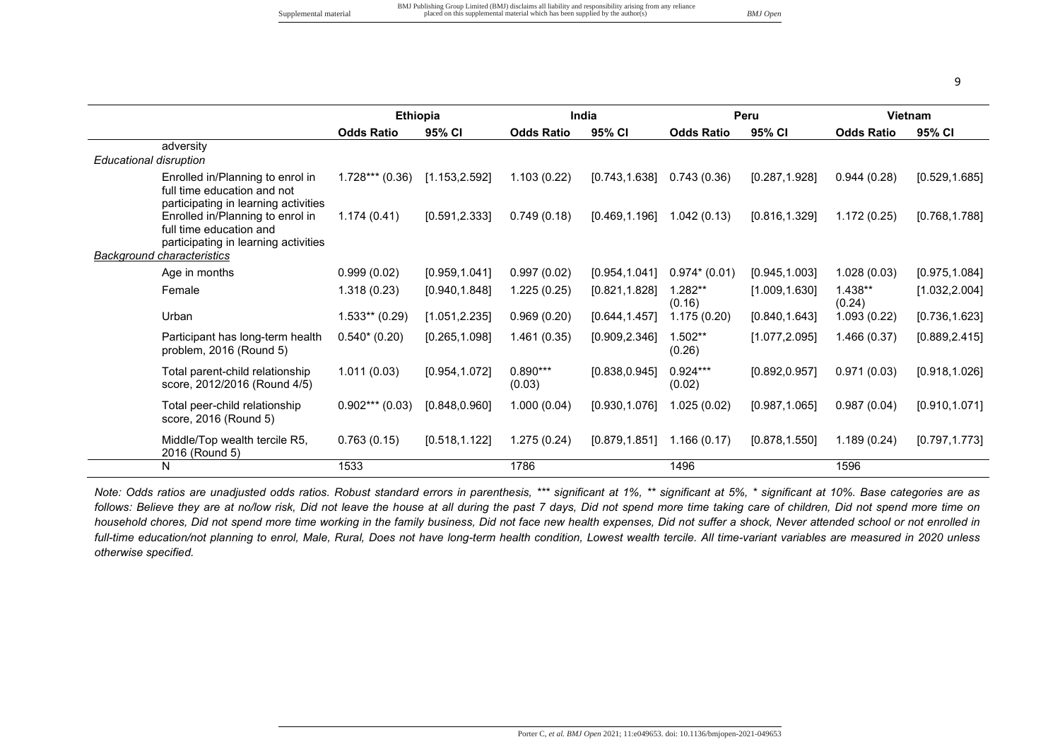| | Ethiopia | | India | | Peru | | Vietnam | |
|---|---|---|---|---|---|---|---|---|
| | **Odds Ratio** | **95% CI** | **Odds Ratio** | **95% CI** | **Odds Ratio** | **95% CI** | **Odds Ratio** | **95% CI** |
| adversity | | | | | | | | |
| *Educational disruption* | | | | | | | | |
| Enrolled in/Planning to enrol in full time education and not participating in learning activities | 1.728*** (0.36) | [1.153,2.592] | 1.103 (0.22) | [0.743,1.638] | 0.743 (0.36) | [0.287,1.928] | 0.944 (0.28) | [0.529,1.685] |
| Enrolled in/Planning to enrol in full time education and participating in learning activities | 1.174 (0.41) | [0.591,2.333] | 0.749 (0.18) | [0.469,1.196] | 1.042 (0.13) | [0.816,1.329] | 1.172 (0.25) | [0.768,1.788] |
| *Background characteristics* | | | | | | | | |
| Age in months | 0.999 (0.02) | [0.959,1.041] | 0.997 (0.02) | [0.954,1.041] | 0.974* (0.01) | [0.945,1.003] | 1.028 (0.03) | [0.975,1.084] |
| Female | 1.318 (0.23) | [0.940,1.848] | 1.225 (0.25) | [0.821,1.828] | 1.282** (0.16) | [1.009,1.630] | 1.438** (0.24) | [1.032,2.004] |
| Urban | 1.533** (0.29) | [1.051,2.235] | 0.969 (0.20) | [0.644,1.457] | 1.175 (0.20) | [0.840,1.643] | 1.093 (0.22) | [0.736,1.623] |
| Participant has long-term health problem, 2016 (Round 5) | 0.540* (0.20) | [0.265,1.098] | 1.461 (0.35) | [0.909,2.346] | 1.502** (0.26) | [1.077,2.095] | 1.466 (0.37) | [0.889,2.415] |
| Total parent-child relationship score, 2012/2016 (Round 4/5) | 1.011 (0.03) | [0.954,1.072] | 0.890*** (0.03) | [0.838,0.945] | 0.924*** (0.02) | [0.892,0.957] | 0.971 (0.03) | [0.918,1.026] |
| Total peer-child relationship score, 2016 (Round 5) | 0.902*** (0.03) | [0.848,0.960] | 1.000 (0.04) | [0.930,1.076] | 1.025 (0.02) | [0.987,1.065] | 0.987 (0.04) | [0.910,1.071] |
| Middle/Top wealth tercile R5, 2016 (Round 5) | 0.763 (0.15) | [0.518,1.122] | 1.275 (0.24) | [0.879,1.851] | 1.166 (0.17) | [0.878,1.550] | 1.189 (0.24) | [0.797,1.773] |
| N | 1533 | | 1786 | | 1496 | | 1596 | |

*Note: Odds ratios are unadjusted odds ratios. Robust standard errors in parenthesis, *** significant at 1%, ** significant at 5%, * significant at 10%. Base categories are as follows: Believe they are at no/low risk, Did not leave the house at all during the past 7 days, Did not spend more time taking care of children, Did not spend more time on household chores, Did not spend more time working in the family business, Did not face new health expenses, Did not suffer a shock, Never attended school or not enrolled in full-time education/not planning to enrol, Male, Rural, Does not have long-term health condition, Lowest wealth tercile. All time-variant variables are measured in 2020 unless otherwise specified.*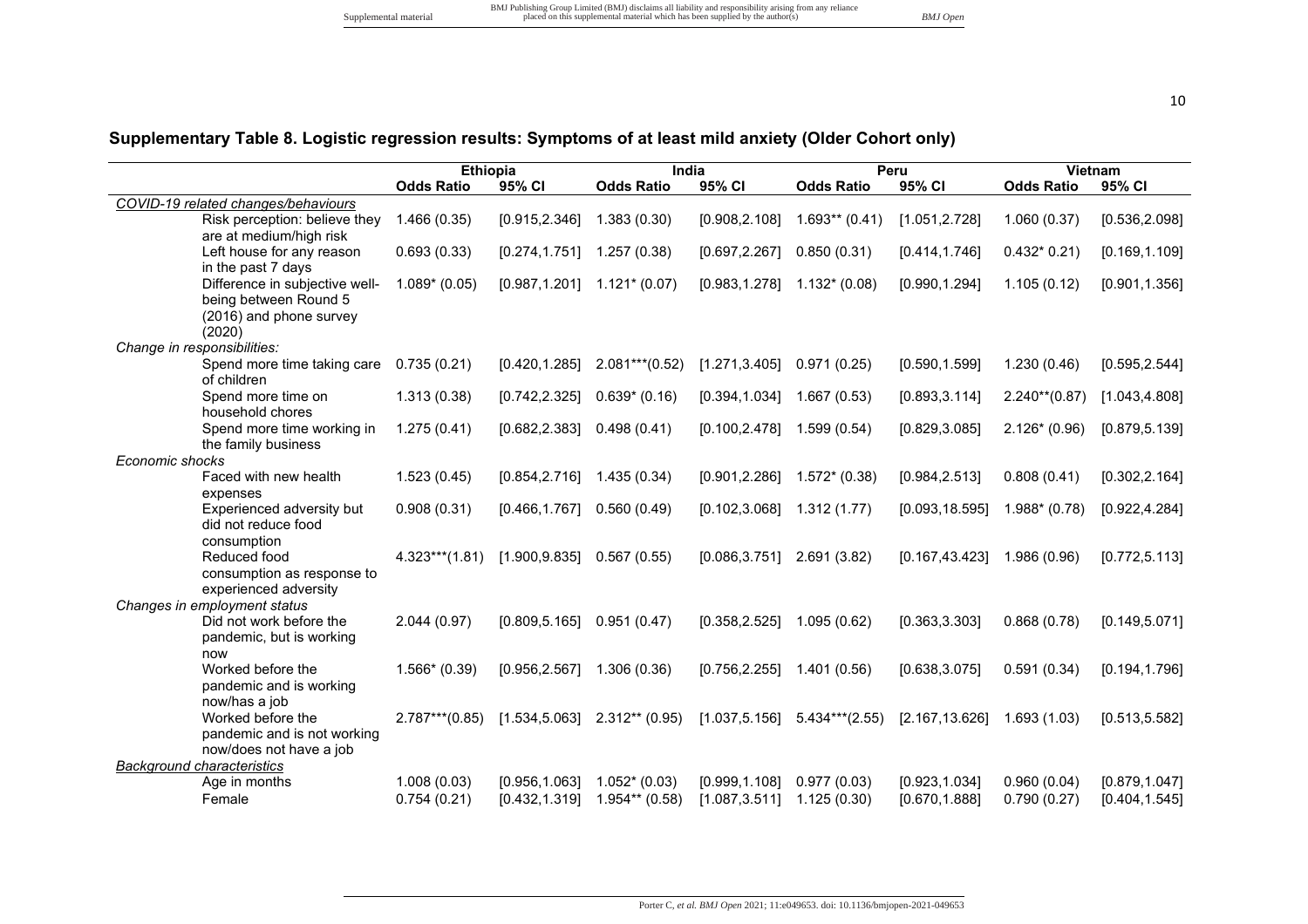## Supplementary Table 8. Logistic regression results: Symptoms of at least mild anxiety (Older Cohort only)

| | Ethiopia | | India | | Peru | | Vietnam | |
|---|---|---|---|---|---|---|---|---|
| | **Odds Ratio** | **95% CI** | **Odds Ratio** | **95% CI** | **Odds Ratio** | **95% CI** | **Odds Ratio** | **95% CI** |
| *COVID-19 related changes/behaviours* | | | | | | | | |
| Risk perception: believe they are at medium/high risk | 1.466 (0.35) | [0.915,2.346] | 1.383 (0.30) | [0.908,2.108] | 1.693** (0.41) | [1.051,2.728] | 1.060 (0.37) | [0.536,2.098] |
| Left house for any reason in the past 7 days | 0.693 (0.33) | [0.274,1.751] | 1.257 (0.38) | [0.697,2.267] | 0.850 (0.31) | [0.414,1.746] | 0.432* 0.21) | [0.169,1.109] |
| Difference in subjective well-being between Round 5 (2016) and phone survey (2020) | 1.089* (0.05) | [0.987,1.201] | 1.121* (0.07) | [0.983,1.278] | 1.132* (0.08) | [0.990,1.294] | 1.105 (0.12) | [0.901,1.356] |
| *Change in responsibilities:* | | | | | | | | |
| Spend more time taking care of children | 0.735 (0.21) | [0.420,1.285] | 2.081***(0.52) | [1.271,3.405] | 0.971 (0.25) | [0.590,1.599] | 1.230 (0.46) | [0.595,2.544] |
| Spend more time on household chores | 1.313 (0.38) | [0.742,2.325] | 0.639* (0.16) | [0.394,1.034] | 1.667 (0.53) | [0.893,3.114] | 2.240**(0.87) | [1.043,4.808] |
| Spend more time working in the family business | 1.275 (0.41) | [0.682,2.383] | 0.498 (0.41) | [0.100,2.478] | 1.599 (0.54) | [0.829,3.085] | 2.126* (0.96) | [0.879,5.139] |
| *Economic shocks* | | | | | | | | |
| Faced with new health expenses | 1.523 (0.45) | [0.854,2.716] | 1.435 (0.34) | [0.901,2.286] | 1.572* (0.38) | [0.984,2.513] | 0.808 (0.41) | [0.302,2.164] |
| Experienced adversity but did not reduce food consumption | 0.908 (0.31) | [0.466,1.767] | 0.560 (0.49) | [0.102,3.068] | 1.312 (1.77) | [0.093,18.595] | 1.988* (0.78) | [0.922,4.284] |
| Reduced food consumption as response to experienced adversity | 4.323***(1.81) | [1.900,9.835] | 0.567 (0.55) | [0.086,3.751] | 2.691 (3.82) | [0.167,43.423] | 1.986 (0.96) | [0.772,5.113] |
| *Changes in employment status* | | | | | | | | |
| Did not work before the pandemic, but is working now | 2.044 (0.97) | [0.809,5.165] | 0.951 (0.47) | [0.358,2.525] | 1.095 (0.62) | [0.363,3.303] | 0.868 (0.78) | [0.149,5.071] |
| Worked before the pandemic and is working now/has a job | 1.566* (0.39) | [0.956,2.567] | 1.306 (0.36) | [0.756,2.255] | 1.401 (0.56) | [0.638,3.075] | 0.591 (0.34) | [0.194,1.796] |
| Worked before the pandemic and is not working now/does not have a job | 2.787***(0.85) | [1.534,5.063] | 2.312** (0.95) | [1.037,5.156] | 5.434***(2.55) | [2.167,13.626] | 1.693 (1.03) | [0.513,5.582] |
| *Background characteristics* | | | | | | | | |
| Age in months | 1.008 (0.03) | [0.956,1.063] | 1.052* (0.03) | [0.999,1.108] | 0.977 (0.03) | [0.923,1.034] | 0.960 (0.04) | [0.879,1.047] |
| Female | 0.754 (0.21) | [0.432,1.319] | 1.954** (0.58) | [1.087,3.511] | 1.125 (0.30) | [0.670,1.888] | 0.790 (0.27) | [0.404,1.545] |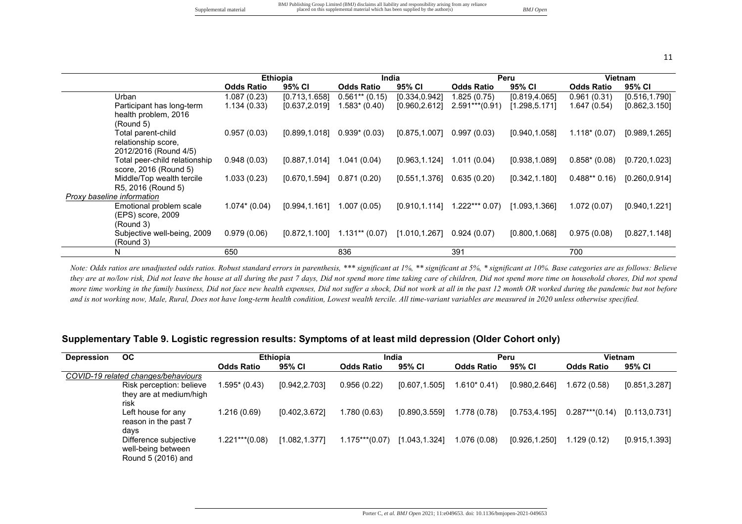| | Ethiopia | | India | | Peru | | Vietnam | |
|---|---|---|---|---|---|---|---|---|
| | **Odds Ratio** | **95% CI** | **Odds Ratio** | **95% CI** | **Odds Ratio** | **95% CI** | **Odds Ratio** | **95% CI** |
| Urban | 1.087 (0.23) | [0.713,1.658] | 0.561** (0.15) | [0.334,0.942] | 1.825 (0.75) | [0.819,4.065] | 0.961 (0.31) | [0.516,1.790] |
| Participant has long-term health problem, 2016 (Round 5) | 1.134 (0.33) | [0.637,2.019] | 1.583* (0.40) | [0.960,2.612] | 2.591***(0.91) | [1.298,5.171] | 1.647 (0.54) | [0.862,3.150] |
| Total parent-child relationship score, 2012/2016 (Round 4/5) | 0.957 (0.03) | [0.899,1.018] | 0.939* (0.03) | [0.875,1.007] | 0.997 (0.03) | [0.940,1.058] | 1.118* (0.07) | [0.989,1.265] |
| Total peer-child relationship score, 2016 (Round 5) | 0.948 (0.03) | [0.887,1.014] | 1.041 (0.04) | [0.963,1.124] | 1.011 (0.04) | [0.938,1.089] | 0.858* (0.08) | [0.720,1.023] |
| Middle/Top wealth tercile R5, 2016 (Round 5) | 1.033 (0.23) | [0.670,1.594] | 0.871 (0.20) | [0.551,1.376] | 0.635 (0.20) | [0.342,1.180] | 0.488** 0.16) | [0.260,0.914] |
| *Proxy baseline information* | | | | | | | | |
| Emotional problem scale (EPS) score, 2009 (Round 3) | 1.074* (0.04) | [0.994,1.161] | 1.007 (0.05) | [0.910,1.114] | 1.222*** 0.07) | [1.093,1.366] | 1.072 (0.07) | [0.940,1.221] |
| Subjective well-being, 2009 (Round 3) | 0.979 (0.06) | [0.872,1.100] | 1.131** (0.07) | [1.010,1.267] | 0.924 (0.07) | [0.800,1.068] | 0.975 (0.08) | [0.827,1.148] |
| N | 650 | | 836 | | 391 | | 700 | |

*Note: Odds ratios are unadjusted odds ratios. Robust standard errors in parenthesis, *** significant at 1%, ** significant at 5%, * significant at 10%. Base categories are as follows: Believe they are at no/low risk, Did not leave the house at all during the past 7 days, Did not spend more time taking care of children, Did not spend more time on household chores, Did not spend more time working in the family business, Did not face new health expenses, Did not suffer a shock, Did not work at all in the past 12 month OR worked during the pandemic but not before and is not working now, Male, Rural, Does not have long-term health condition, Lowest wealth tercile. All time-variant variables are measured in 2020 unless otherwise specified.*

## Supplementary Table 9. Logistic regression results: Symptoms of at least mild depression (Older Cohort only)

| Depression | OC | Ethiopia | | India | | Peru | | Vietnam | |
|---|---|---|---|---|---|---|---|---|---|
| | | **Odds Ratio** | **95% CI** | **Odds Ratio** | **95% CI** | **Odds Ratio** | **95% CI** | **Odds Ratio** | **95% CI** |
| *COVID-19 related changes/behaviours* | | | | | | | | | |
| | Risk perception: believe they are at medium/high risk | 1.595* (0.43) | [0.942,2.703] | 0.956 (0.22) | [0.607,1.505] | 1.610* 0.41) | [0.980,2.646] | 1.672 (0.58) | [0.851,3.287] |
| | Left house for any reason in the past 7 days | 1.216 (0.69) | [0.402,3.672] | 1.780 (0.63) | [0.890,3.559] | 1.778 (0.78) | [0.753,4.195] | 0.287***(0.14) | [0.113,0.731] |
| | Difference subjective well-being between Round 5 (2016) and | 1.221***(0.08) | [1.082,1.377] | 1.175***(0.07) | [1.043,1.324] | 1.076 (0.08) | [0.926,1.250] | 1.129 (0.12) | [0.915,1.393] |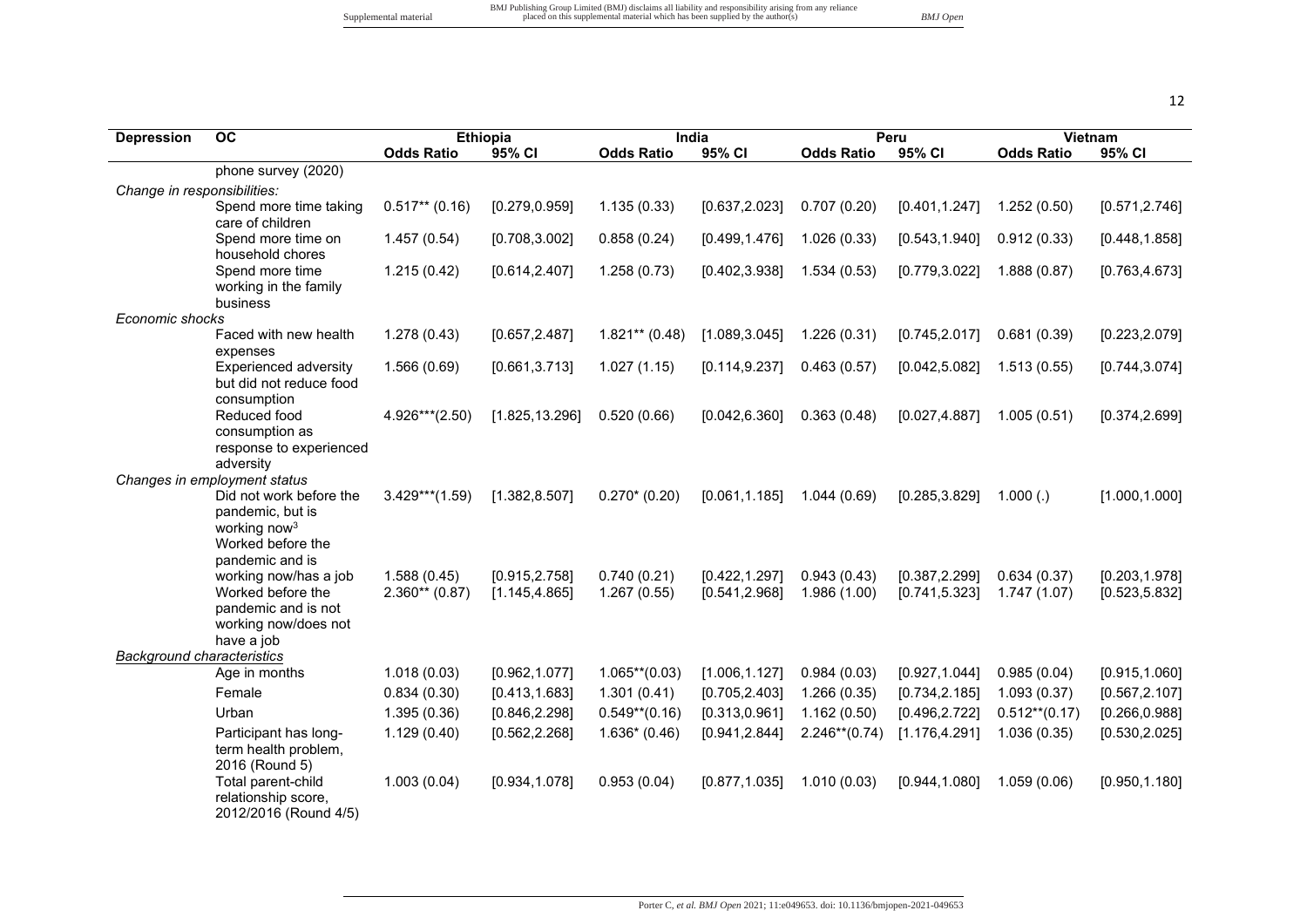| Depression | OC | Ethiopia | | India | | Peru | | Vietnam | |
|---|---|---|---|---|---|---|---|---|---|
| | | Odds Ratio | 95% CI | Odds Ratio | 95% CI | Odds Ratio | 95% CI | Odds Ratio | 95% CI |
| | phone survey (2020) | | | | | | | | |
| *Change in responsibilities:* | | | | | | | | | |
| | Spend more time taking care of children | 0.517** (0.16) | [0.279,0.959] | 1.135 (0.33) | [0.637,2.023] | 0.707 (0.20) | [0.401,1.247] | 1.252 (0.50) | [0.571,2.746] |
| | Spend more time on household chores | 1.457 (0.54) | [0.708,3.002] | 0.858 (0.24) | [0.499,1.476] | 1.026 (0.33) | [0.543,1.940] | 0.912 (0.33) | [0.448,1.858] |
| | Spend more time working in the family business | 1.215 (0.42) | [0.614,2.407] | 1.258 (0.73) | [0.402,3.938] | 1.534 (0.53) | [0.779,3.022] | 1.888 (0.87) | [0.763,4.673] |
| *Economic shocks* | | | | | | | | | |
| | Faced with new health expenses | 1.278 (0.43) | [0.657,2.487] | 1.821** (0.48) | [1.089,3.045] | 1.226 (0.31) | [0.745,2.017] | 0.681 (0.39) | [0.223,2.079] |
| | Experienced adversity but did not reduce food consumption | 1.566 (0.69) | [0.661,3.713] | 1.027 (1.15) | [0.114,9.237] | 0.463 (0.57) | [0.042,5.082] | 1.513 (0.55) | [0.744,3.074] |
| | Reduced food consumption as response to experienced adversity | 4.926***(2.50) | [1.825,13.296] | 0.520 (0.66) | [0.042,6.360] | 0.363 (0.48) | [0.027,4.887] | 1.005 (0.51) | [0.374,2.699] |
| *Changes in employment status* | | | | | | | | | |
| | Did not work before the pandemic, but is working now[3] | 3.429***(1.59) | [1.382,8.507] | 0.270* (0.20) | [0.061,1.185] | 1.044 (0.69) | [0.285,3.829] | 1.000 (.) | [1.000,1.000] |
| | Worked before the pandemic and is working now/has a job | 1.588 (0.45) | [0.915,2.758] | 0.740 (0.21) | [0.422,1.297] | 0.943 (0.43) | [0.387,2.299] | 0.634 (0.37) | [0.203,1.978] |
| | Worked before the pandemic and is not working now/does not have a job | 2.360** (0.87) | [1.145,4.865] | 1.267 (0.55) | [0.541,2.968] | 1.986 (1.00) | [0.741,5.323] | 1.747 (1.07) | [0.523,5.832] |
| *Background characteristics* | | | | | | | | | |
| | Age in months | 1.018 (0.03) | [0.962,1.077] | 1.065**(0.03) | [1.006,1.127] | 0.984 (0.03) | [0.927,1.044] | 0.985 (0.04) | [0.915,1.060] |
| | Female | 0.834 (0.30) | [0.413,1.683] | 1.301 (0.41) | [0.705,2.403] | 1.266 (0.35) | [0.734,2.185] | 1.093 (0.37) | [0.567,2.107] |
| | Urban | 1.395 (0.36) | [0.846,2.298] | 0.549**(0.16) | [0.313,0.961] | 1.162 (0.50) | [0.496,2.722] | 0.512**(0.17) | [0.266,0.988] |
| | Participant has long-term health problem, 2016 (Round 5) | 1.129 (0.40) | [0.562,2.268] | 1.636* (0.46) | [0.941,2.844] | 2.246**(0.74) | [1.176,4.291] | 1.036 (0.35) | [0.530,2.025] |
| | Total parent-child relationship score, 2012/2016 (Round 4/5) | 1.003 (0.04) | [0.934,1.078] | 0.953 (0.04) | [0.877,1.035] | 1.010 (0.03) | [0.944,1.080] | 1.059 (0.06) | [0.950,1.180] |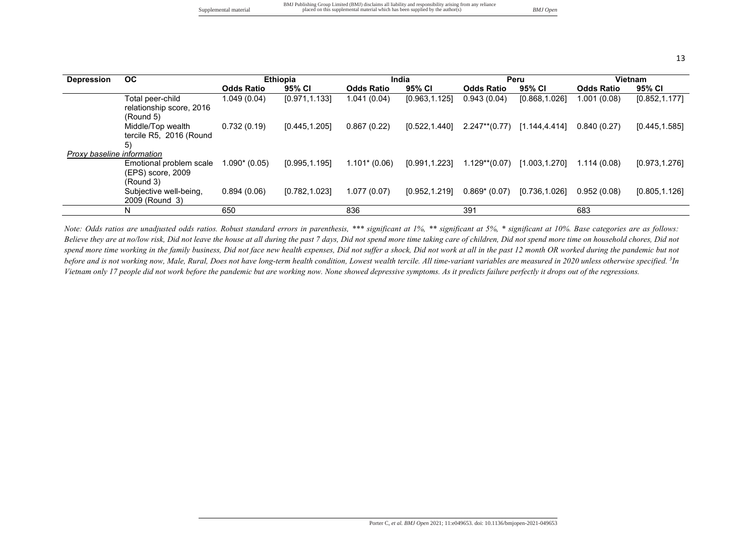| Depression | OC | Ethiopia | | India | | Peru | | Vietnam | |
|---|---|---|---|---|---|---|---|---|---|
| | | Odds Ratio | 95% CI | Odds Ratio | 95% CI | Odds Ratio | 95% CI | Odds Ratio | 95% CI |
| | Total peer-child relationship score, 2016 (Round 5) | 1.049 (0.04) | [0.971,1.133] | 1.041 (0.04) | [0.963,1.125] | 0.943 (0.04) | [0.868,1.026] | 1.001 (0.08) | [0.852,1.177] |
| | Middle/Top wealth tercile R5, 2016 (Round 5) | 0.732 (0.19) | [0.445,1.205] | 0.867 (0.22) | [0.522,1.440] | 2.247**(0.77) | [1.144,4.414] | 0.840 (0.27) | [0.445,1.585] |
| *Proxy baseline information* | | | | | | | | | |
| | Emotional problem scale (EPS) score, 2009 (Round 3) | 1.090* (0.05) | [0.995,1.195] | 1.101* (0.06) | [0.991,1.223] | 1.129**(0.07) | [1.003,1.270] | 1.114 (0.08) | [0.973,1.276] |
| | Subjective well-being, 2009 (Round 3) | 0.894 (0.06) | [0.782,1.023] | 1.077 (0.07) | [0.952,1.219] | 0.869* (0.07) | [0.736,1.026] | 0.952 (0.08) | [0.805,1.126] |
| | N | 650 | | 836 | | 391 | | 683 | |

*Note: Odds ratios are unadjusted odds ratios. Robust standard errors in parenthesis, *** significant at 1%, ** significant at 5%, * significant at 10%. Base categories are as follows: Believe they are at no/low risk, Did not leave the house at all during the past 7 days, Did not spend more time taking care of children, Did not spend more time on household chores, Did not spend more time working in the family business, Did not face new health expenses, Did not suffer a shock, Did not work at all in the past 12 month OR worked during the pandemic but not before and is not working now, Male, Rural, Does not have long-term health condition, Lowest wealth tercile. All time-variant variables are measured in 2020 unless otherwise specified. [3]In Vietnam only 17 people did not work before the pandemic but are working now. None showed depressive symptoms. As it predicts failure perfectly it drops out of the regressions.*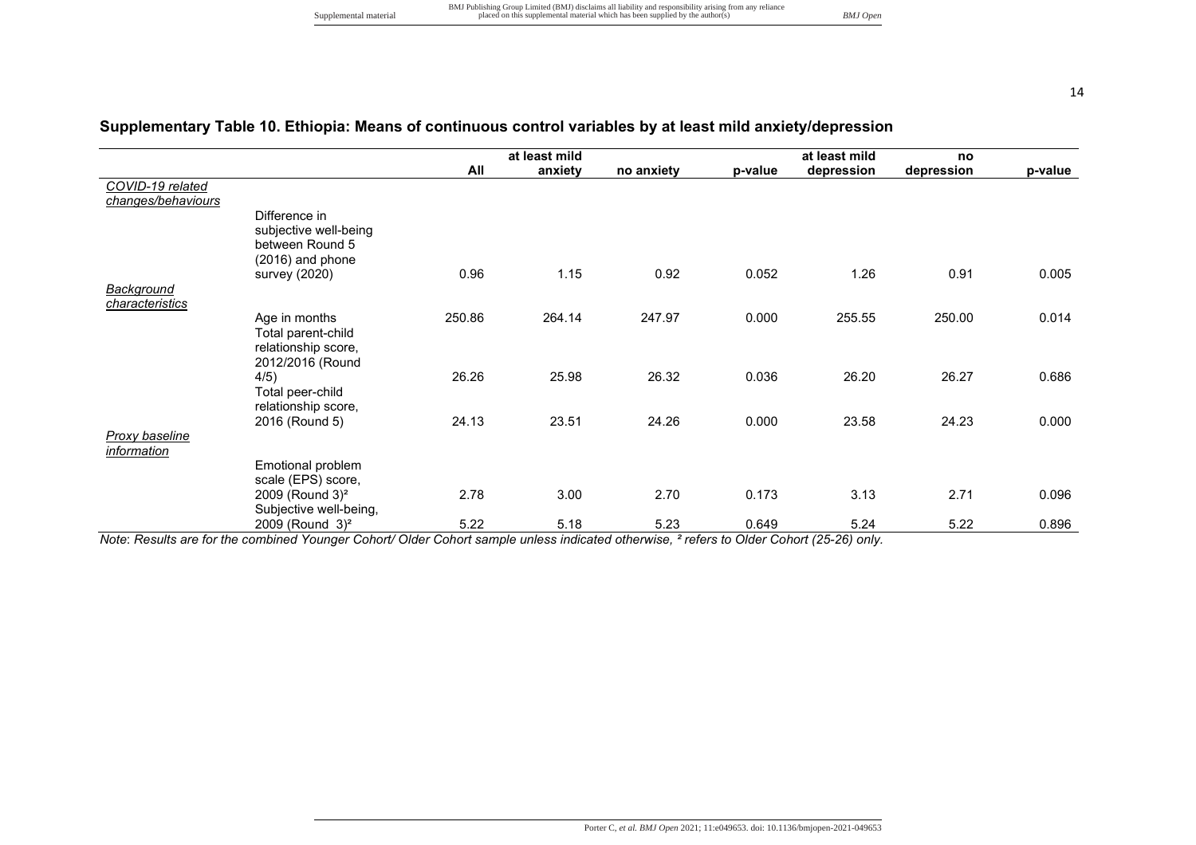## Supplementary Table 10. Ethiopia: Means of continuous control variables by at least mild anxiety/depression

| | | All | at least mild anxiety | no anxiety | p-value | at least mild depression | no depression | p-value |
|---|---|---|---|---|---|---|---|---|
| *COVID-19 related changes/behaviours* | | | | | | | | |
| | Difference in subjective well-being between Round 5 (2016) and phone survey (2020) | 0.96 | 1.15 | 0.92 | 0.052 | 1.26 | 0.91 | 0.005 |
| *Background characteristics* | | | | | | | | |
| | Age in months | 250.86 | 264.14 | 247.97 | 0.000 | 255.55 | 250.00 | 0.014 |
| | Total parent-child relationship score, 2012/2016 (Round 4/5) | 26.26 | 25.98 | 26.32 | 0.036 | 26.20 | 26.27 | 0.686 |
| | Total peer-child relationship score, 2016 (Round 5) | 24.13 | 23.51 | 24.26 | 0.000 | 23.58 | 24.23 | 0.000 |
| *Proxy baseline information* | | | | | | | | |
| | Emotional problem scale (EPS) score, 2009 (Round 3)² | 2.78 | 3.00 | 2.70 | 0.173 | 3.13 | 2.71 | 0.096 |
| | Subjective well-being, 2009 (Round 3)² | 5.22 | 5.18 | 5.23 | 0.649 | 5.24 | 5.22 | 0.896 |

*Note: Results are for the combined Younger Cohort/ Older Cohort sample unless indicated otherwise, ² refers to Older Cohort (25-26) only.*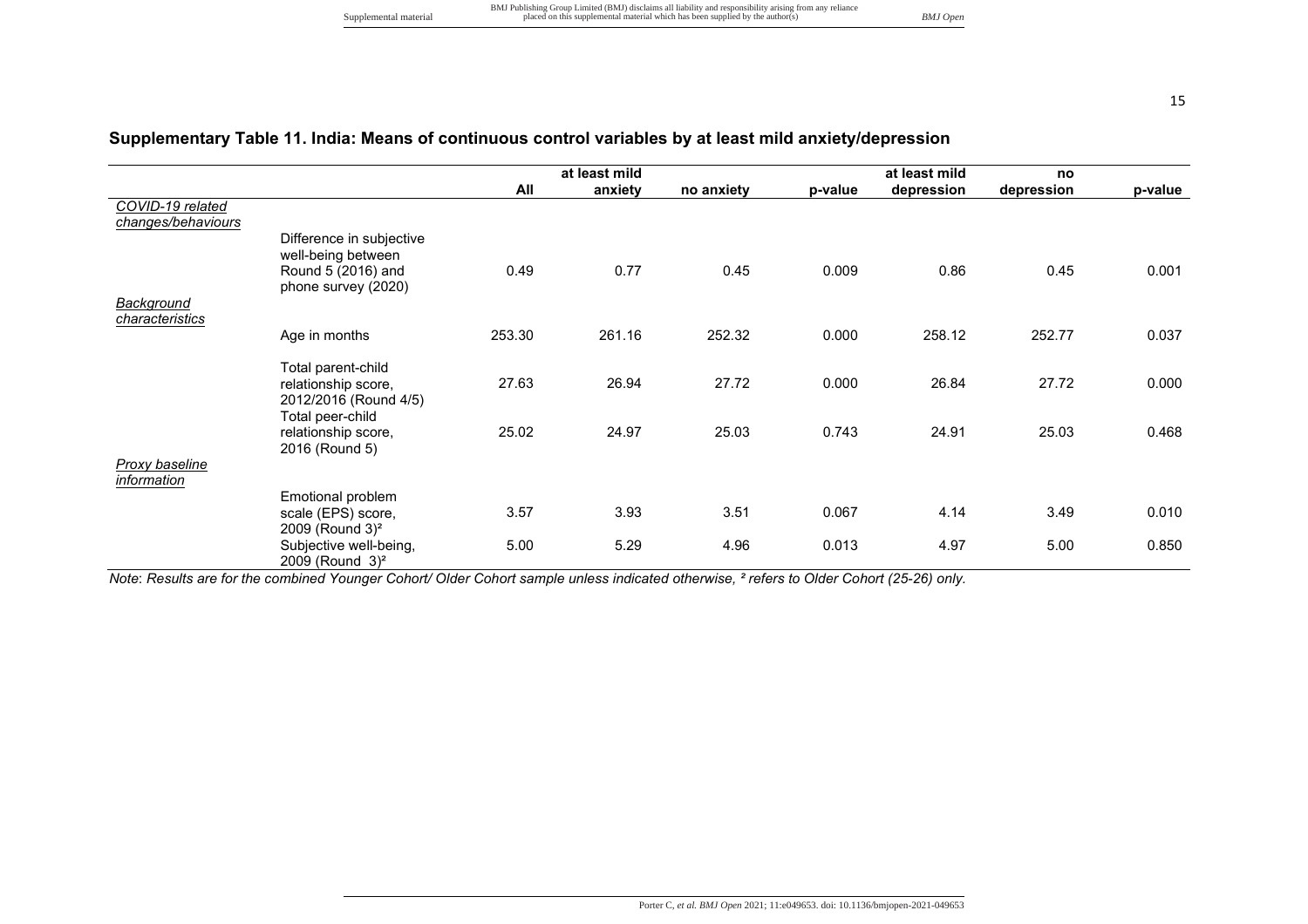## Supplementary Table 11. India: Means of continuous control variables by at least mild anxiety/depression

| | | All | at least mild anxiety | no anxiety | p-value | at least mild depression | no depression | p-value |
|---|---|---|---|---|---|---|---|---|
| *COVID-19 related changes/behaviours* | | | | | | | | |
| | Difference in subjective well-being between Round 5 (2016) and phone survey (2020) | 0.49 | 0.77 | 0.45 | 0.009 | 0.86 | 0.45 | 0.001 |
| *Background characteristics* | | | | | | | | |
| | Age in months | 253.30 | 261.16 | 252.32 | 0.000 | 258.12 | 252.77 | 0.037 |
| | Total parent-child relationship score, 2012/2016 (Round 4/5) | 27.63 | 26.94 | 27.72 | 0.000 | 26.84 | 27.72 | 0.000 |
| | Total peer-child relationship score, 2016 (Round 5) | 25.02 | 24.97 | 25.03 | 0.743 | 24.91 | 25.03 | 0.468 |
| *Proxy baseline information* | | | | | | | | |
| | Emotional problem scale (EPS) score, 2009 (Round 3)[²] | 3.57 | 3.93 | 3.51 | 0.067 | 4.14 | 3.49 | 0.010 |
| | Subjective well-being, 2009 (Round 3)[²] | 5.00 | 5.29 | 4.96 | 0.013 | 4.97 | 5.00 | 0.850 |

*Note*: *Results are for the combined Younger Cohort/ Older Cohort sample unless indicated otherwise, ² refers to Older Cohort (25-26) only.*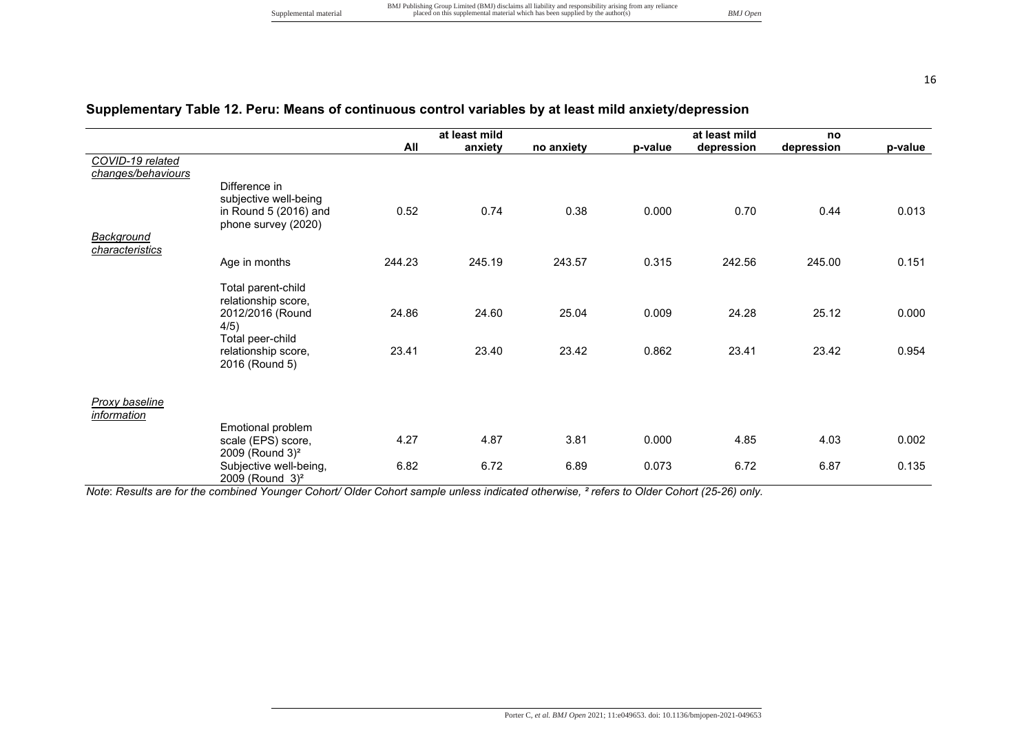## Supplementary Table 12. Peru: Means of continuous control variables by at least mild anxiety/depression

| | | All | at least mild anxiety | no anxiety | p-value | at least mild depression | no depression | p-value |
|---|---|---|---|---|---|---|---|---|
| *COVID-19 related changes/behaviours* | | | | | | | | |
| | Difference in subjective well-being in Round 5 (2016) and phone survey (2020) | 0.52 | 0.74 | 0.38 | 0.000 | 0.70 | 0.44 | 0.013 |
| *Background characteristics* | | | | | | | | |
| | Age in months | 244.23 | 245.19 | 243.57 | 0.315 | 242.56 | 245.00 | 0.151 |
| | Total parent-child relationship score, 2012/2016 (Round 4/5) | 24.86 | 24.60 | 25.04 | 0.009 | 24.28 | 25.12 | 0.000 |
| | Total peer-child relationship score, 2016 (Round 5) | 23.41 | 23.40 | 23.42 | 0.862 | 23.41 | 23.42 | 0.954 |
| *Proxy baseline information* | | | | | | | | |
| | Emotional problem scale (EPS) score, 2009 (Round 3)² | 4.27 | 4.87 | 3.81 | 0.000 | 4.85 | 4.03 | 0.002 |
| | Subjective well-being, 2009 (Round 3)² | 6.82 | 6.72 | 6.89 | 0.073 | 6.72 | 6.87 | 0.135 |

*Note: Results are for the combined Younger Cohort/ Older Cohort sample unless indicated otherwise, ² refers to Older Cohort (25-26) only.*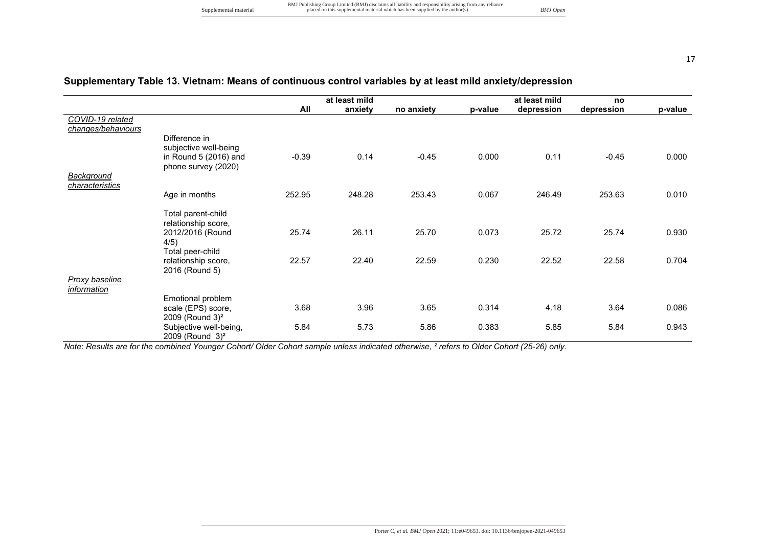## Supplementary Table 13. Vietnam: Means of continuous control variables by at least mild anxiety/depression

| | | All | at least mild anxiety | no anxiety | p-value | at least mild depression | no depression | p-value |
|---|---|---|---|---|---|---|---|---|
| *COVID-19 related changes/behaviours* | | | | | | | | |
| | Difference in subjective well-being in Round 5 (2016) and phone survey (2020) | -0.39 | 0.14 | -0.45 | 0.000 | 0.11 | -0.45 | 0.000 |
| *Background characteristics* | | | | | | | | |
| | Age in months | 252.95 | 248.28 | 253.43 | 0.067 | 246.49 | 253.63 | 0.010 |
| | Total parent-child relationship score, 2012/2016 (Round 4/5) | 25.74 | 26.11 | 25.70 | 0.073 | 25.72 | 25.74 | 0.930 |
| | Total peer-child relationship score, 2016 (Round 5) | 22.57 | 22.40 | 22.59 | 0.230 | 22.52 | 22.58 | 0.704 |
| *Proxy baseline information* | | | | | | | | |
| | Emotional problem scale (EPS) score, 2009 (Round 3)² | 3.68 | 3.96 | 3.65 | 0.314 | 4.18 | 3.64 | 0.086 |
| | Subjective well-being, 2009 (Round 3)² | 5.84 | 5.73 | 5.86 | 0.383 | 5.85 | 5.84 | 0.943 |

*Note*: *Results are for the combined Younger Cohort/ Older Cohort sample unless indicated otherwise, ² refers to Older Cohort (25-26) only.*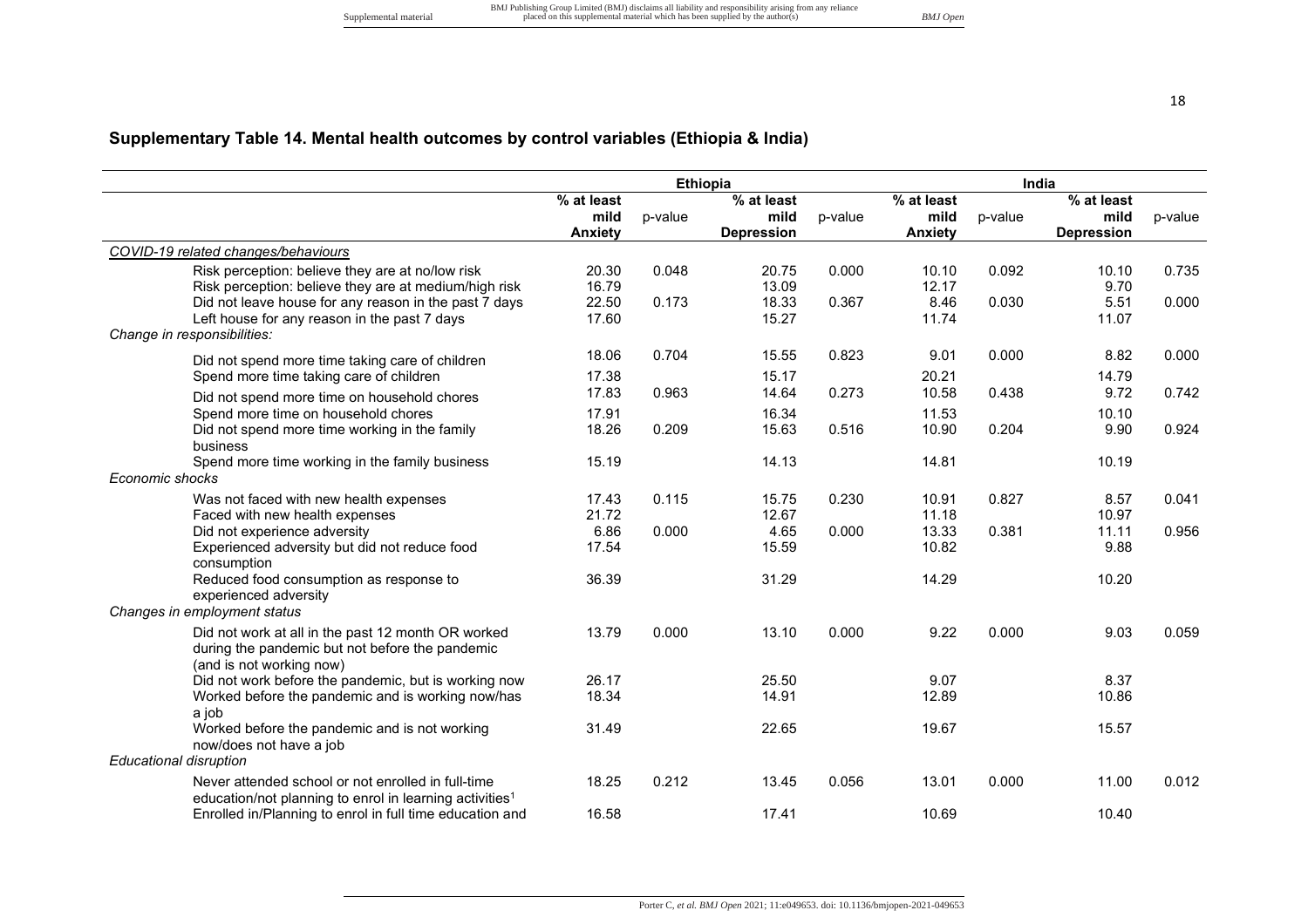## Supplementary Table 14. Mental health outcomes by control variables (Ethiopia & India)

| | Ethiopia | | | | India | | | |
|---|---|---|---|---|---|---|---|---|
| | % at least mild Anxiety | p-value | % at least mild Depression | p-value | % at least mild Anxiety | p-value | % at least mild Depression | p-value |
| *COVID-19 related changes/behaviours* | | | | | | | | |
| Risk perception: believe they are at no/low risk | 20.30 | 0.048 | 20.75 | 0.000 | 10.10 | 0.092 | 10.10 | 0.735 |
| Risk perception: believe they are at medium/high risk | 16.79 | | 13.09 | | 12.17 | | 9.70 | |
| Did not leave house for any reason in the past 7 days | 22.50 | 0.173 | 18.33 | 0.367 | 8.46 | 0.030 | 5.51 | 0.000 |
| Left house for any reason in the past 7 days | 17.60 | | 15.27 | | 11.74 | | 11.07 | |
| *Change in responsibilities:* | | | | | | | | |
| Did not spend more time taking care of children | 18.06 | 0.704 | 15.55 | 0.823 | 9.01 | 0.000 | 8.82 | 0.000 |
| Spend more time taking care of children | 17.38 | | 15.17 | | 20.21 | | 14.79 | |
| Did not spend more time on household chores | 17.83 | 0.963 | 14.64 | 0.273 | 10.58 | 0.438 | 9.72 | 0.742 |
| Spend more time on household chores | 17.91 | | 16.34 | | 11.53 | | 10.10 | |
| Did not spend more time working in the family business | 18.26 | 0.209 | 15.63 | 0.516 | 10.90 | 0.204 | 9.90 | 0.924 |
| Spend more time working in the family business | 15.19 | | 14.13 | | 14.81 | | 10.19 | |
| *Economic shocks* | | | | | | | | |
| Was not faced with new health expenses | 17.43 | 0.115 | 15.75 | 0.230 | 10.91 | 0.827 | 8.57 | 0.041 |
| Faced with new health expenses | 21.72 | | 12.67 | | 11.18 | | 10.97 | |
| Did not experience adversity | 6.86 | 0.000 | 4.65 | 0.000 | 13.33 | 0.381 | 11.11 | 0.956 |
| Experienced adversity but did not reduce food consumption | 17.54 | | 15.59 | | 10.82 | | 9.88 | |
| Reduced food consumption as response to experienced adversity | 36.39 | | 31.29 | | 14.29 | | 10.20 | |
| *Changes in employment status* | | | | | | | | |
| Did not work at all in the past 12 month OR worked during the pandemic but not before the pandemic (and is not working now) | 13.79 | 0.000 | 13.10 | 0.000 | 9.22 | 0.000 | 9.03 | 0.059 |
| Did not work before the pandemic, but is working now | 26.17 | | 25.50 | | 9.07 | | 8.37 | |
| Worked before the pandemic and is working now/has a job | 18.34 | | 14.91 | | 12.89 | | 10.86 | |
| Worked before the pandemic and is not working now/does not have a job | 31.49 | | 22.65 | | 19.67 | | 15.57 | |
| *Educational disruption* | | | | | | | | |
| Never attended school or not enrolled in full-time education/not planning to enrol in learning activities[1] | 18.25 | 0.212 | 13.45 | 0.056 | 13.01 | 0.000 | 11.00 | 0.012 |
| Enrolled in/Planning to enrol in full time education and | 16.58 | | 17.41 | | 10.69 | | 10.40 | |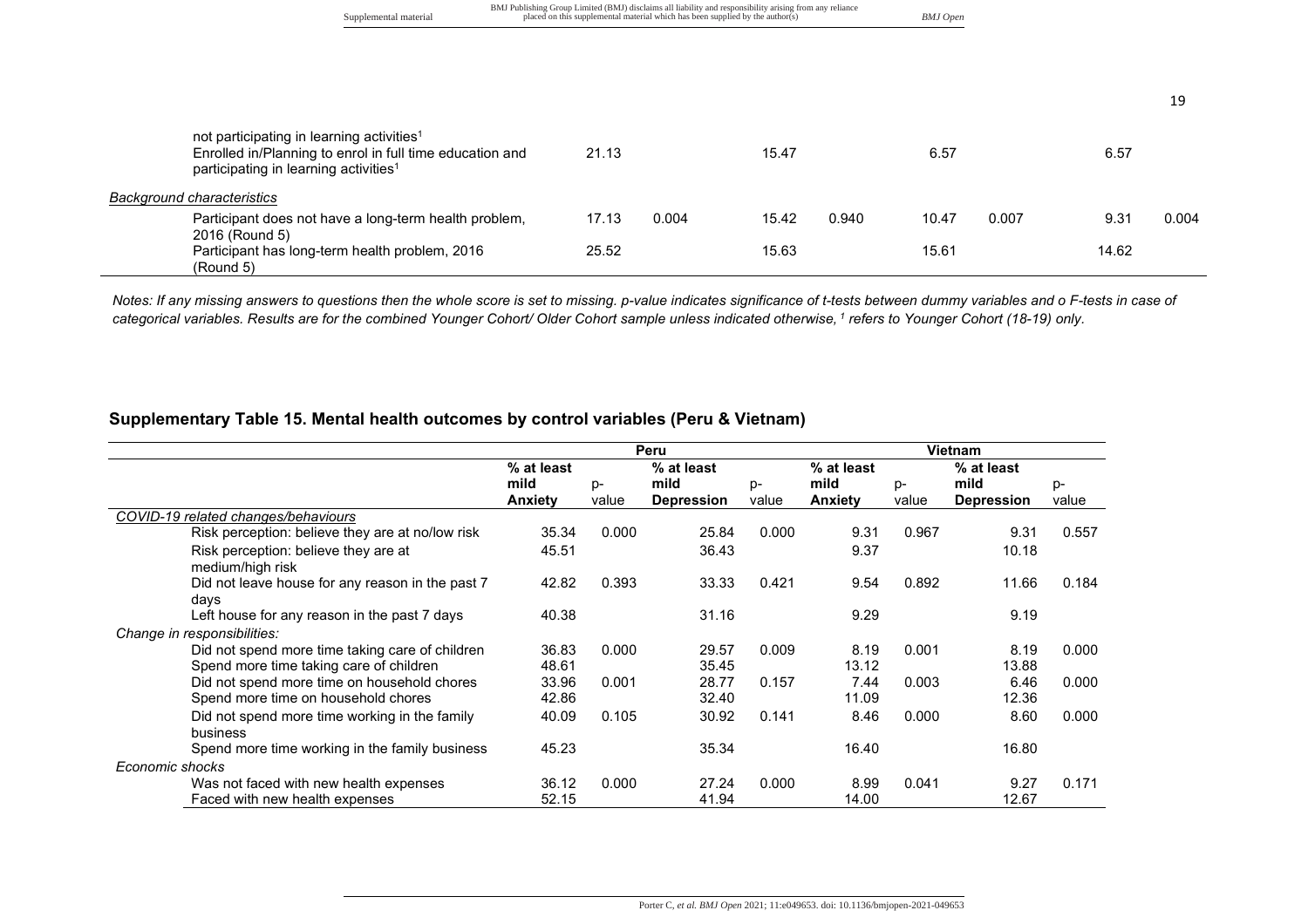| | | | | | | | | |
|---|---|---|---|---|---|---|---|---|
| not participating in learning activities[1] | | | | | | | | |
| Enrolled in/Planning to enrol in full time education and participating in learning activities[1] | 21.13 | | 15.47 | | 6.57 | | 6.57 | |
| *Background characteristics* | | | | | | | | |
| Participant does not have a long-term health problem, 2016 (Round 5) | 17.13 | 0.004 | 15.42 | 0.940 | 10.47 | 0.007 | 9.31 | 0.004 |
| Participant has long-term health problem, 2016 (Round 5) | 25.52 | | 15.63 | | 15.61 | | 14.62 | |

*Notes: If any missing answers to questions then the whole score is set to missing. p-value indicates significance of t-tests between dummy variables and o F-tests in case of categorical variables. Results are for the combined Younger Cohort/ Older Cohort sample unless indicated otherwise, [1] refers to Younger Cohort (18-19) only.*

## Supplementary Table 15. Mental health outcomes by control variables (Peru & Vietnam)

| | Peru | | | | Vietnam | | | |
|---|---|---|---|---|---|---|---|---|
| | % at least mild Anxiety | p-value | % at least mild Depression | p-value | % at least mild Anxiety | p-value | % at least mild Depression | p-value |
| *COVID-19 related changes/behaviours* | | | | | | | | |
| Risk perception: believe they are at no/low risk | 35.34 | 0.000 | 25.84 | 0.000 | 9.31 | 0.967 | 9.31 | 0.557 |
| Risk perception: believe they are at medium/high risk | 45.51 | | 36.43 | | 9.37 | | 10.18 | |
| Did not leave house for any reason in the past 7 days | 42.82 | 0.393 | 33.33 | 0.421 | 9.54 | 0.892 | 11.66 | 0.184 |
| Left house for any reason in the past 7 days | 40.38 | | 31.16 | | 9.29 | | 9.19 | |
| *Change in responsibilities:* | | | | | | | | |
| Did not spend more time taking care of children | 36.83 | 0.000 | 29.57 | 0.009 | 8.19 | 0.001 | 8.19 | 0.000 |
| Spend more time taking care of children | 48.61 | | 35.45 | | 13.12 | | 13.88 | |
| Did not spend more time on household chores | 33.96 | 0.001 | 28.77 | 0.157 | 7.44 | 0.003 | 6.46 | 0.000 |
| Spend more time on household chores | 42.86 | | 32.40 | | 11.09 | | 12.36 | |
| Did not spend more time working in the family business | 40.09 | 0.105 | 30.92 | 0.141 | 8.46 | 0.000 | 8.60 | 0.000 |
| Spend more time working in the family business | 45.23 | | 35.34 | | 16.40 | | 16.80 | |
| *Economic shocks* | | | | | | | | |
| Was not faced with new health expenses | 36.12 | 0.000 | 27.24 | 0.000 | 8.99 | 0.041 | 9.27 | 0.171 |
| Faced with new health expenses | 52.15 | | 41.94 | | 14.00 | | 12.67 | |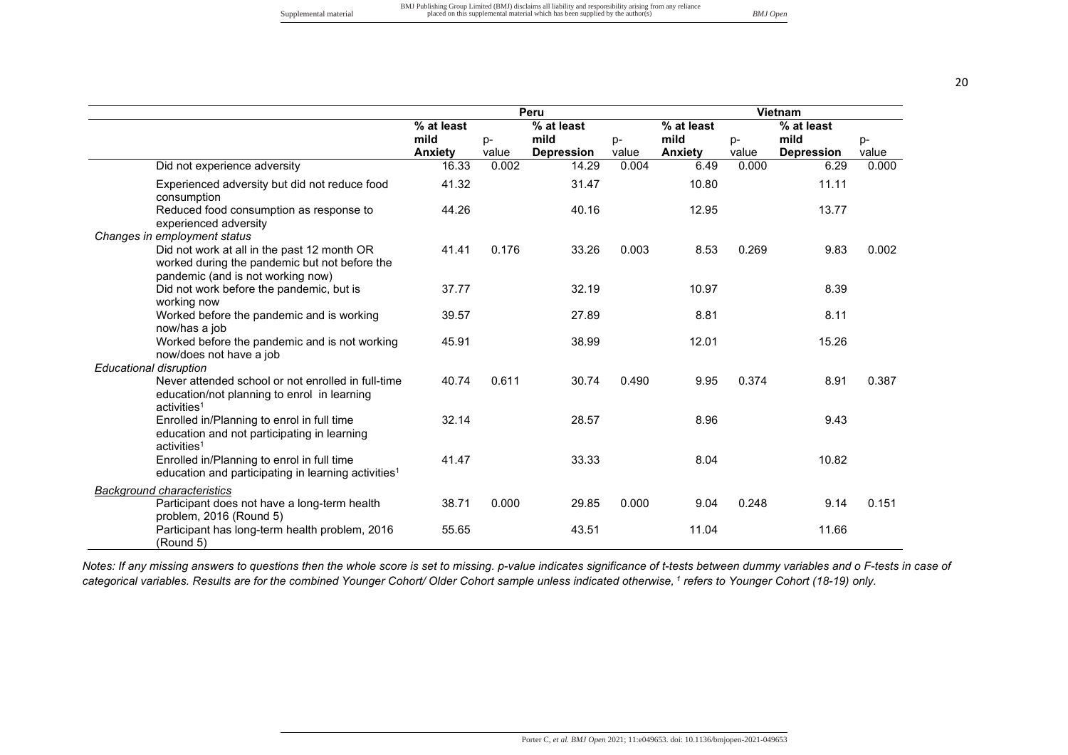| | Peru | | | | Vietnam | | | |
|---|---|---|---|---|---|---|---|---|
| | % at least mild Anxiety | p-value | % at least mild Depression | p-value | % at least mild Anxiety | p-value | % at least mild Depression | p-value |
| Did not experience adversity | 16.33 | 0.002 | 14.29 | 0.004 | 6.49 | 0.000 | 6.29 | 0.000 |
| Experienced adversity but did not reduce food consumption | 41.32 | | 31.47 | | 10.80 | | 11.11 | |
| Reduced food consumption as response to experienced adversity | 44.26 | | 40.16 | | 12.95 | | 13.77 | |
| *Changes in employment status* | | | | | | | | |
| Did not work at all in the past 12 month OR worked during the pandemic but not before the pandemic (and is not working now) | 41.41 | 0.176 | 33.26 | 0.003 | 8.53 | 0.269 | 9.83 | 0.002 |
| Did not work before the pandemic, but is working now | 37.77 | | 32.19 | | 10.97 | | 8.39 | |
| Worked before the pandemic and is working now/has a job | 39.57 | | 27.89 | | 8.81 | | 8.11 | |
| Worked before the pandemic and is not working now/does not have a job | 45.91 | | 38.99 | | 12.01 | | 15.26 | |
| *Educational disruption* | | | | | | | | |
| Never attended school or not enrolled in full-time education/not planning to enrol in learning activities[1] | 40.74 | 0.611 | 30.74 | 0.490 | 9.95 | 0.374 | 8.91 | 0.387 |
| Enrolled in/Planning to enrol in full time education and not participating in learning activities[1] | 32.14 | | 28.57 | | 8.96 | | 9.43 | |
| Enrolled in/Planning to enrol in full time education and participating in learning activities[1] | 41.47 | | 33.33 | | 8.04 | | 10.82 | |
| *Background characteristics* | | | | | | | | |
| Participant does not have a long-term health problem, 2016 (Round 5) | 38.71 | 0.000 | 29.85 | 0.000 | 9.04 | 0.248 | 9.14 | 0.151 |
| Participant has long-term health problem, 2016 (Round 5) | 55.65 | | 43.51 | | 11.04 | | 11.66 | |

*Notes: If any missing answers to questions then the whole score is set to missing. p-value indicates significance of t-tests between dummy variables and o F-tests in case of categorical variables. Results are for the combined Younger Cohort/ Older Cohort sample unless indicated otherwise, [1] refers to Younger Cohort (18-19) only.*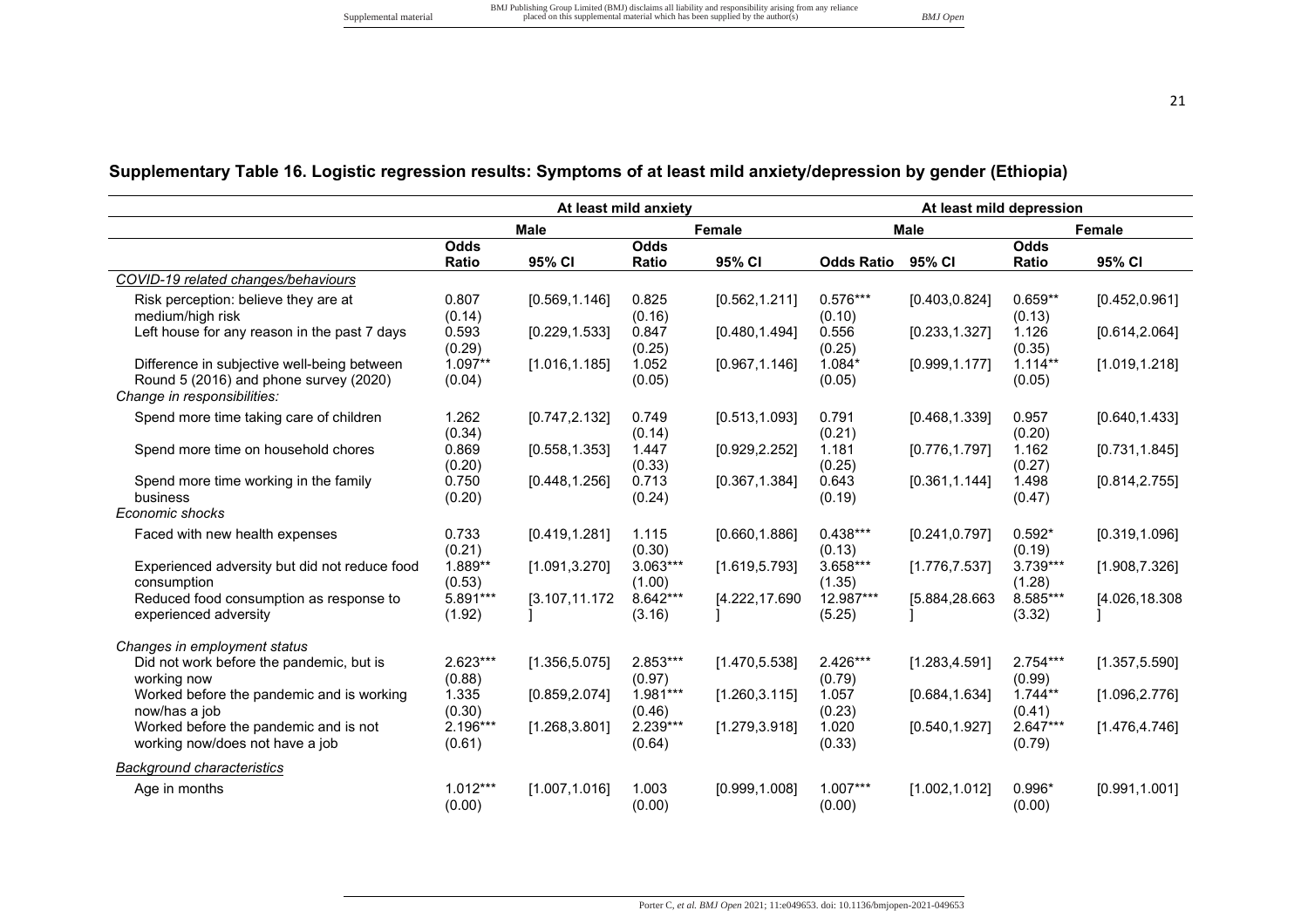## Supplementary Table 16. Logistic regression results: Symptoms of at least mild anxiety/depression by gender (Ethiopia)

| | At least mild anxiety | | | | At least mild depression | | | |
|---|---|---|---|---|---|---|---|---|
| | Male | | Female | | Male | | Female | |
| | Odds Ratio | 95% CI | Odds Ratio | 95% CI | Odds Ratio | 95% CI | Odds Ratio | 95% CI |
| *COVID-19 related changes/behaviours* | | | | | | | | |
| Risk perception: believe they are at medium/high risk | 0.807 (0.14) | [0.569,1.146] | 0.825 (0.16) | [0.562,1.211] | 0.576*** (0.10) | [0.403,0.824] | 0.659** (0.13) | [0.452,0.961] |
| Left house for any reason in the past 7 days | 0.593 (0.29) | [0.229,1.533] | 0.847 (0.25) | [0.480,1.494] | 0.556 (0.25) | [0.233,1.327] | 1.126 (0.35) | [0.614,2.064] |
| Difference in subjective well-being between Round 5 (2016) and phone survey (2020) | 1.097** (0.04) | [1.016,1.185] | 1.052 (0.05) | [0.967,1.146] | 1.084* (0.05) | [0.999,1.177] | 1.114** (0.05) | [1.019,1.218] |
| *Change in responsibilities:* | | | | | | | | |
| Spend more time taking care of children | 1.262 (0.34) | [0.747,2.132] | 0.749 (0.14) | [0.513,1.093] | 0.791 (0.21) | [0.468,1.339] | 0.957 (0.20) | [0.640,1.433] |
| Spend more time on household chores | 0.869 (0.20) | [0.558,1.353] | 1.447 (0.33) | [0.929,2.252] | 1.181 (0.25) | [0.776,1.797] | 1.162 (0.27) | [0.731,1.845] |
| Spend more time working in the family business | 0.750 (0.20) | [0.448,1.256] | 0.713 (0.24) | [0.367,1.384] | 0.643 (0.19) | [0.361,1.144] | 1.498 (0.47) | [0.814,2.755] |
| *Economic shocks* | | | | | | | | |
| Faced with new health expenses | 0.733 (0.21) | [0.419,1.281] | 1.115 (0.30) | [0.660,1.886] | 0.438*** (0.13) | [0.241,0.797] | 0.592* (0.19) | [0.319,1.096] |
| Experienced adversity but did not reduce food consumption | 1.889** (0.53) | [1.091,3.270] | 3.063*** (1.00) | [1.619,5.793] | 3.658*** (1.35) | [1.776,7.537] | 3.739*** (1.28) | [1.908,7.326] |
| Reduced food consumption as response to experienced adversity | 5.891*** (1.92) | [3.107,11.172] | 8.642*** (3.16) | [4.222,17.690] | 12.987*** (5.25) | [5.884,28.663] | 8.585*** (3.32) | [4.026,18.308] |
| *Changes in employment status* | | | | | | | | |
| Did not work before the pandemic, but is working now | 2.623*** (0.88) | [1.356,5.075] | 2.853*** (0.97) | [1.470,5.538] | 2.426*** (0.79) | [1.283,4.591] | 2.754*** (0.99) | [1.357,5.590] |
| Worked before the pandemic and is working now/has a job | 1.335 (0.30) | [0.859,2.074] | 1.981*** (0.46) | [1.260,3.115] | 1.057 (0.23) | [0.684,1.634] | 1.744** (0.41) | [1.096,2.776] |
| Worked before the pandemic and is not working now/does not have a job | 2.196*** (0.61) | [1.268,3.801] | 2.239*** (0.64) | [1.279,3.918] | 1.020 (0.33) | [0.540,1.927] | 2.647*** (0.79) | [1.476,4.746] |
| *Background characteristics* | | | | | | | | |
| Age in months | 1.012*** (0.00) | [1.007,1.016] | 1.003 (0.00) | [0.999,1.008] | 1.007*** (0.00) | [1.002,1.012] | 0.996* (0.00) | [0.991,1.001] |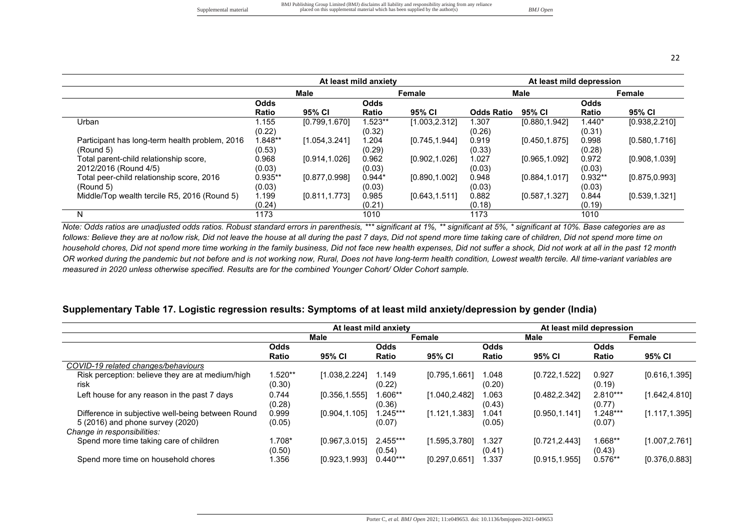| | At least mild anxiety | | | | At least mild depression | | | |
|---|---|---|---|---|---|---|---|---|
| | Male | | Female | | Male | | Female | |
| | Odds Ratio | 95% CI | Odds Ratio | 95% CI | Odds Ratio | 95% CI | Odds Ratio | 95% CI |
| Urban | 1.155 (0.22) | [0.799,1.670] | 1.523** (0.32) | [1.003,2.312] | 1.307 (0.26) | [0.880,1.942] | 1.440* (0.31) | [0.938,2.210] |
| Participant has long-term health problem, 2016 (Round 5) | 1.848** (0.53) | [1.054,3.241] | 1.204 (0.29) | [0.745,1.944] | 0.919 (0.33) | [0.450,1.875] | 0.998 (0.28) | [0.580,1.716] |
| Total parent-child relationship score, 2012/2016 (Round 4/5) | 0.968 (0.03) | [0.914,1.026] | 0.962 (0.03) | [0.902,1.026] | 1.027 (0.03) | [0.965,1.092] | 0.972 (0.03) | [0.908,1.039] |
| Total peer-child relationship score, 2016 (Round 5) | 0.935** (0.03) | [0.877,0.998] | 0.944* (0.03) | [0.890,1.002] | 0.948 (0.03) | [0.884,1.017] | 0.932** (0.03) | [0.875,0.993] |
| Middle/Top wealth tercile R5, 2016 (Round 5) | 1.199 (0.24) | [0.811,1.773] | 0.985 (0.21) | [0.643,1.511] | 0.882 (0.18) | [0.587,1.327] | 0.844 (0.19) | [0.539,1.321] |
| N | 1173 | | 1010 | | 1173 | | 1010 | |

*Note: Odds ratios are unadjusted odds ratios. Robust standard errors in parenthesis, *** significant at 1%, ** significant at 5%, * significant at 10%. Base categories are as follows: Believe they are at no/low risk, Did not leave the house at all during the past 7 days, Did not spend more time taking care of children, Did not spend more time on household chores, Did not spend more time working in the family business, Did not face new health expenses, Did not suffer a shock, Did not work at all in the past 12 month OR worked during the pandemic but not before and is not working now, Rural, Does not have long-term health condition, Lowest wealth tercile. All time-variant variables are measured in 2020 unless otherwise specified. Results are for the combined Younger Cohort/ Older Cohort sample.*

## Supplementary Table 17. Logistic regression results: Symptoms of at least mild anxiety/depression by gender (India)

| | At least mild anxiety | | | | At least mild depression | | | |
|---|---|---|---|---|---|---|---|---|
| | Male | | Female | | Male | | Female | |
| | Odds Ratio | 95% CI | Odds Ratio | 95% CI | Odds Ratio | 95% CI | Odds Ratio | 95% CI |
| *COVID-19 related changes/behaviours* | | | | | | | | |
| Risk perception: believe they are at medium/high risk | 1.520** (0.30) | [1.038,2.224] | 1.149 (0.22) | [0.795,1.661] | 1.048 (0.20) | [0.722,1.522] | 0.927 (0.19) | [0.616,1.395] |
| Left house for any reason in the past 7 days | 0.744 (0.28) | [0.356,1.555] | 1.606** (0.36) | [1.040,2.482] | 1.063 (0.43) | [0.482,2.342] | 2.810*** (0.77) | [1.642,4.810] |
| Difference in subjective well-being between Round 5 (2016) and phone survey (2020) | 0.999 (0.05) | [0.904,1.105] | 1.245*** (0.07) | [1.121,1.383] | 1.041 (0.05) | [0.950,1.141] | 1.248*** (0.07) | [1.117,1.395] |
| *Change in responsibilities:* | | | | | | | | |
| Spend more time taking care of children | 1.708* (0.50) | [0.967,3.015] | 2.455*** (0.54) | [1.595,3.780] | 1.327 (0.41) | [0.721,2.443] | 1.668** (0.43) | [1.007,2.761] |
| Spend more time on household chores | 1.356 | [0.923,1.993] | 0.440*** | [0.297,0.651] | 1.337 | [0.915,1.955] | 0.576** | [0.376,0.883] |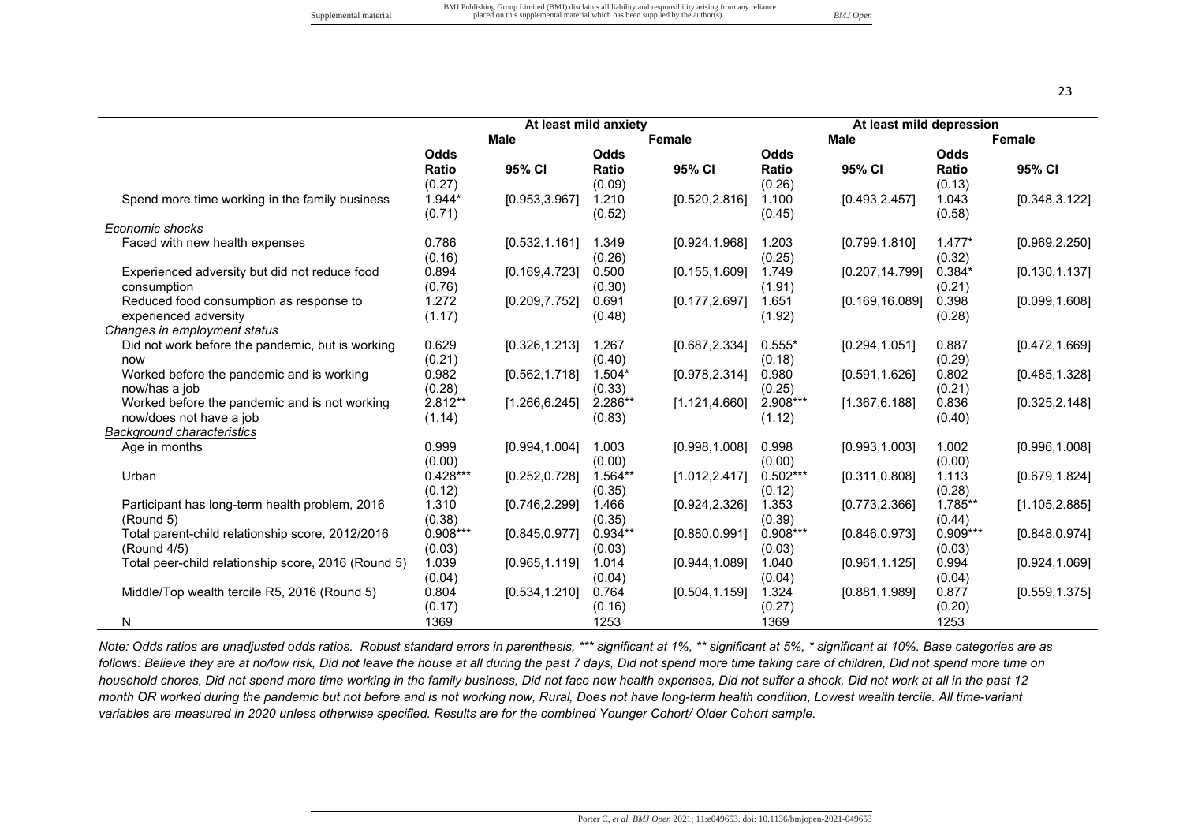| | At least mild anxiety | | | | At least mild depression | | | |
|---|---|---|---|---|---|---|---|---|
| | Male | | Female | | Male | | Female | |
| | Odds Ratio | 95% CI | Odds Ratio | 95% CI | Odds Ratio | 95% CI | Odds Ratio | 95% CI |
| | (0.27) | | (0.09) | | (0.26) | | (0.13) | |
| Spend more time working in the family business | 1.944* | [0.953,3.967] | 1.210 | [0.520,2.816] | 1.100 | [0.493,2.457] | 1.043 | [0.348,3.122] |
| | (0.71) | | (0.52) | | (0.45) | | (0.58) | |
| *Economic shocks* | | | | | | | | |
| Faced with new health expenses | 0.786 | [0.532,1.161] | 1.349 | [0.924,1.968] | 1.203 | [0.799,1.810] | 1.477* | [0.969,2.250] |
| | (0.16) | | (0.26) | | (0.25) | | (0.32) | |
| Experienced adversity but did not reduce food consumption | 0.894 | [0.169,4.723] | 0.500 | [0.155,1.609] | 1.749 | [0.207,14.799] | 0.384* | [0.130,1.137] |
| | (0.76) | | (0.30) | | (1.91) | | (0.21) | |
| Reduced food consumption as response to experienced adversity | 1.272 | [0.209,7.752] | 0.691 | [0.177,2.697] | 1.651 | [0.169,16.089] | 0.398 | [0.099,1.608] |
| | (1.17) | | (0.48) | | (1.92) | | (0.28) | |
| *Changes in employment status* | | | | | | | | |
| Did not work before the pandemic, but is working now | 0.629 | [0.326,1.213] | 1.267 | [0.687,2.334] | 0.555* | [0.294,1.051] | 0.887 | [0.472,1.669] |
| | (0.21) | | (0.40) | | (0.18) | | (0.29) | |
| Worked before the pandemic and is working now/has a job | 0.982 | [0.562,1.718] | 1.504* | [0.978,2.314] | 0.980 | [0.591,1.626] | 0.802 | [0.485,1.328] |
| | (0.28) | | (0.33) | | (0.25) | | (0.21) | |
| Worked before the pandemic and is not working now/does not have a job | 2.812** | [1.266,6.245] | 2.286** | [1.121,4.660] | 2.908*** | [1.367,6.188] | 0.836 | [0.325,2.148] |
| | (1.14) | | (0.83) | | (1.12) | | (0.40) | |
| *Background characteristics* | | | | | | | | |
| Age in months | 0.999 | [0.994,1.004] | 1.003 | [0.998,1.008] | 0.998 | [0.993,1.003] | 1.002 | [0.996,1.008] |
| | (0.00) | | (0.00) | | (0.00) | | (0.00) | |
| Urban | 0.428*** | [0.252,0.728] | 1.564** | [1.012,2.417] | 0.502*** | [0.311,0.808] | 1.113 | [0.679,1.824] |
| | (0.12) | | (0.35) | | (0.12) | | (0.28) | |
| Participant has long-term health problem, 2016 (Round 5) | 1.310 | [0.746,2.299] | 1.466 | [0.924,2.326] | 1.353 | [0.773,2.366] | 1.785** | [1.105,2.885] |
| | (0.38) | | (0.35) | | (0.39) | | (0.44) | |
| Total parent-child relationship score, 2012/2016 (Round 4/5) | 0.908*** | [0.845,0.977] | 0.934** | [0.880,0.991] | 0.908*** | [0.846,0.973] | 0.909*** | [0.848,0.974] |
| | (0.03) | | (0.03) | | (0.03) | | (0.03) | |
| Total peer-child relationship score, 2016 (Round 5) | 1.039 | [0.965,1.119] | 1.014 | [0.944,1.089] | 1.040 | [0.961,1.125] | 0.994 | [0.924,1.069] |
| | (0.04) | | (0.04) | | (0.04) | | (0.04) | |
| Middle/Top wealth tercile R5, 2016 (Round 5) | 0.804 | [0.534,1.210] | 0.764 | [0.504,1.159] | 1.324 | [0.881,1.989] | 0.877 | [0.559,1.375] |
| | (0.17) | | (0.16) | | (0.27) | | (0.20) | |
| N | 1369 | | 1253 | | 1369 | | 1253 | |

*Note: Odds ratios are unadjusted odds ratios. Robust standard errors in parenthesis, *** significant at 1%, ** significant at 5%, * significant at 10%. Base categories are as follows: Believe they are at no/low risk, Did not leave the house at all during the past 7 days, Did not spend more time taking care of children, Did not spend more time on household chores, Did not spend more time working in the family business, Did not face new health expenses, Did not suffer a shock, Did not work at all in the past 12 month OR worked during the pandemic but not before and is not working now, Rural, Does not have long-term health condition, Lowest wealth tercile. All time-variant variables are measured in 2020 unless otherwise specified. Results are for the combined Younger Cohort/ Older Cohort sample.*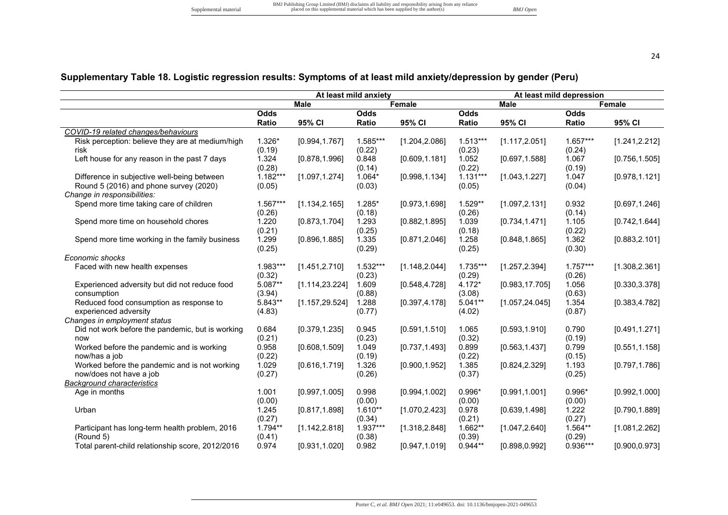## Supplementary Table 18. Logistic regression results: Symptoms of at least mild anxiety/depression by gender (Peru)

| | At least mild anxiety | | | | At least mild depression | | | |
|---|---|---|---|---|---|---|---|---|
| | Male | | Female | | Male | | Female | |
| | Odds Ratio | 95% CI | Odds Ratio | 95% CI | Odds Ratio | 95% CI | Odds Ratio | 95% CI |
| *COVID-19 related changes/behaviours* | | | | | | | | |
| Risk perception: believe they are at medium/high risk | 1.326* (0.19) | [0.994,1.767] | 1.585*** (0.22) | [1.204,2.086] | 1.513*** (0.23) | [1.117,2.051] | 1.657*** (0.24) | [1.241,2.212] |
| Left house for any reason in the past 7 days | 1.324 (0.28) | [0.878,1.996] | 0.848 (0.14) | [0.609,1.181] | 1.052 (0.22) | [0.697,1.588] | 1.067 (0.19) | [0.756,1.505] |
| Difference in subjective well-being between Round 5 (2016) and phone survey (2020) | 1.182*** (0.05) | [1.097,1.274] | 1.064* (0.03) | [0.998,1.134] | 1.131*** (0.05) | [1.043,1.227] | 1.047 (0.04) | [0.978,1.121] |
| *Change in responsibilities:* | | | | | | | | |
| Spend more time taking care of children | 1.567*** (0.26) | [1.134,2.165] | 1.285* (0.18) | [0.973,1.698] | 1.529** (0.26) | [1.097,2.131] | 0.932 (0.14) | [0.697,1.246] |
| Spend more time on household chores | 1.220 (0.21) | [0.873,1.704] | 1.293 (0.25) | [0.882,1.895] | 1.039 (0.18) | [0.734,1.471] | 1.105 (0.22) | [0.742,1.644] |
| Spend more time working in the family business | 1.299 (0.25) | [0.896,1.885] | 1.335 (0.29) | [0.871,2.046] | 1.258 (0.25) | [0.848,1.865] | 1.362 (0.30) | [0.883,2.101] |
| *Economic shocks* | | | | | | | | |
| Faced with new health expenses | 1.983*** (0.32) | [1.451,2.710] | 1.532*** (0.23) | [1.148,2.044] | 1.735*** (0.29) | [1.257,2.394] | 1.757*** (0.26) | [1.308,2.361] |
| Experienced adversity but did not reduce food consumption | 5.087** (3.94) | [1.114,23.224] | 1.609 (0.88) | [0.548,4.728] | 4.172* (3.08) | [0.983,17.705] | 1.056 (0.63) | [0.330,3.378] |
| Reduced food consumption as response to experienced adversity | 5.843** (4.83) | [1.157,29.524] | 1.288 (0.77) | [0.397,4.178] | 5.041** (4.02) | [1.057,24.045] | 1.354 (0.87) | [0.383,4.782] |
| *Changes in employment status* | | | | | | | | |
| Did not work before the pandemic, but is working now | 0.684 (0.21) | [0.379,1.235] | 0.945 (0.23) | [0.591,1.510] | 1.065 (0.32) | [0.593,1.910] | 0.790 (0.19) | [0.491,1.271] |
| Worked before the pandemic and is working now/has a job | 0.958 (0.22) | [0.608,1.509] | 1.049 (0.19) | [0.737,1.493] | 0.899 (0.22) | [0.563,1.437] | 0.799 (0.15) | [0.551,1.158] |
| Worked before the pandemic and is not working now/does not have a job | 1.029 (0.27) | [0.616,1.719] | 1.326 (0.26) | [0.900,1.952] | 1.385 (0.37) | [0.824,2.329] | 1.193 (0.25) | [0.797,1.786] |
| *Background characteristics* | | | | | | | | |
| Age in months | 1.001 (0.00) | [0.997,1.005] | 0.998 (0.00) | [0.994,1.002] | 0.996* (0.00) | [0.991,1.001] | 0.996* (0.00) | [0.992,1.000] |
| Urban | 1.245 (0.27) | [0.817,1.898] | 1.610** (0.34) | [1.070,2.423] | 0.978 (0.21) | [0.639,1.498] | 1.222 (0.27) | [0.790,1.889] |
| Participant has long-term health problem, 2016 (Round 5) | 1.794** (0.41) | [1.142,2.818] | 1.937*** (0.38) | [1.318,2.848] | 1.662** (0.39) | [1.047,2.640] | 1.564** (0.29) | [1.081,2.262] |
| Total parent-child relationship score, 2012/2016 | 0.974 | [0.931,1.020] | 0.982 | [0.947,1.019] | 0.944** | [0.898,0.992] | 0.936*** | [0.900,0.973] |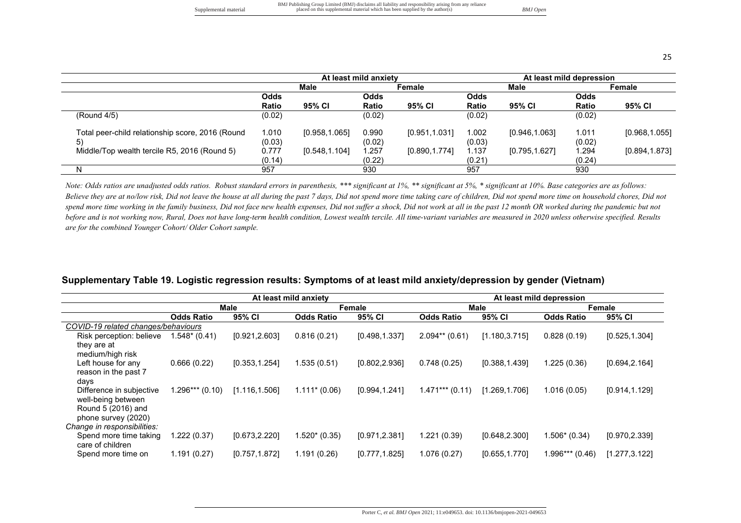| | At least mild anxiety | | | | At least mild depression | | | |
|---|---|---|---|---|---|---|---|---|
| | Male | | Female | | Male | | Female | |
| | Odds Ratio | 95% CI | Odds Ratio | 95% CI | Odds Ratio | 95% CI | Odds Ratio | 95% CI |
| (Round 4/5) | (0.02) | | (0.02) | | (0.02) | | (0.02) | |
| Total peer-child relationship score, 2016 (Round 5) | 1.010 (0.03) | [0.958,1.065] | 0.990 (0.02) | [0.951,1.031] | 1.002 (0.03) | [0.946,1.063] | 1.011 (0.02) | [0.968,1.055] |
| Middle/Top wealth tercile R5, 2016 (Round 5) | 0.777 (0.14) | [0.548,1.104] | 1.257 (0.22) | [0.890,1.774] | 1.137 (0.21) | [0.795,1.627] | 1.294 (0.24) | [0.894,1.873] |
| N | 957 | | 930 | | 957 | | 930 | |

*Note: Odds ratios are unadjusted odds ratios. Robust standard errors in parenthesis, *** significant at 1%, ** significant at 5%, * significant at 10%. Base categories are as follows: Believe they are at no/low risk, Did not leave the house at all during the past 7 days, Did not spend more time taking care of children, Did not spend more time on household chores, Did not spend more time working in the family business, Did not face new health expenses, Did not suffer a shock, Did not work at all in the past 12 month OR worked during the pandemic but not before and is not working now, Rural, Does not have long-term health condition, Lowest wealth tercile. All time-variant variables are measured in 2020 unless otherwise specified. Results are for the combined Younger Cohort/ Older Cohort sample.*

## Supplementary Table 19. Logistic regression results: Symptoms of at least mild anxiety/depression by gender (Vietnam)

| | At least mild anxiety | | | | At least mild depression | | | |
|---|---|---|---|---|---|---|---|---|
| | Male | | Female | | Male | | Female | |
| | Odds Ratio | 95% CI | Odds Ratio | 95% CI | Odds Ratio | 95% CI | Odds Ratio | 95% CI |
| *COVID-19 related changes/behaviours* | | | | | | | | |
| Risk perception: believe they are at medium/high risk | 1.548* (0.41) | [0.921,2.603] | 0.816 (0.21) | [0.498,1.337] | 2.094** (0.61) | [1.180,3.715] | 0.828 (0.19) | [0.525,1.304] |
| Left house for any reason in the past 7 days | 0.666 (0.22) | [0.353,1.254] | 1.535 (0.51) | [0.802,2.936] | 0.748 (0.25) | [0.388,1.439] | 1.225 (0.36) | [0.694,2.164] |
| Difference in subjective well-being between Round 5 (2016) and phone survey (2020) | 1.296*** (0.10) | [1.116,1.506] | 1.111* (0.06) | [0.994,1.241] | 1.471*** (0.11) | [1.269,1.706] | 1.016 (0.05) | [0.914,1.129] |
| *Change in responsibilities:* | | | | | | | | |
| Spend more time taking care of children | 1.222 (0.37) | [0.673,2.220] | 1.520* (0.35) | [0.971,2.381] | 1.221 (0.39) | [0.648,2.300] | 1.506* (0.34) | [0.970,2.339] |
| Spend more time on | 1.191 (0.27) | [0.757,1.872] | 1.191 (0.26) | [0.777,1.825] | 1.076 (0.27) | [0.655,1.770] | 1.996*** (0.46) | [1.277,3.122] |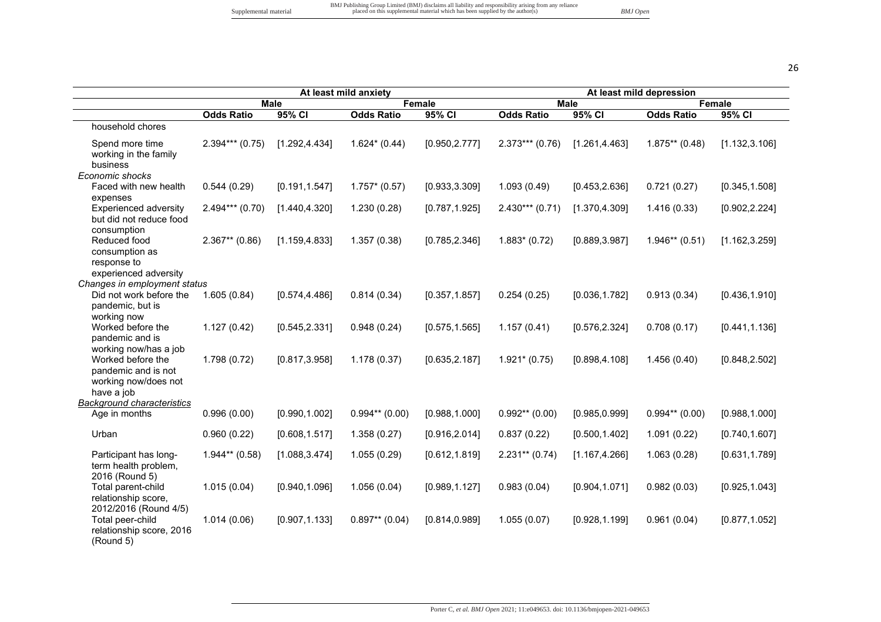| | At least mild anxiety | | | | At least mild depression | | | |
|---|---|---|---|---|---|---|---|---|
| | Male | | Female | | Male | | Female | |
| | **Odds Ratio** | **95% CI** | **Odds Ratio** | **95% CI** | **Odds Ratio** | **95% CI** | **Odds Ratio** | **95% CI** |
| household chores | | | | | | | | |
| Spend more time working in the family business | 2.394*** (0.75) | [1.292,4.434] | 1.624* (0.44) | [0.950,2.777] | 2.373*** (0.76) | [1.261,4.463] | 1.875** (0.48) | [1.132,3.106] |
| *Economic shocks* | | | | | | | | |
| Faced with new health expenses | 0.544 (0.29) | [0.191,1.547] | 1.757* (0.57) | [0.933,3.309] | 1.093 (0.49) | [0.453,2.636] | 0.721 (0.27) | [0.345,1.508] |
| Experienced adversity but did not reduce food consumption | 2.494*** (0.70) | [1.440,4.320] | 1.230 (0.28) | [0.787,1.925] | 2.430*** (0.71) | [1.370,4.309] | 1.416 (0.33) | [0.902,2.224] |
| Reduced food consumption as response to experienced adversity | 2.367** (0.86) | [1.159,4.833] | 1.357 (0.38) | [0.785,2.346] | 1.883* (0.72) | [0.889,3.987] | 1.946** (0.51) | [1.162,3.259] |
| *Changes in employment status* | | | | | | | | |
| Did not work before the pandemic, but is working now | 1.605 (0.84) | [0.574,4.486] | 0.814 (0.34) | [0.357,1.857] | 0.254 (0.25) | [0.036,1.782] | 0.913 (0.34) | [0.436,1.910] |
| Worked before the pandemic and is working now/has a job | 1.127 (0.42) | [0.545,2.331] | 0.948 (0.24) | [0.575,1.565] | 1.157 (0.41) | [0.576,2.324] | 0.708 (0.17) | [0.441,1.136] |
| Worked before the pandemic and is not working now/does not have a job | 1.798 (0.72) | [0.817,3.958] | 1.178 (0.37) | [0.635,2.187] | 1.921* (0.75) | [0.898,4.108] | 1.456 (0.40) | [0.848,2.502] |
| *Background characteristics* | | | | | | | | |
| Age in months | 0.996 (0.00) | [0.990,1.002] | 0.994** (0.00) | [0.988,1.000] | 0.992** (0.00) | [0.985,0.999] | 0.994** (0.00) | [0.988,1.000] |
| Urban | 0.960 (0.22) | [0.608,1.517] | 1.358 (0.27) | [0.916,2.014] | 0.837 (0.22) | [0.500,1.402] | 1.091 (0.22) | [0.740,1.607] |
| Participant has long-term health problem, 2016 (Round 5) | 1.944** (0.58) | [1.088,3.474] | 1.055 (0.29) | [0.612,1.819] | 2.231** (0.74) | [1.167,4.266] | 1.063 (0.28) | [0.631,1.789] |
| Total parent-child relationship score, 2012/2016 (Round 4/5) | 1.015 (0.04) | [0.940,1.096] | 1.056 (0.04) | [0.989,1.127] | 0.983 (0.04) | [0.904,1.071] | 0.982 (0.03) | [0.925,1.043] |
| Total peer-child relationship score, 2016 (Round 5) | 1.014 (0.06) | [0.907,1.133] | 0.897** (0.04) | [0.814,0.989] | 1.055 (0.07) | [0.928,1.199] | 0.961 (0.04) | [0.877,1.052] |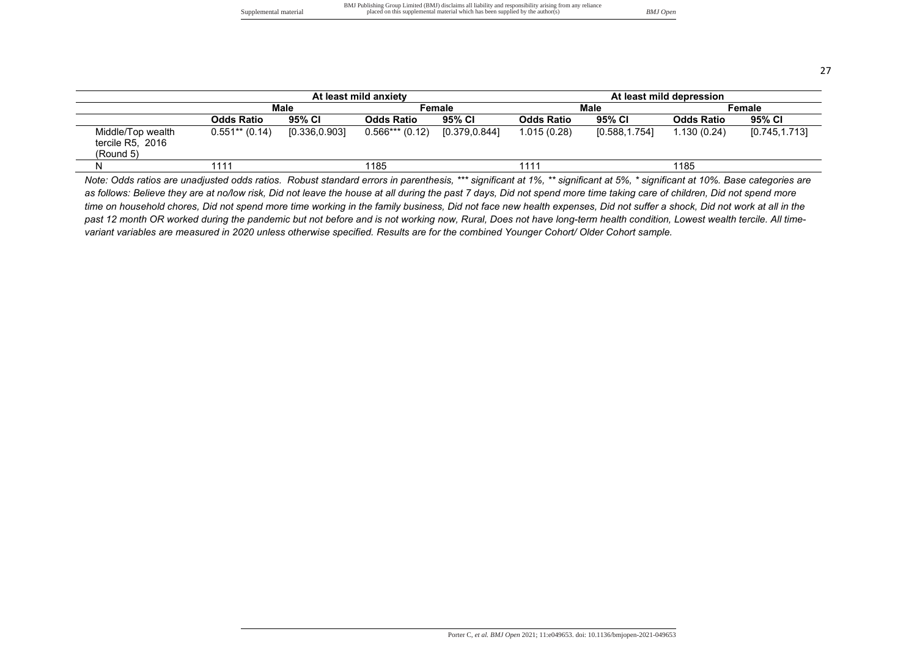| | At least mild anxiety | | | | At least mild depression | | | |
|---|---|---|---|---|---|---|---|---|
| | Male | | Female | | Male | | Female | |
| | **Odds Ratio** | **95% CI** | **Odds Ratio** | **95% CI** | **Odds Ratio** | **95% CI** | **Odds Ratio** | **95% CI** |
| Middle/Top wealth tercile R5, 2016 (Round 5) | 0.551** (0.14) | [0.336,0.903] | 0.566*** (0.12) | [0.379,0.844] | 1.015 (0.28) | [0.588,1.754] | 1.130 (0.24) | [0.745,1.713] |
| N | 1111 | | 1185 | | 1111 | | 1185 | |

*Note: Odds ratios are unadjusted odds ratios. Robust standard errors in parenthesis, *** significant at 1%, ** significant at 5%, * significant at 10%. Base categories are as follows: Believe they are at no/low risk, Did not leave the house at all during the past 7 days, Did not spend more time taking care of children, Did not spend more time on household chores, Did not spend more time working in the family business, Did not face new health expenses, Did not suffer a shock, Did not work at all in the past 12 month OR worked during the pandemic but not before and is not working now, Rural, Does not have long-term health condition, Lowest wealth tercile. All time-variant variables are measured in 2020 unless otherwise specified. Results are for the combined Younger Cohort/ Older Cohort sample.*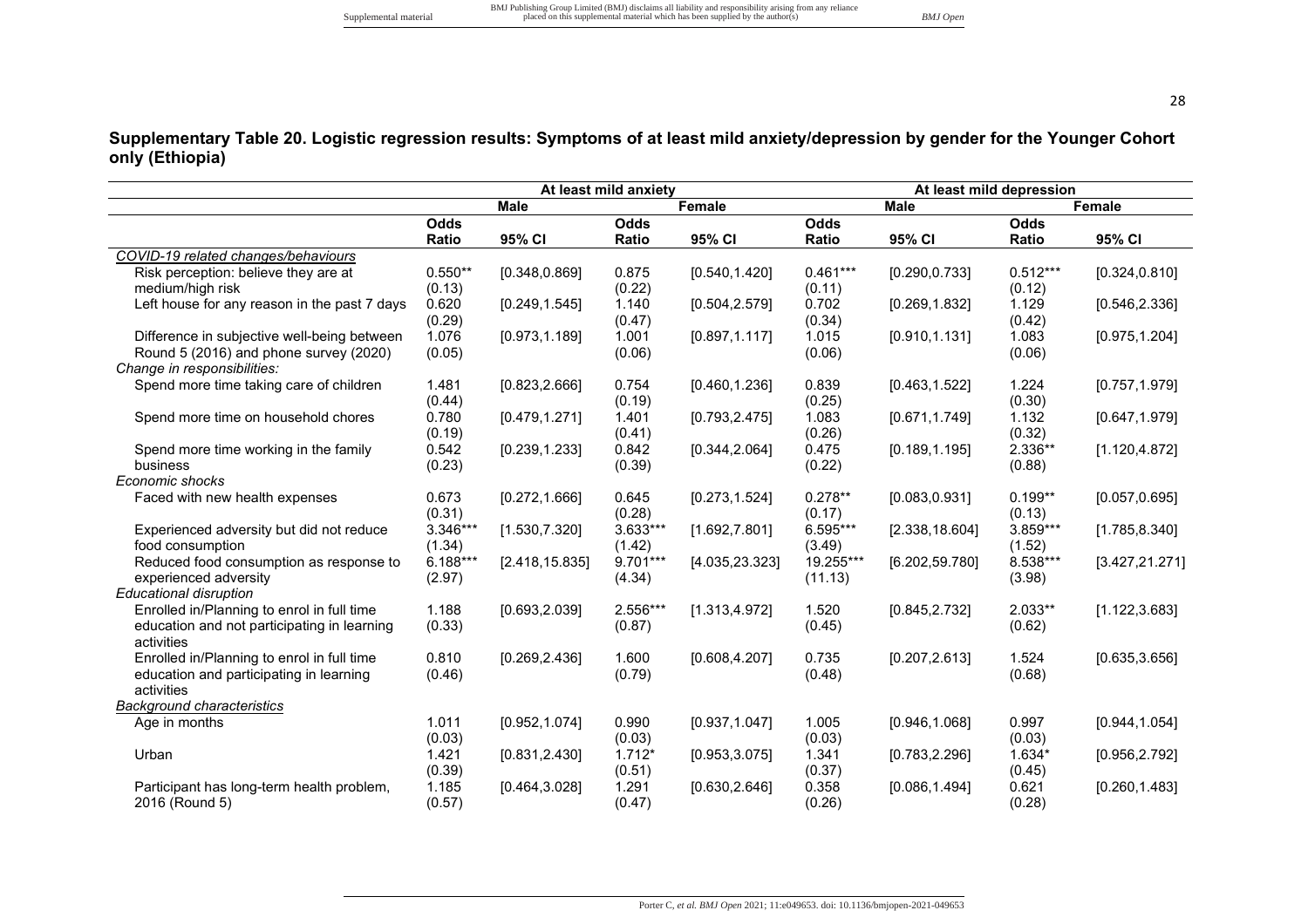## Supplementary Table 20. Logistic regression results: Symptoms of at least mild anxiety/depression by gender for the Younger Cohort only (Ethiopia)

| | At least mild anxiety | | | | At least mild depression | | | |
|---|---|---|---|---|---|---|---|---|
| | Male | | Female | | Male | | Female | |
| | Odds Ratio | 95% CI | Odds Ratio | 95% CI | Odds Ratio | 95% CI | Odds Ratio | 95% CI |
| *COVID-19 related changes/behaviours* | | | | | | | | |
| Risk perception: believe they are at medium/high risk | 0.550** (0.13) | [0.348,0.869] | 0.875 (0.22) | [0.540,1.420] | 0.461*** (0.11) | [0.290,0.733] | 0.512*** (0.12) | [0.324,0.810] |
| Left house for any reason in the past 7 days | 0.620 (0.29) | [0.249,1.545] | 1.140 (0.47) | [0.504,2.579] | 0.702 (0.34) | [0.269,1.832] | 1.129 (0.42) | [0.546,2.336] |
| Difference in subjective well-being between Round 5 (2016) and phone survey (2020) | 1.076 (0.05) | [0.973,1.189] | 1.001 (0.06) | [0.897,1.117] | 1.015 (0.06) | [0.910,1.131] | 1.083 (0.06) | [0.975,1.204] |
| *Change in responsibilities:* | | | | | | | | |
| Spend more time taking care of children | 1.481 (0.44) | [0.823,2.666] | 0.754 (0.19) | [0.460,1.236] | 0.839 (0.25) | [0.463,1.522] | 1.224 (0.30) | [0.757,1.979] |
| Spend more time on household chores | 0.780 (0.19) | [0.479,1.271] | 1.401 (0.41) | [0.793,2.475] | 1.083 (0.26) | [0.671,1.749] | 1.132 (0.32) | [0.647,1.979] |
| Spend more time working in the family business | 0.542 (0.23) | [0.239,1.233] | 0.842 (0.39) | [0.344,2.064] | 0.475 (0.22) | [0.189,1.195] | 2.336** (0.88) | [1.120,4.872] |
| *Economic shocks* | | | | | | | | |
| Faced with new health expenses | 0.673 (0.31) | [0.272,1.666] | 0.645 (0.28) | [0.273,1.524] | 0.278** (0.17) | [0.083,0.931] | 0.199** (0.13) | [0.057,0.695] |
| Experienced adversity but did not reduce food consumption | 3.346*** (1.34) | [1.530,7.320] | 3.633*** (1.42) | [1.692,7.801] | 6.595*** (3.49) | [2.338,18.604] | 3.859*** (1.52) | [1.785,8.340] |
| Reduced food consumption as response to experienced adversity | 6.188*** (2.97) | [2.418,15.835] | 9.701*** (4.34) | [4.035,23.323] | 19.255*** (11.13) | [6.202,59.780] | 8.538*** (3.98) | [3.427,21.271] |
| *Educational disruption* | | | | | | | | |
| Enrolled in/Planning to enrol in full time education and not participating in learning activities | 1.188 (0.33) | [0.693,2.039] | 2.556*** (0.87) | [1.313,4.972] | 1.520 (0.45) | [0.845,2.732] | 2.033** (0.62) | [1.122,3.683] |
| Enrolled in/Planning to enrol in full time education and participating in learning activities | 0.810 (0.46) | [0.269,2.436] | 1.600 (0.79) | [0.608,4.207] | 0.735 (0.48) | [0.207,2.613] | 1.524 (0.68) | [0.635,3.656] |
| *Background characteristics* | | | | | | | | |
| Age in months | 1.011 (0.03) | [0.952,1.074] | 0.990 (0.03) | [0.937,1.047] | 1.005 (0.03) | [0.946,1.068] | 0.997 (0.03) | [0.944,1.054] |
| Urban | 1.421 (0.39) | [0.831,2.430] | 1.712* (0.51) | [0.953,3.075] | 1.341 (0.37) | [0.783,2.296] | 1.634* (0.45) | [0.956,2.792] |
| Participant has long-term health problem, 2016 (Round 5) | 1.185 (0.57) | [0.464,3.028] | 1.291 (0.47) | [0.630,2.646] | 0.358 (0.26) | [0.086,1.494] | 0.621 (0.28) | [0.260,1.483] |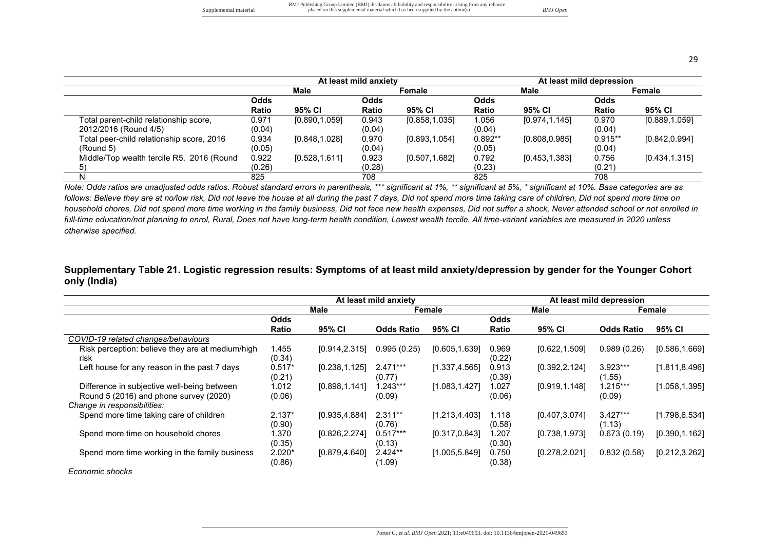| | At least mild anxiety | | | | At least mild depression | | | |
|---|---|---|---|---|---|---|---|---|
| | Male | | Female | | Male | | Female | |
| | Odds Ratio | 95% CI | Odds Ratio | 95% CI | Odds Ratio | 95% CI | Odds Ratio | 95% CI |
| Total parent-child relationship score, 2012/2016 (Round 4/5) | 0.971 (0.04) | [0.890,1.059] | 0.943 (0.04) | [0.858,1.035] | 1.056 (0.04) | [0.974,1.145] | 0.970 (0.04) | [0.889,1.059] |
| Total peer-child relationship score, 2016 (Round 5) | 0.934 (0.05) | [0.848,1.028] | 0.970 (0.04) | [0.893,1.054] | 0.892** (0.05) | [0.808,0.985] | 0.915** (0.04) | [0.842,0.994] |
| Middle/Top wealth tercile R5, 2016 (Round 5) | 0.922 (0.26) | [0.528,1.611] | 0.923 (0.28) | [0.507,1.682] | 0.792 (0.23) | [0.453,1.383] | 0.756 (0.21) | [0.434,1.315] |
| N | 825 | | 708 | | 825 | | 708 | |

*Note: Odds ratios are unadjusted odds ratios. Robust standard errors in parenthesis, *** significant at 1%, ** significant at 5%, * significant at 10%. Base categories are as follows: Believe they are at no/low risk, Did not leave the house at all during the past 7 days, Did not spend more time taking care of children, Did not spend more time on household chores, Did not spend more time working in the family business, Did not face new health expenses, Did not suffer a shock, Never attended school or not enrolled in full-time education/not planning to enrol, Rural, Does not have long-term health condition, Lowest wealth tercile. All time-variant variables are measured in 2020 unless otherwise specified.*

## Supplementary Table 21. Logistic regression results: Symptoms of at least mild anxiety/depression by gender for the Younger Cohort only (India)

| | At least mild anxiety | | | | At least mild depression | | | |
|---|---|---|---|---|---|---|---|---|
| | Male | | Female | | Male | | Female | |
| | Odds Ratio | 95% CI | Odds Ratio | 95% CI | Odds Ratio | 95% CI | Odds Ratio | 95% CI |
| *COVID-19 related changes/behaviours* | | | | | | | | |
| Risk perception: believe they are at medium/high risk | 1.455 (0.34) | [0.914,2.315] | 0.995 (0.25) | [0.605,1.639] | 0.969 (0.22) | [0.622,1.509] | 0.989 (0.26) | [0.586,1.669] |
| Left house for any reason in the past 7 days | 0.517* (0.21) | [0.238,1.125] | 2.471*** (0.77) | [1.337,4.565] | 0.913 (0.39) | [0.392,2.124] | 3.923*** (1.55) | [1.811,8.496] |
| Difference in subjective well-being between Round 5 (2016) and phone survey (2020) | 1.012 (0.06) | [0.898,1.141] | 1.243*** (0.09) | [1.083,1.427] | 1.027 (0.06) | [0.919,1.148] | 1.215*** (0.09) | [1.058,1.395] |
| *Change in responsibilities:* | | | | | | | | |
| Spend more time taking care of children | 2.137* (0.90) | [0.935,4.884] | 2.311** (0.76) | [1.213,4.403] | 1.118 (0.58) | [0.407,3.074] | 3.427*** (1.13) | [1.798,6.534] |
| Spend more time on household chores | 1.370 (0.35) | [0.826,2.274] | 0.517*** (0.13) | [0.317,0.843] | 1.207 (0.30) | [0.738,1.973] | 0.673 (0.19) | [0.390,1.162] |
| Spend more time working in the family business | 2.020* (0.86) | [0.879,4.640] | 2.424** (1.09) | [1.005,5.849] | 0.750 (0.38) | [0.278,2.021] | 0.832 (0.58) | [0.212,3.262] |
| *Economic shocks* | | | | | | | | |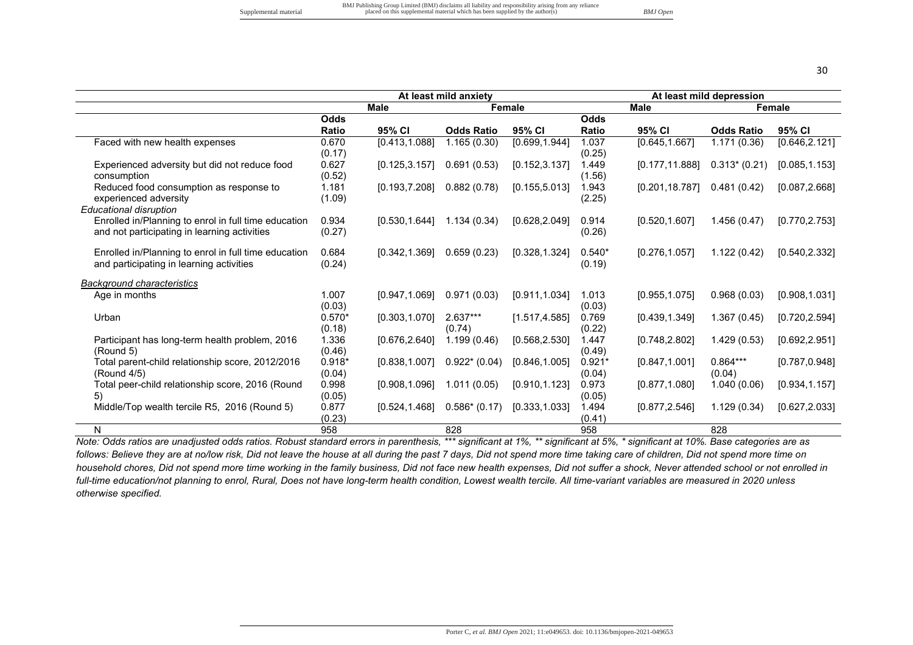| | At least mild anxiety | | | | At least mild depression | | | |
|---|---|---|---|---|---|---|---|---|
| | Male | | Female | | Male | | Female | |
| | Odds Ratio | 95% CI | Odds Ratio | 95% CI | Odds Ratio | 95% CI | Odds Ratio | 95% CI |
| Faced with new health expenses | 0.670 (0.17) | [0.413,1.088] | 1.165 (0.30) | [0.699,1.944] | 1.037 (0.25) | [0.645,1.667] | 1.171 (0.36) | [0.646,2.121] |
| Experienced adversity but did not reduce food consumption | 0.627 (0.52) | [0.125,3.157] | 0.691 (0.53) | [0.152,3.137] | 1.449 (1.56) | [0.177,11.888] | 0.313* (0.21) | [0.085,1.153] |
| Reduced food consumption as response to experienced adversity | 1.181 (1.09) | [0.193,7.208] | 0.882 (0.78) | [0.155,5.013] | 1.943 (2.25) | [0.201,18.787] | 0.481 (0.42) | [0.087,2.668] |
| *Educational disruption* | | | | | | | | |
| Enrolled in/Planning to enrol in full time education and not participating in learning activities | 0.934 (0.27) | [0.530,1.644] | 1.134 (0.34) | [0.628,2.049] | 0.914 (0.26) | [0.520,1.607] | 1.456 (0.47) | [0.770,2.753] |
| Enrolled in/Planning to enrol in full time education and participating in learning activities | 0.684 (0.24) | [0.342,1.369] | 0.659 (0.23) | [0.328,1.324] | 0.540* (0.19) | [0.276,1.057] | 1.122 (0.42) | [0.540,2.332] |
| *Background characteristics* | | | | | | | | |
| Age in months | 1.007 (0.03) | [0.947,1.069] | 0.971 (0.03) | [0.911,1.034] | 1.013 (0.03) | [0.955,1.075] | 0.968 (0.03) | [0.908,1.031] |
| Urban | 0.570* (0.18) | [0.303,1.070] | 2.637*** (0.74) | [1.517,4.585] | 0.769 (0.22) | [0.439,1.349] | 1.367 (0.45) | [0.720,2.594] |
| Participant has long-term health problem, 2016 (Round 5) | 1.336 (0.46) | [0.676,2.640] | 1.199 (0.46) | [0.568,2.530] | 1.447 (0.49) | [0.748,2.802] | 1.429 (0.53) | [0.692,2.951] |
| Total parent-child relationship score, 2012/2016 (Round 4/5) | 0.918* (0.04) | [0.838,1.007] | 0.922* (0.04) | [0.846,1.005] | 0.921* (0.04) | [0.847,1.001] | 0.864*** (0.04) | [0.787,0.948] |
| Total peer-child relationship score, 2016 (Round 5) | 0.998 (0.05) | [0.908,1.096] | 1.011 (0.05) | [0.910,1.123] | 0.973 (0.05) | [0.877,1.080] | 1.040 (0.06) | [0.934,1.157] |
| Middle/Top wealth tercile R5, 2016 (Round 5) | 0.877 (0.23) | [0.524,1.468] | 0.586* (0.17) | [0.333,1.033] | 1.494 (0.41) | [0.877,2.546] | 1.129 (0.34) | [0.627,2.033] |
| N | 958 | | 828 | | 958 | | 828 | |

*Note: Odds ratios are unadjusted odds ratios. Robust standard errors in parenthesis, *** significant at 1%, ** significant at 5%, * significant at 10%. Base categories are as follows: Believe they are at no/low risk, Did not leave the house at all during the past 7 days, Did not spend more time taking care of children, Did not spend more time on household chores, Did not spend more time working in the family business, Did not face new health expenses, Did not suffer a shock, Never attended school or not enrolled in full-time education/not planning to enrol, Rural, Does not have long-term health condition, Lowest wealth tercile. All time-variant variables are measured in 2020 unless otherwise specified.*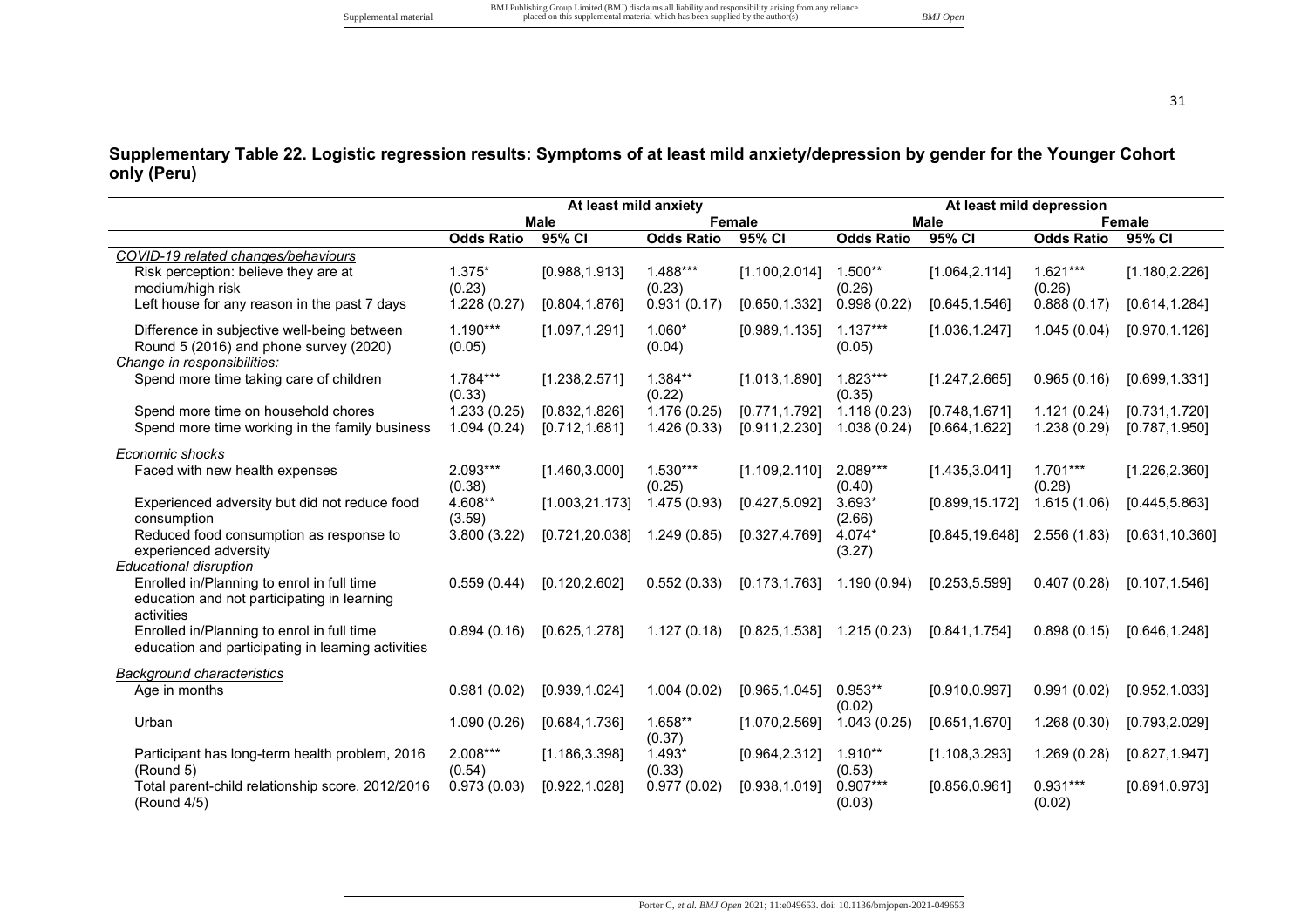## Supplementary Table 22. Logistic regression results: Symptoms of at least mild anxiety/depression by gender for the Younger Cohort only (Peru)

| | At least mild anxiety | | | | At least mild depression | | | |
|---|---|---|---|---|---|---|---|---|
| | Male | | Female | | Male | | Female | |
| | Odds Ratio | 95% CI | Odds Ratio | 95% CI | Odds Ratio | 95% CI | Odds Ratio | 95% CI |
| *COVID-19 related changes/behaviours* | | | | | | | | |
| Risk perception: believe they are at medium/high risk | 1.375* (0.23) | [0.988,1.913] | 1.488*** (0.23) | [1.100,2.014] | 1.500** (0.26) | [1.064,2.114] | 1.621*** (0.26) | [1.180,2.226] |
| Left house for any reason in the past 7 days | 1.228 (0.27) | [0.804,1.876] | 0.931 (0.17) | [0.650,1.332] | 0.998 (0.22) | [0.645,1.546] | 0.888 (0.17) | [0.614,1.284] |
| Difference in subjective well-being between Round 5 (2016) and phone survey (2020) | 1.190*** (0.05) | [1.097,1.291] | 1.060* (0.04) | [0.989,1.135] | 1.137*** (0.05) | [1.036,1.247] | 1.045 (0.04) | [0.970,1.126] |
| *Change in responsibilities:* | | | | | | | | |
| Spend more time taking care of children | 1.784*** (0.33) | [1.238,2.571] | 1.384** (0.22) | [1.013,1.890] | 1.823*** (0.35) | [1.247,2.665] | 0.965 (0.16) | [0.699,1.331] |
| Spend more time on household chores | 1.233 (0.25) | [0.832,1.826] | 1.176 (0.25) | [0.771,1.792] | 1.118 (0.23) | [0.748,1.671] | 1.121 (0.24) | [0.731,1.720] |
| Spend more time working in the family business | 1.094 (0.24) | [0.712,1.681] | 1.426 (0.33) | [0.911,2.230] | 1.038 (0.24) | [0.664,1.622] | 1.238 (0.29) | [0.787,1.950] |
| *Economic shocks* | | | | | | | | |
| Faced with new health expenses | 2.093*** (0.38) | [1.460,3.000] | 1.530*** (0.25) | [1.109,2.110] | 2.089*** (0.40) | [1.435,3.041] | 1.701*** (0.28) | [1.226,2.360] |
| Experienced adversity but did not reduce food consumption | 4.608** (3.59) | [1.003,21.173] | 1.475 (0.93) | [0.427,5.092] | 3.693* (2.66) | [0.899,15.172] | 1.615 (1.06) | [0.445,5.863] |
| Reduced food consumption as response to experienced adversity | 3.800 (3.22) | [0.721,20.038] | 1.249 (0.85) | [0.327,4.769] | 4.074* (3.27) | [0.845,19.648] | 2.556 (1.83) | [0.631,10.360] |
| *Educational disruption* | | | | | | | | |
| Enrolled in/Planning to enrol in full time education and not participating in learning activities | 0.559 (0.44) | [0.120,2.602] | 0.552 (0.33) | [0.173,1.763] | 1.190 (0.94) | [0.253,5.599] | 0.407 (0.28) | [0.107,1.546] |
| Enrolled in/Planning to enrol in full time education and participating in learning activities | 0.894 (0.16) | [0.625,1.278] | 1.127 (0.18) | [0.825,1.538] | 1.215 (0.23) | [0.841,1.754] | 0.898 (0.15) | [0.646,1.248] |
| *Background characteristics* | | | | | | | | |
| Age in months | 0.981 (0.02) | [0.939,1.024] | 1.004 (0.02) | [0.965,1.045] | 0.953** (0.02) | [0.910,0.997] | 0.991 (0.02) | [0.952,1.033] |
| Urban | 1.090 (0.26) | [0.684,1.736] | 1.658** (0.37) | [1.070,2.569] | 1.043 (0.25) | [0.651,1.670] | 1.268 (0.30) | [0.793,2.029] |
| Participant has long-term health problem, 2016 (Round 5) | 2.008*** (0.54) | [1.186,3.398] | 1.493* (0.33) | [0.964,2.312] | 1.910** (0.53) | [1.108,3.293] | 1.269 (0.28) | [0.827,1.947] |
| Total parent-child relationship score, 2012/2016 (Round 4/5) | 0.973 (0.03) | [0.922,1.028] | 0.977 (0.02) | [0.938,1.019] | 0.907*** (0.03) | [0.856,0.961] | 0.931*** (0.02) | [0.891,0.973] |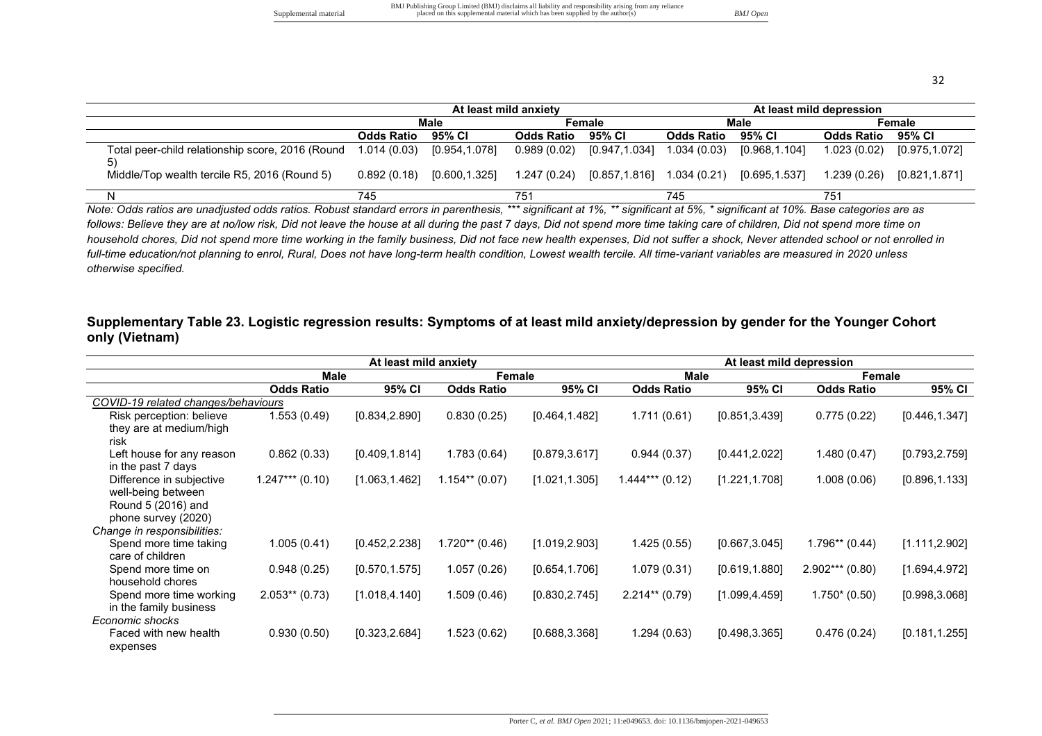| | At least mild anxiety | | | | At least mild depression | | | |
|---|---|---|---|---|---|---|---|---|
| | Male | | Female | | Male | | Female | |
| | Odds Ratio | 95% CI | Odds Ratio | 95% CI | Odds Ratio | 95% CI | Odds Ratio | 95% CI |
| Total peer-child relationship score, 2016 (Round 5) | 1.014 (0.03) | [0.954,1.078] | 0.989 (0.02) | [0.947,1.034] | 1.034 (0.03) | [0.968,1.104] | 1.023 (0.02) | [0.975,1.072] |
| Middle/Top wealth tercile R5, 2016 (Round 5) | 0.892 (0.18) | [0.600,1.325] | 1.247 (0.24) | [0.857,1.816] | 1.034 (0.21) | [0.695,1.537] | 1.239 (0.26) | [0.821,1.871] |
| N | 745 | | 751 | | 745 | | 751 | |

*Note: Odds ratios are unadjusted odds ratios. Robust standard errors in parenthesis, *** significant at 1%, ** significant at 5%, * significant at 10%. Base categories are as follows: Believe they are at no/low risk, Did not leave the house at all during the past 7 days, Did not spend more time taking care of children, Did not spend more time on household chores, Did not spend more time working in the family business, Did not face new health expenses, Did not suffer a shock, Never attended school or not enrolled in full-time education/not planning to enrol, Rural, Does not have long-term health condition, Lowest wealth tercile. All time-variant variables are measured in 2020 unless otherwise specified.*

## Supplementary Table 23. Logistic regression results: Symptoms of at least mild anxiety/depression by gender for the Younger Cohort only (Vietnam)

| | At least mild anxiety | | | | At least mild depression | | | |
|---|---|---|---|---|---|---|---|---|
| | Male | | Female | | Male | | Female | |
| | Odds Ratio | 95% CI | Odds Ratio | 95% CI | Odds Ratio | 95% CI | Odds Ratio | 95% CI |
| *COVID-19 related changes/behaviours* | | | | | | | | |
| Risk perception: believe they are at medium/high risk | 1.553 (0.49) | [0.834,2.890] | 0.830 (0.25) | [0.464,1.482] | 1.711 (0.61) | [0.851,3.439] | 0.775 (0.22) | [0.446,1.347] |
| Left house for any reason in the past 7 days | 0.862 (0.33) | [0.409,1.814] | 1.783 (0.64) | [0.879,3.617] | 0.944 (0.37) | [0.441,2.022] | 1.480 (0.47) | [0.793,2.759] |
| Difference in subjective well-being between Round 5 (2016) and phone survey (2020) | 1.247*** (0.10) | [1.063,1.462] | 1.154** (0.07) | [1.021,1.305] | 1.444*** (0.12) | [1.221,1.708] | 1.008 (0.06) | [0.896,1.133] |
| *Change in responsibilities:* | | | | | | | | |
| Spend more time taking care of children | 1.005 (0.41) | [0.452,2.238] | 1.720** (0.46) | [1.019,2.903] | 1.425 (0.55) | [0.667,3.045] | 1.796** (0.44) | [1.111,2.902] |
| Spend more time on household chores | 0.948 (0.25) | [0.570,1.575] | 1.057 (0.26) | [0.654,1.706] | 1.079 (0.31) | [0.619,1.880] | 2.902*** (0.80) | [1.694,4.972] |
| Spend more time working in the family business | 2.053** (0.73) | [1.018,4.140] | 1.509 (0.46) | [0.830,2.745] | 2.214** (0.79) | [1.099,4.459] | 1.750* (0.50) | [0.998,3.068] |
| *Economic shocks* | | | | | | | | |
| Faced with new health expenses | 0.930 (0.50) | [0.323,2.684] | 1.523 (0.62) | [0.688,3.368] | 1.294 (0.63) | [0.498,3.365] | 0.476 (0.24) | [0.181,1.255] |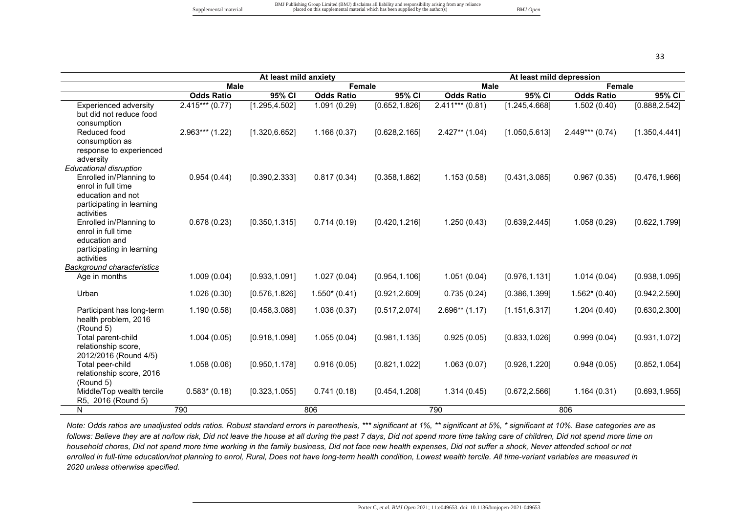| | At least mild anxiety | | | | At least mild depression | | | |
|---|---|---|---|---|---|---|---|---|
| | Male | | Female | | Male | | Female | |
| | Odds Ratio | 95% CI | Odds Ratio | 95% CI | Odds Ratio | 95% CI | Odds Ratio | 95% CI |
| Experienced adversity but did not reduce food consumption | 2.415*** (0.77) | [1.295,4.502] | 1.091 (0.29) | [0.652,1.826] | 2.411*** (0.81) | [1.245,4.668] | 1.502 (0.40) | [0.888,2.542] |
| Reduced food consumption as response to experienced adversity | 2.963*** (1.22) | [1.320,6.652] | 1.166 (0.37) | [0.628,2.165] | 2.427** (1.04) | [1.050,5.613] | 2.449*** (0.74) | [1.350,4.441] |
| *Educational disruption* | | | | | | | | |
| Enrolled in/Planning to enrol in full time education and not participating in learning activities | 0.954 (0.44) | [0.390,2.333] | 0.817 (0.34) | [0.358,1.862] | 1.153 (0.58) | [0.431,3.085] | 0.967 (0.35) | [0.476,1.966] |
| Enrolled in/Planning to enrol in full time education and participating in learning activities | 0.678 (0.23) | [0.350,1.315] | 0.714 (0.19) | [0.420,1.216] | 1.250 (0.43) | [0.639,2.445] | 1.058 (0.29) | [0.622,1.799] |
| *Background characteristics* | | | | | | | | |
| Age in months | 1.009 (0.04) | [0.933,1.091] | 1.027 (0.04) | [0.954,1.106] | 1.051 (0.04) | [0.976,1.131] | 1.014 (0.04) | [0.938,1.095] |
| Urban | 1.026 (0.30) | [0.576,1.826] | 1.550* (0.41) | [0.921,2.609] | 0.735 (0.24) | [0.386,1.399] | 1.562* (0.40) | [0.942,2.590] |
| Participant has long-term health problem, 2016 (Round 5) | 1.190 (0.58) | [0.458,3.088] | 1.036 (0.37) | [0.517,2.074] | 2.696** (1.17) | [1.151,6.317] | 1.204 (0.40) | [0.630,2.300] |
| Total parent-child relationship score, 2012/2016 (Round 4/5) | 1.004 (0.05) | [0.918,1.098] | 1.055 (0.04) | [0.981,1.135] | 0.925 (0.05) | [0.833,1.026] | 0.999 (0.04) | [0.931,1.072] |
| Total peer-child relationship score, 2016 (Round 5) | 1.058 (0.06) | [0.950,1.178] | 0.916 (0.05) | [0.821,1.022] | 1.063 (0.07) | [0.926,1.220] | 0.948 (0.05) | [0.852,1.054] |
| Middle/Top wealth tercile R5, 2016 (Round 5) | 0.583* (0.18) | [0.323,1.055] | 0.741 (0.18) | [0.454,1.208] | 1.314 (0.45) | [0.672,2.566] | 1.164 (0.31) | [0.693,1.955] |
| N | 790 | | 806 | | 790 | | 806 | |

*Note: Odds ratios are unadjusted odds ratios. Robust standard errors in parenthesis, *** significant at 1%, ** significant at 5%, * significant at 10%. Base categories are as follows: Believe they are at no/low risk, Did not leave the house at all during the past 7 days, Did not spend more time taking care of children, Did not spend more time on household chores, Did not spend more time working in the family business, Did not face new health expenses, Did not suffer a shock, Never attended school or not enrolled in full-time education/not planning to enrol, Rural, Does not have long-term health condition, Lowest wealth tercile. All time-variant variables are measured in 2020 unless otherwise specified.*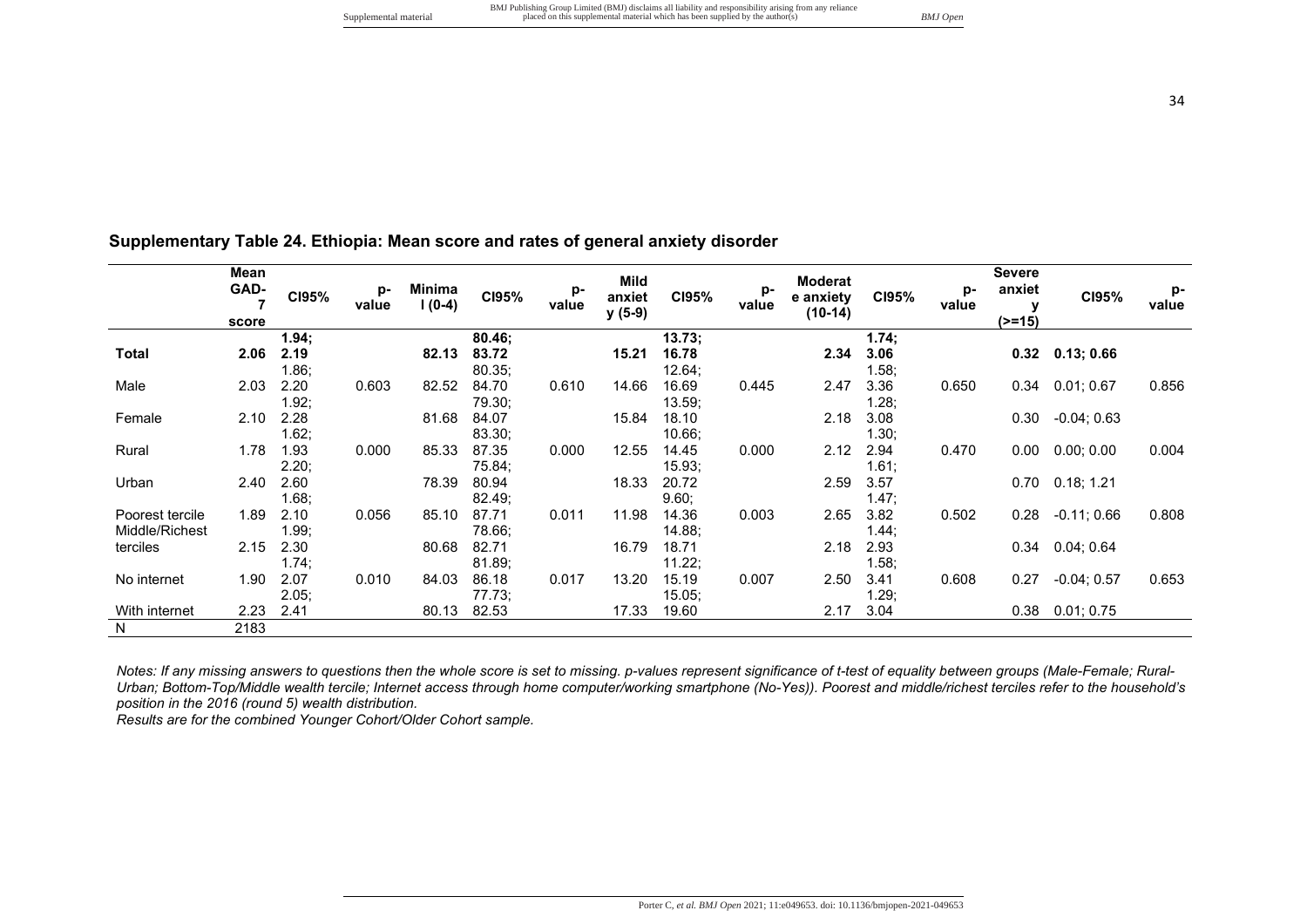## Supplementary Table 24. Ethiopia: Mean score and rates of general anxiety disorder

| | Mean GAD-7 score | CI95% | p-value | Minimal (0-4) | CI95% | p-value | Mild anxiety (5-9) | CI95% | p-value | Moderate anxiety (10-14) | CI95% | p-value | Severe anxiety (>=15) | CI95% | p-value |
|---|---|---|---|---|---|---|---|---|---|---|---|---|---|---|---|
| **Total** | **2.06** | **1.94; 2.19** | | **82.13** | **80.46; 83.72** | | **15.21** | **13.73; 16.78** | | **2.34** | **1.74; 3.06** | | **0.32** | **0.13; 0.66** | |
| Male | 2.03 | 1.86; 2.20 | 0.603 | 82.52 | 80.35; 84.70 | 0.610 | 14.66 | 12.64; 16.69 | 0.445 | 2.47 | 1.58; 3.36 | 0.650 | 0.34 | 0.01; 0.67 | 0.856 |
| Female | 2.10 | 1.92; 2.28 | | 81.68 | 79.30; 84.07 | | 15.84 | 13.59; 18.10 | | 2.18 | 1.28; 3.08 | | 0.30 | -0.04; 0.63 | |
| Rural | 1.78 | 1.62; 1.93 | 0.000 | 85.33 | 83.30; 87.35 | 0.000 | 12.55 | 10.66; 14.45 | 0.000 | 2.12 | 1.30; 2.94 | 0.470 | 0.00 | 0.00; 0.00 | 0.004 |
| Urban | 2.40 | 2.20; 2.60 | | 78.39 | 75.84; 80.94 | | 18.33 | 15.93; 20.72 | | 2.59 | 1.61; 3.57 | | 0.70 | 0.18; 1.21 | |
| Poorest tercile | 1.89 | 1.68; 2.10 | 0.056 | 85.10 | 82.49; 87.71 | 0.011 | 11.98 | 9.60; 14.36 | 0.003 | 2.65 | 1.47; 3.82 | 0.502 | 0.28 | -0.11; 0.66 | 0.808 |
| Middle/Richest terciles | 2.15 | 1.99; 2.30 | | 80.68 | 78.66; 82.71 | | 16.79 | 14.88; 18.71 | | 2.18 | 1.44; 2.93 | | 0.34 | 0.04; 0.64 | |
| No internet | 1.90 | 1.74; 2.07 | 0.010 | 84.03 | 81.89; 86.18 | 0.017 | 13.20 | 11.22; 15.19 | 0.007 | 2.50 | 1.58; 3.41 | 0.608 | 0.27 | -0.04; 0.57 | 0.653 |
| With internet | 2.23 | 2.05; 2.41 | | 80.13 | 77.73; 82.53 | | 17.33 | 15.05; 19.60 | | 2.17 | 1.29; 3.04 | | 0.38 | 0.01; 0.75 | |
| N | 2183 | | | | | | | | | | | | | | |

*Notes: If any missing answers to questions then the whole score is set to missing. p-values represent significance of t-test of equality between groups (Male-Female; Rural-Urban; Bottom-Top/Middle wealth tercile; Internet access through home computer/working smartphone (No-Yes)). Poorest and middle/richest terciles refer to the household's position in the 2016 (round 5) wealth distribution.*

*Results are for the combined Younger Cohort/Older Cohort sample.*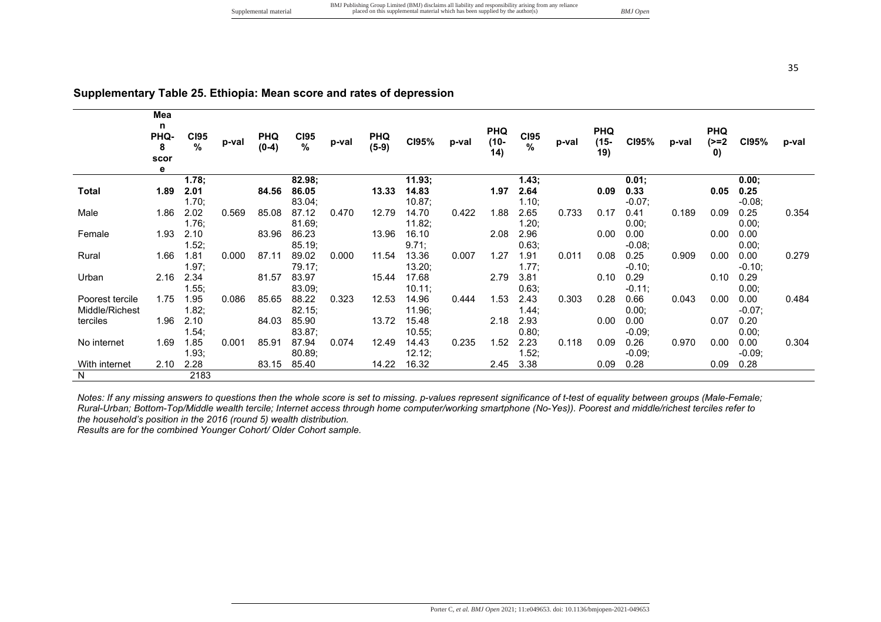## Supplementary Table 25. Ethiopia: Mean score and rates of depression

| | Mean PHQ-8 score | CI95 % | p-val | PHQ (0-4) | CI95 % | p-val | PHQ (5-9) | CI95% | p-val | PHQ (10-14) | CI95 % | p-val | PHQ (15-19) | CI95% | p-val | PHQ (>=20) | CI95% | p-val |
|---|---|---|---|---|---|---|---|---|---|---|---|---|---|---|---|---|---|---|
| **Total** | **1.89** | **1.78; 2.01** | | **84.56** | **82.98; 86.05** | | **13.33** | **11.93; 14.83** | | **1.97** | **1.43; 2.64** | | **0.09** | **0.01; 0.33** | | **0.05** | **0.00; 0.25** | |
| Male | 1.86 | 1.70; 2.02 | 0.569 | 85.08 | 83.04; 87.12 | 0.470 | 12.79 | 10.87; 14.70 | 0.422 | 1.88 | 1.10; 2.65 | 0.733 | 0.17 | -0.07; 0.41 | 0.189 | 0.09 | -0.08; 0.25 | 0.354 |
| Female | 1.93 | 1.76; 2.10 | | 83.96 | 81.69; 86.23 | | 13.96 | 11.82; 16.10 | | 2.08 | 1.20; 2.96 | | 0.00 | 0.00; 0.00 | | 0.00 | 0.00; 0.00 | |
| Rural | 1.66 | 1.52; 1.81 | 0.000 | 87.11 | 85.19; 89.02 | 0.000 | 11.54 | 9.71; 13.36 | 0.007 | 1.27 | 0.63; 1.91 | 0.011 | 0.08 | -0.08; 0.25 | 0.909 | 0.00 | 0.00; 0.00 | 0.279 |
| Urban | 2.16 | 1.97; 2.34 | | 81.57 | 79.17; 83.97 | | 15.44 | 13.20; 17.68 | | 2.79 | 1.77; 3.81 | | 0.10 | -0.10; 0.29 | | 0.10 | -0.10; 0.29 | |
| Poorest tercile | 1.75 | 1.55; 1.95 | 0.086 | 85.65 | 83.09; 88.22 | 0.323 | 12.53 | 10.11; 14.96 | 0.444 | 1.53 | 0.63; 2.43 | 0.303 | 0.28 | -0.11; 0.66 | 0.043 | 0.00 | 0.00; 0.00 | 0.484 |
| Middle/Richest terciles | 1.96 | 1.82; 2.10 | | 84.03 | 82.15; 85.90 | | 13.72 | 11.96; 15.48 | | 2.18 | 1.44; 2.93 | | 0.00 | 0.00; 0.00 | | 0.07 | -0.07; 0.20 | |
| No internet | 1.69 | 1.54; 1.85 | 0.001 | 85.91 | 83.87; 87.94 | 0.074 | 12.49 | 10.55; 14.43 | 0.235 | 1.52 | 0.80; 2.23 | 0.118 | 0.09 | -0.09; 0.26 | 0.970 | 0.00 | 0.00; 0.00 | 0.304 |
| With internet | 2.10 | 1.93; 2.28 | | 83.15 | 80.89; 85.40 | | 14.22 | 12.12; 16.32 | | 2.45 | 1.52; 3.38 | | 0.09 | -0.09; 0.28 | | 0.09 | -0.09; 0.28 | |
| N | | 2183 | | | | | | | | | | | | | | | | |

*Notes: If any missing answers to questions then the whole score is set to missing. p-values represent significance of t-test of equality between groups (Male-Female; Rural-Urban; Bottom-Top/Middle wealth tercile; Internet access through home computer/working smartphone (No-Yes)). Poorest and middle/richest terciles refer to the household's position in the 2016 (round 5) wealth distribution.*

*Results are for the combined Younger Cohort/ Older Cohort sample.*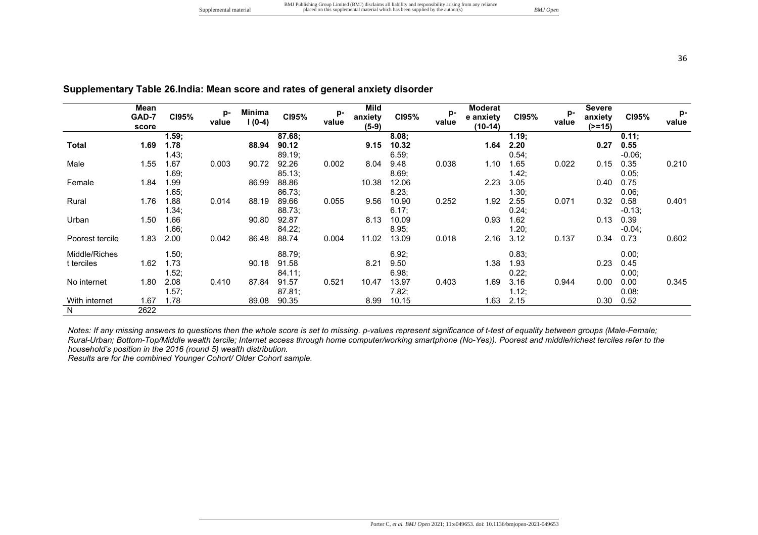## Supplementary Table 26.India: Mean score and rates of general anxiety disorder

| | Mean GAD-7 score | CI95% | p-value | Minimal (0-4) | CI95% | p-value | Mild anxiety (5-9) | CI95% | p-value | Moderate anxiety (10-14) | CI95% | p-value | Severe anxiety (>=15) | CI95% | p-value |
|---|---|---|---|---|---|---|---|---|---|---|---|---|---|---|---|
| **Total** | **1.69** | **1.59; 1.78** | | **88.94** | **87.68; 90.12** | | **9.15** | **8.08; 10.32** | | **1.64** | **1.19; 2.20** | | **0.27** | **0.11; 0.55** | |
| Male | 1.55 | 1.43; 1.67 | 0.003 | 90.72 | 89.19; 92.26 | 0.002 | 8.04 | 6.59; 9.48 | 0.038 | 1.10 | 0.54; 1.65 | 0.022 | 0.15 | -0.06; 0.35 | 0.210 |
| Female | 1.84 | 1.69; 1.99 | | 86.99 | 85.13; 88.86 | | 10.38 | 8.69; 12.06 | | 2.23 | 1.42; 3.05 | | 0.40 | 0.05; 0.75 | |
| Rural | 1.76 | 1.65; 1.88 | 0.014 | 88.19 | 86.73; 89.66 | 0.055 | 9.56 | 8.23; 10.90 | 0.252 | 1.92 | 1.30; 2.55 | 0.071 | 0.32 | 0.06; 0.58 | 0.401 |
| Urban | 1.50 | 1.34; 1.66 | | 90.80 | 88.73; 92.87 | | 8.13 | 6.17; 10.09 | | 0.93 | 0.24; 1.62 | | 0.13 | -0.13; 0.39 | |
| Poorest tercile | 1.83 | 1.66; 2.00 | 0.042 | 86.48 | 84.22; 88.74 | 0.004 | 11.02 | 8.95; 13.09 | 0.018 | 2.16 | 1.20; 3.12 | 0.137 | 0.34 | -0.04; 0.73 | 0.602 |
| Middle/Richest terciles | 1.62 | 1.50; 1.73 | | 90.18 | 88.79; 91.58 | | 8.21 | 6.92; 9.50 | | 1.38 | 0.83; 1.93 | | 0.23 | 0.00; 0.45 | |
| No internet | 1.80 | 1.52; 2.08 | 0.410 | 87.84 | 84.11; 91.57 | 0.521 | 10.47 | 6.98; 13.97 | 0.403 | 1.69 | 0.22; 3.16 | 0.944 | 0.00 | 0.00; 0.00 | 0.345 |
| With internet | 1.67 | 1.57; 1.78 | | 89.08 | 87.81; 90.35 | | 8.99 | 7.82; 10.15 | | 1.63 | 1.12; 2.15 | | 0.30 | 0.08; 0.52 | |
| N | 2622 | | | | | | | | | | | | | | |

*Notes: If any missing answers to questions then the whole score is set to missing. p-values represent significance of t-test of equality between groups (Male-Female; Rural-Urban; Bottom-Top/Middle wealth tercile; Internet access through home computer/working smartphone (No-Yes)). Poorest and middle/richest terciles refer to the household's position in the 2016 (round 5) wealth distribution.*

*Results are for the combined Younger Cohort/ Older Cohort sample.*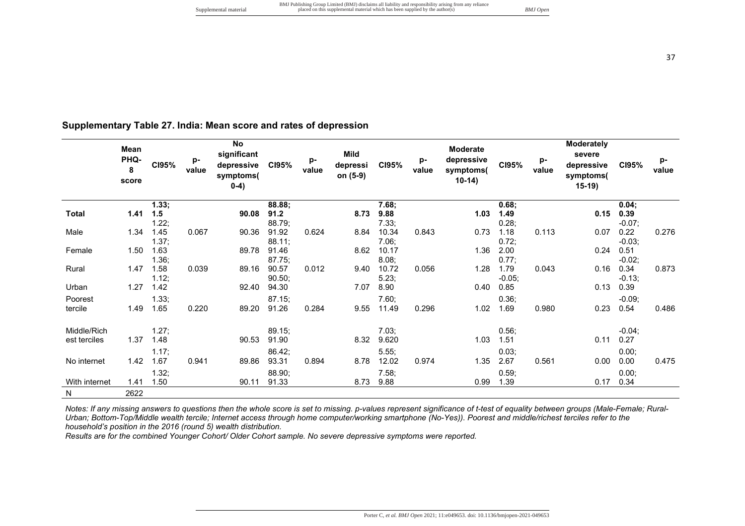## Supplementary Table 27. India: Mean score and rates of depression

| | Mean PHQ-8 score | CI95% | p-value | No significant depressive symptoms(0-4) | CI95% | p-value | Mild depression (5-9) | CI95% | p-value | Moderate depressive symptoms(10-14) | CI95% | p-value | Moderately severe depressive symptoms(15-19) | CI95% | p-value |
|---|---|---|---|---|---|---|---|---|---|---|---|---|---|---|---|
| **Total** | **1.41** | **1.33; 1.5** | | **90.08** | **88.88; 91.2** | | **8.73** | **7.68; 9.88** | | **1.03** | **0.68; 1.49** | | **0.15** | **0.04; 0.39** | |
| Male | 1.34 | 1.22; 1.45 | 0.067 | 90.36 | 88.79; 91.92 | 0.624 | 8.84 | 7.33; 10.34 | 0.843 | 0.73 | 0.28; 1.18 | 0.113 | 0.07 | -0.07; 0.22 | 0.276 |
| Female | 1.50 | 1.37; 1.63 | | 89.78 | 88.11; 91.46 | | 8.62 | 7.06; 10.17 | | 1.36 | 0.72; 2.00 | | 0.24 | -0.03; 0.51 | |
| Rural | 1.47 | 1.36; 1.58 | 0.039 | 89.16 | 87.75; 90.57 | 0.012 | 9.40 | 8.08; 10.72 | 0.056 | 1.28 | 0.77; 1.79 | 0.043 | 0.16 | -0.02; 0.34 | 0.873 |
| Urban | 1.27 | 1.12; 1.42 | | 92.40 | 90.50; 94.30 | | 7.07 | 5.23; 8.90 | | 0.40 | -0.05; 0.85 | | 0.13 | -0.13; 0.39 | |
| Poorest tercile | 1.49 | 1.33; 1.65 | 0.220 | 89.20 | 87.15; 91.26 | 0.284 | 9.55 | 7.60; 11.49 | 0.296 | 1.02 | 0.36; 1.69 | 0.980 | 0.23 | -0.09; 0.54 | 0.486 |
| Middle/Richest terciles | 1.37 | 1.27; 1.48 | | 90.53 | 89.15; 91.90 | | 8.32 | 7.03; 9.620 | | 1.03 | 0.56; 1.51 | | 0.11 | -0.04; 0.27 | |
| No internet | 1.42 | 1.17; 1.67 | 0.941 | 89.86 | 86.42; 93.31 | 0.894 | 8.78 | 5.55; 12.02 | 0.974 | 1.35 | 0.03; 2.67 | 0.561 | 0.00 | 0.00; 0.00 | 0.475 |
| With internet | 1.41 | 1.32; 1.50 | | 90.11 | 88.90; 91.33 | | 8.73 | 7.58; 9.88 | | 0.99 | 0.59; 1.39 | | 0.17 | 0.00; 0.34 | |
| N | 2622 | | | | | | | | | | | | | | |

*Notes: If any missing answers to questions then the whole score is set to missing. p-values represent significance of t-test of equality between groups (Male-Female; Rural-Urban; Bottom-Top/Middle wealth tercile; Internet access through home computer/working smartphone (No-Yes)). Poorest and middle/richest terciles refer to the household's position in the 2016 (round 5) wealth distribution.*

*Results are for the combined Younger Cohort/ Older Cohort sample. No severe depressive symptoms were reported.*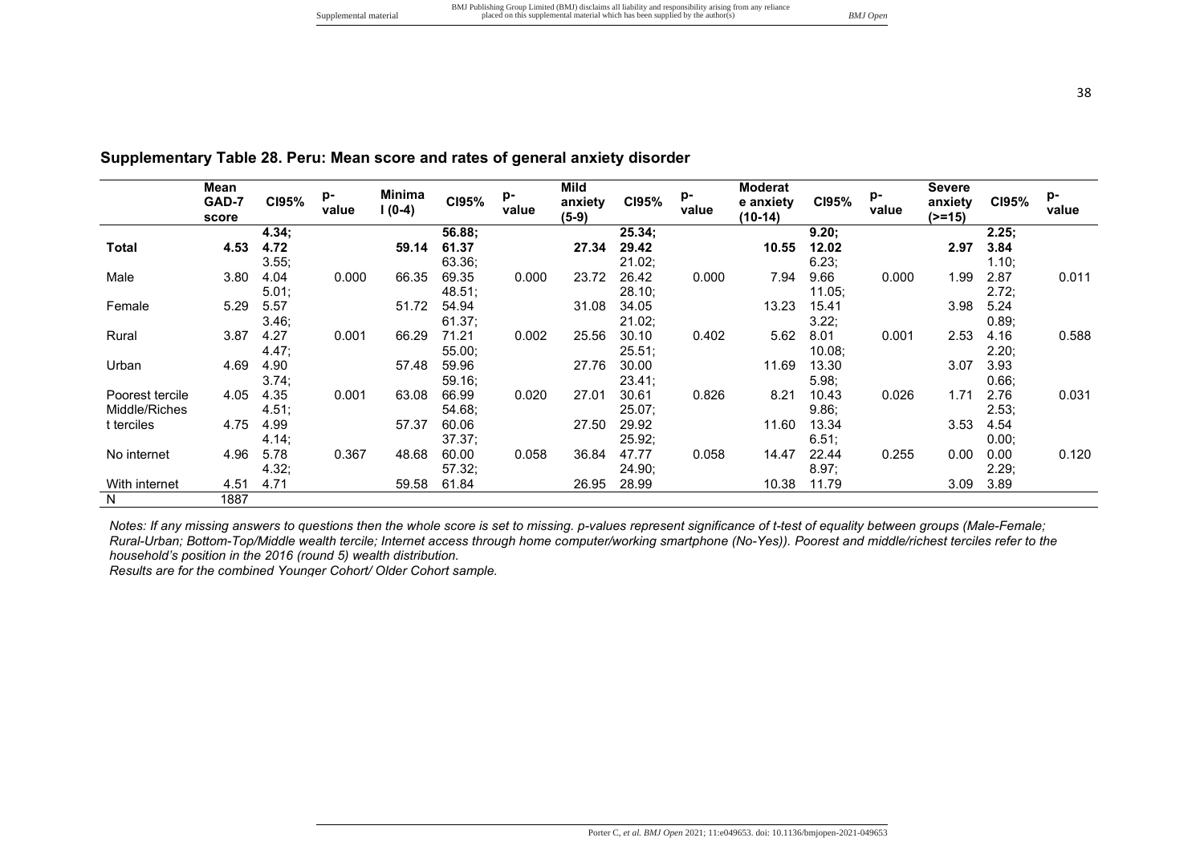## Supplementary Table 28. Peru: Mean score and rates of general anxiety disorder

| | Mean GAD-7 score | CI95% | p-value | Minimal (0-4) | CI95% | p-value | Mild anxiety (5-9) | CI95% | p-value | Moderate anxiety (10-14) | CI95% | p-value | Severe anxiety (>=15) | CI95% | p-value |
|---|---|---|---|---|---|---|---|---|---|---|---|---|---|---|---|
| **Total** | **4.53** | **4.34; 4.72** | | **59.14** | **56.88; 61.37** | | **27.34** | **25.34; 29.42** | | **10.55** | **9.20; 12.02** | | **2.97** | **2.25; 3.84** | |
| Male | 3.80 | 3.55; 4.04 | 0.000 | 66.35 | 63.36; 69.35 | 0.000 | 23.72 | 21.02; 26.42 | 0.000 | 7.94 | 6.23; 9.66 | 0.000 | 1.99 | 1.10; 2.87 | 0.011 |
| Female | 5.29 | 5.01; 5.57 | | 51.72 | 48.51; 54.94 | | 31.08 | 28.10; 34.05 | | 13.23 | 11.05; 15.41 | | 3.98 | 2.72; 5.24 | |
| Rural | 3.87 | 3.46; 4.27 | 0.001 | 66.29 | 61.37; 71.21 | 0.002 | 25.56 | 21.02; 30.10 | 0.402 | 5.62 | 3.22; 8.01 | 0.001 | 2.53 | 0.89; 4.16 | 0.588 |
| Urban | 4.69 | 4.47; 4.90 | | 57.48 | 55.00; 59.96 | | 27.76 | 25.51; 30.00 | | 11.69 | 10.08; 13.30 | | 3.07 | 2.20; 3.93 | |
| Poorest tercile | 4.05 | 3.74; 4.35 | 0.001 | 63.08 | 59.16; 66.99 | 0.020 | 27.01 | 23.41; 30.61 | 0.826 | 8.21 | 5.98; 10.43 | 0.026 | 1.71 | 0.66; 2.76 | 0.031 |
| Middle/Richest terciles | 4.75 | 4.51; 4.99 | | 57.37 | 54.68; 60.06 | | 27.50 | 25.07; 29.92 | | 11.60 | 9.86; 13.34 | | 3.53 | 2.53; 4.54 | |
| No internet | 4.96 | 4.14; 5.78 | 0.367 | 48.68 | 37.37; 60.00 | 0.058 | 36.84 | 25.92; 47.77 | 0.058 | 14.47 | 6.51; 22.44 | 0.255 | 0.00 | 0.00; 0.00 | 0.120 |
| With internet | 4.51 | 4.32; 4.71 | | 59.58 | 57.32; 61.84 | | 26.95 | 24.90; 28.99 | | 10.38 | 8.97; 11.79 | | 3.09 | 2.29; 3.89 | |
| N | 1887 | | | | | | | | | | | | | | |

*Notes: If any missing answers to questions then the whole score is set to missing. p-values represent significance of t-test of equality between groups (Male-Female; Rural-Urban; Bottom-Top/Middle wealth tercile; Internet access through home computer/working smartphone (No-Yes)). Poorest and middle/richest terciles refer to the household's position in the 2016 (round 5) wealth distribution.*

*Results are for the combined Younger Cohort/ Older Cohort sample.*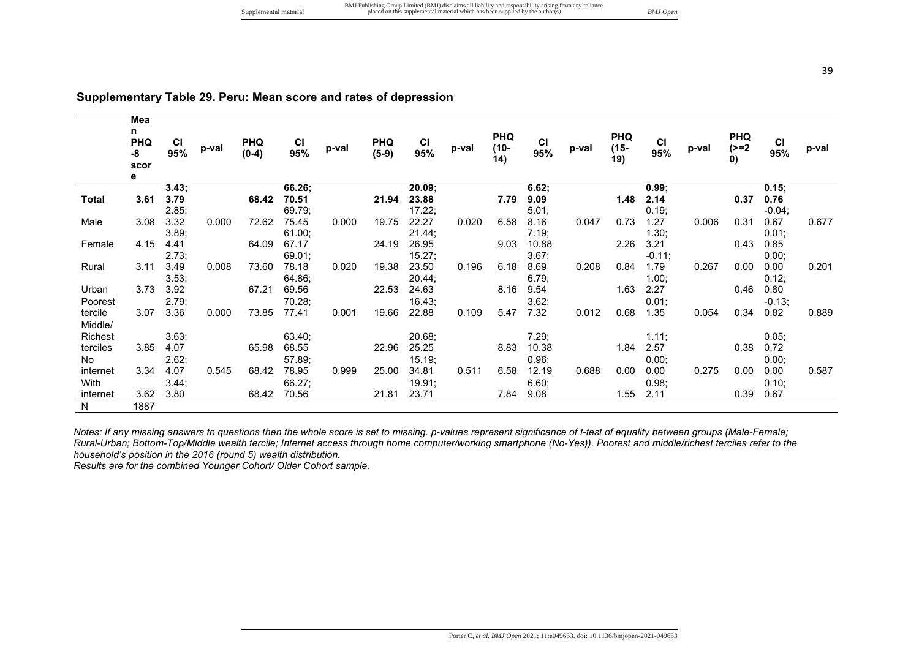## Supplementary Table 29. Peru: Mean score and rates of depression

| | Mean PHQ-8 score | CI 95% | p-val | PHQ (0-4) | CI 95% | p-val | PHQ (5-9) | CI 95% | p-val | PHQ (10-14) | CI 95% | p-val | PHQ (15-19) | CI 95% | p-val | PHQ (>=20) | CI 95% | p-val |
|---|---|---|---|---|---|---|---|---|---|---|---|---|---|---|---|---|---|---|
| **Total** | **3.61** | **3.43; 3.79** | | **68.42** | **66.26; 70.51** | | **21.94** | **20.09; 23.88** | | **7.79** | **6.62; 9.09** | | **1.48** | **0.99; 2.14** | | **0.37** | **0.15; 0.76** | |
| Male | 3.08 | 2.85; 3.32 | 0.000 | 72.62 | 69.79; 75.45 | 0.000 | 19.75 | 17.22; 22.27 | 0.020 | 6.58 | 5.01; 8.16 | 0.047 | 0.73 | 0.19; 1.27 | 0.006 | 0.31 | -0.04; 0.67 | 0.677 |
| Female | 4.15 | 3.89; 4.41 | | 64.09 | 61.00; 67.17 | | 24.19 | 21.44; 26.95 | | 9.03 | 7.19; 10.88 | | 2.26 | 1.30; 3.21 | | 0.43 | 0.01; 0.85 | |
| Rural | 3.11 | 2.73; 3.49 | 0.008 | 73.60 | 69.01; 78.18 | 0.020 | 19.38 | 15.27; 23.50 | 0.196 | 6.18 | 3.67; 8.69 | 0.208 | 0.84 | -0.11; 1.79 | 0.267 | 0.00 | 0.00; 0.00 | 0.201 |
| Urban | 3.73 | 3.53; 3.92 | | 67.21 | 64.86; 69.56 | | 22.53 | 20.44; 24.63 | | 8.16 | 6.79; 9.54 | | 1.63 | 1.00; 2.27 | | 0.46 | 0.12; 0.80 | |
| Poorest tercile | 3.07 | 2.79; 3.36 | 0.000 | 73.85 | 70.28; 77.41 | 0.001 | 19.66 | 16.43; 22.88 | 0.109 | 5.47 | 3.62; 7.32 | 0.012 | 0.68 | 0.01; 1.35 | 0.054 | 0.34 | -0.13; 0.82 | 0.889 |
| Middle/ Richest terciles | 3.85 | 3.63; 4.07 | | 65.98 | 63.40; 68.55 | | 22.96 | 20.68; 25.25 | | 8.83 | 7.29; 10.38 | | 1.84 | 1.11; 2.57 | | 0.38 | 0.05; 0.72 | |
| No internet | 3.34 | 2.62; 4.07 | 0.545 | 68.42 | 57.89; 78.95 | 0.999 | 25.00 | 15.19; 34.81 | 0.511 | 6.58 | 0.96; 12.19 | 0.688 | 0.00 | 0.00; 0.00 | 0.275 | 0.00 | 0.00; 0.00 | 0.587 |
| With internet | 3.62 | 3.44; 3.80 | | 68.42 | 66.27; 70.56 | | 21.81 | 19.91; 23.71 | | 7.84 | 6.60; 9.08 | | 1.55 | 0.98; 2.11 | | 0.39 | 0.10; 0.67 | |
| N | 1887 | | | | | | | | | | | | | | | | | |

*Notes: If any missing answers to questions then the whole score is set to missing. p-values represent significance of t-test of equality between groups (Male-Female; Rural-Urban; Bottom-Top/Middle wealth tercile; Internet access through home computer/working smartphone (No-Yes)). Poorest and middle/richest terciles refer to the household's position in the 2016 (round 5) wealth distribution.*

*Results are for the combined Younger Cohort/ Older Cohort sample.*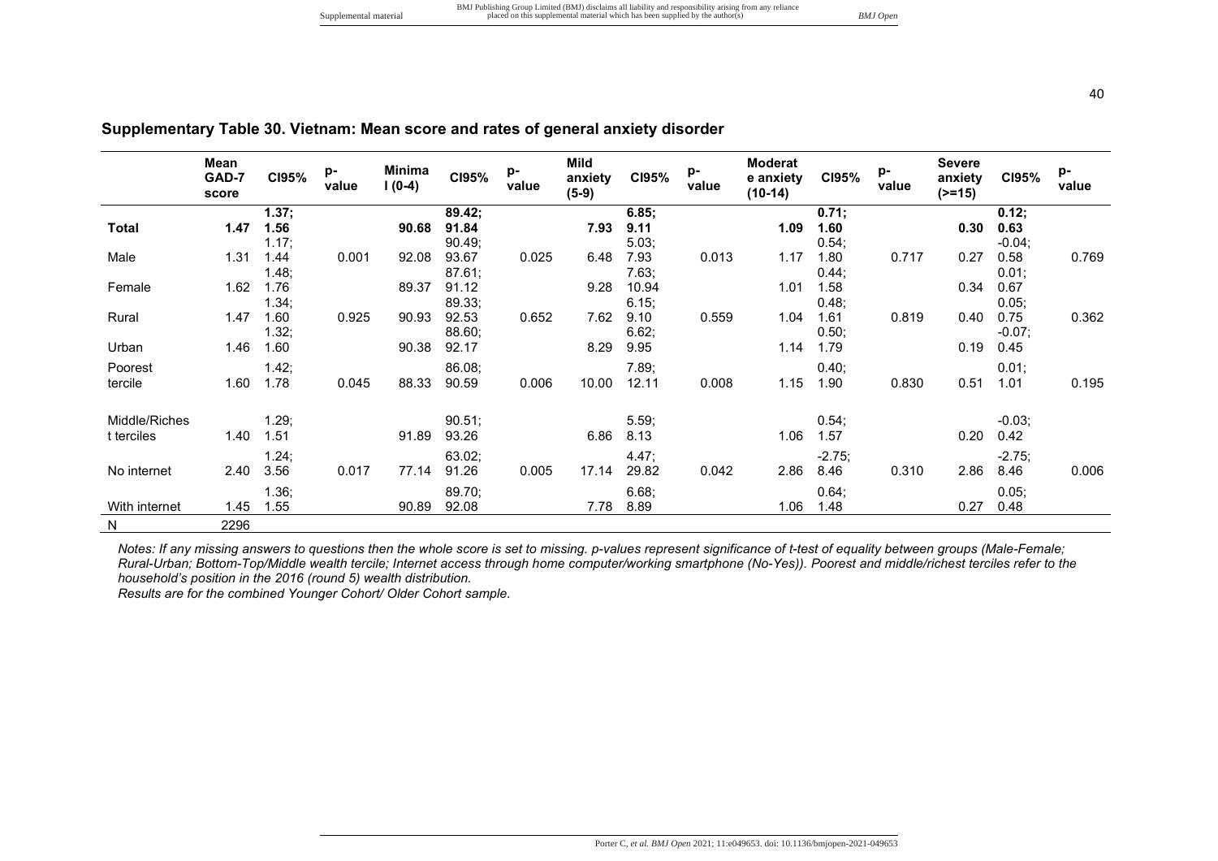## Supplementary Table 30. Vietnam: Mean score and rates of general anxiety disorder

| | Mean GAD-7 score | CI95% | p-value | Minimal (0-4) | CI95% | p-value | Mild anxiety (5-9) | CI95% | p-value | Moderate anxiety (10-14) | CI95% | p-value | Severe anxiety (>=15) | CI95% | p-value |
|---|---|---|---|---|---|---|---|---|---|---|---|---|---|---|---|
| **Total** | **1.47** | **1.37; 1.56** | | **90.68** | **89.42; 91.84** | | **7.93** | **6.85; 9.11** | | **1.09** | **0.71; 1.60** | | **0.30** | **0.12; 0.63** | |
| Male | 1.31 | 1.17; 1.44 | 0.001 | 92.08 | 90.49; 93.67 | 0.025 | 6.48 | 5.03; 7.93 | 0.013 | 1.17 | 0.54; 1.80 | 0.717 | 0.27 | -0.04; 0.58 | 0.769 |
| Female | 1.62 | 1.48; 1.76 | | 89.37 | 87.61; 91.12 | | 9.28 | 7.63; 10.94 | | 1.01 | 0.44; 1.58 | | 0.34 | 0.01; 0.67 | |
| Rural | 1.47 | 1.34; 1.60 | 0.925 | 90.93 | 89.33; 92.53 | 0.652 | 7.62 | 6.15; 9.10 | 0.559 | 1.04 | 0.48; 1.61 | 0.819 | 0.40 | 0.05; 0.75 | 0.362 |
| Urban | 1.46 | 1.32; 1.60 | | 90.38 | 88.60; 92.17 | | 8.29 | 6.62; 9.95 | | 1.14 | 0.50; 1.79 | | 0.19 | -0.07; 0.45 | |
| Poorest tercile | 1.60 | 1.42; 1.78 | 0.045 | 88.33 | 86.08; 90.59 | 0.006 | 10.00 | 7.89; 12.11 | 0.008 | 1.15 | 0.40; 1.90 | 0.830 | 0.51 | 0.01; 1.01 | 0.195 |
| Middle/Richest terciles | 1.40 | 1.29; 1.51 | | 91.89 | 90.51; 93.26 | | 6.86 | 5.59; 8.13 | | 1.06 | 0.54; 1.57 | | 0.20 | -0.03; 0.42 | |
| No internet | 2.40 | 1.24; 3.56 | 0.017 | 77.14 | 63.02; 91.26 | 0.005 | 17.14 | 4.47; 29.82 | 0.042 | 2.86 | -2.75; 8.46 | 0.310 | 2.86 | -2.75; 8.46 | 0.006 |
| With internet | 1.45 | 1.36; 1.55 | | 90.89 | 89.70; 92.08 | | 7.78 | 6.68; 8.89 | | 1.06 | 0.64; 1.48 | | 0.27 | 0.05; 0.48 | |
| N | 2296 | | | | | | | | | | | | | | |

*Notes: If any missing answers to questions then the whole score is set to missing. p-values represent significance of t-test of equality between groups (Male-Female; Rural-Urban; Bottom-Top/Middle wealth tercile; Internet access through home computer/working smartphone (No-Yes)). Poorest and middle/richest terciles refer to the household's position in the 2016 (round 5) wealth distribution.*

*Results are for the combined Younger Cohort/ Older Cohort sample.*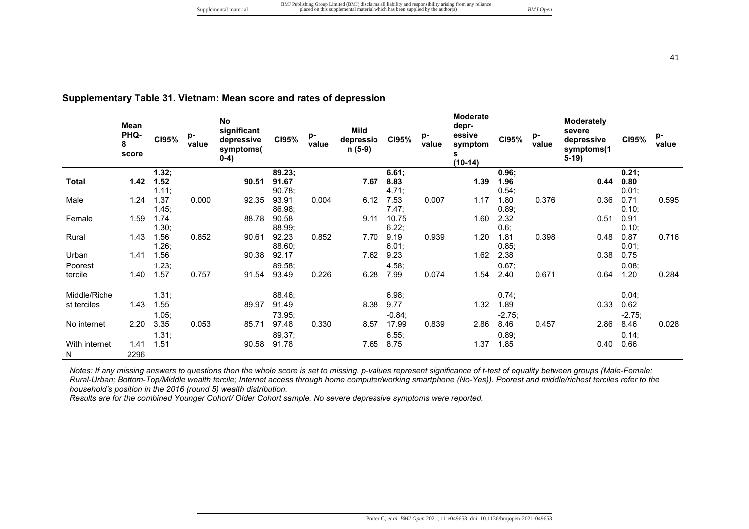## Supplementary Table 31. Vietnam: Mean score and rates of depression

| | Mean PHQ-8 score | CI95% | p-value | No significant depressive symptoms(0-4) | CI95% | p-value | Mild depression (5-9) | CI95% | p-value | Moderate depressive symptoms (10-14) | CI95% | p-value | Moderately severe depressive symptoms(15-19) | CI95% | p-value |
|---|---|---|---|---|---|---|---|---|---|---|---|---|---|---|---|
| **Total** | **1.42** | **1.32; 1.52** | | **90.51** | **89.23; 91.67** | | **7.67** | **6.61; 8.83** | | **1.39** | **0.96; 1.96** | | **0.44** | **0.21; 0.80** | |
| Male | 1.24 | 1.11; 1.37 | 0.000 | 92.35 | 90.78; 93.91 | 0.004 | 6.12 | 4.71; 7.53 | 0.007 | 1.17 | 0.54; 1.80 | 0.376 | 0.36 | 0.01; 0.71 | 0.595 |
| Female | 1.59 | 1.45; 1.74 | | 88.78 | 86.98; 90.58 | | 9.11 | 7.47; 10.75 | | 1.60 | 0.89; 2.32 | | 0.51 | 0.10; 0.91 | |
| Rural | 1.43 | 1.30; 1.56 | 0.852 | 90.61 | 88.99; 92.23 | 0.852 | 7.70 | 6.22; 9.19 | 0.939 | 1.20 | 0.6; 1.81 | 0.398 | 0.48 | 0.10; 0.87 | 0.716 |
| Urban | 1.41 | 1.26; 1.56 | | 90.38 | 88.60; 92.17 | | 7.62 | 6.01; 9.23 | | 1.62 | 0.85; 2.38 | | 0.38 | 0.01; 0.75 | |
| Poorest tercile | 1.40 | 1.23; 1.57 | 0.757 | 91.54 | 89.58; 93.49 | 0.226 | 6.28 | 4.58; 7.99 | 0.074 | 1.54 | 0.67; 2.40 | 0.671 | 0.64 | 0.08; 1.20 | 0.284 |
| Middle/Richest terciles | 1.43 | 1.31; 1.55 | | 89.97 | 88.46; 91.49 | | 8.38 | 6.98; 9.77 | | 1.32 | 0.74; 1.89 | | 0.33 | 0.04; 0.62 | |
| No internet | 2.20 | 1.05; 3.35 | 0.053 | 85.71 | 73.95; 97.48 | 0.330 | 8.57 | -0.84; 17.99 | 0.839 | 2.86 | -2.75; 8.46 | 0.457 | 2.86 | -2.75; 8.46 | 0.028 |
| With internet | 1.41 | 1.31; 1.51 | | 90.58 | 89.37; 91.78 | | 7.65 | 6.55; 8.75 | | 1.37 | 0.89; 1.85 | | 0.40 | 0.14; 0.66 | |
| N | 2296 | | | | | | | | | | | | | | |

*Notes: If any missing answers to questions then the whole score is set to missing. p-values represent significance of t-test of equality between groups (Male-Female; Rural-Urban; Bottom-Top/Middle wealth tercile; Internet access through home computer/working smartphone (No-Yes)). Poorest and middle/richest terciles refer to the household's position in the 2016 (round 5) wealth distribution.*

*Results are for the combined Younger Cohort/ Older Cohort sample. No severe depressive symptoms were reported.*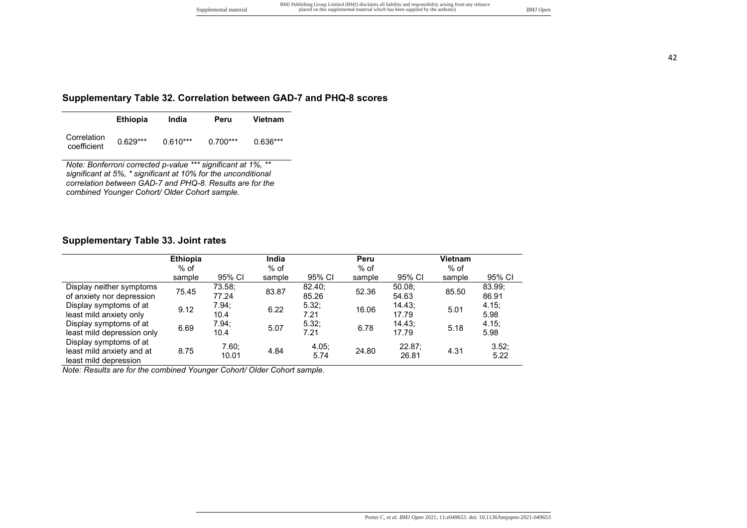## Supplementary Table 32. Correlation between GAD-7 and PHQ-8 scores

| | Ethiopia | India | Peru | Vietnam |
|---|---|---|---|---|
| Correlation coefficient | 0.629*** | 0.610*** | 0.700*** | 0.636*** |

*Note: Bonferroni corrected p-value *** significant at 1%, ** significant at 5%, * significant at 10% for the unconditional correlation between GAD-7 and PHQ-8. Results are for the combined Younger Cohort/ Older Cohort sample.*

## Supplementary Table 33. Joint rates

| | Ethiopia | | India | | Peru | | Vietnam | |
|---|---|---|---|---|---|---|---|---|
| | % of sample | 95% CI | % of sample | 95% CI | % of sample | 95% CI | % of sample | 95% CI |
| Display neither symptoms of anxiety nor depression | 75.45 | 73.58; 77.24 | 83.87 | 82.40; 85.26 | 52.36 | 50.08; 54.63 | 85.50 | 83.99; 86.91 |
| Display symptoms of at least mild anxiety only | 9.12 | 7.94; 10.4 | 6.22 | 5.32; 7.21 | 16.06 | 14.43; 17.79 | 5.01 | 4.15; 5.98 |
| Display symptoms of at least mild depression only | 6.69 | 7.94; 10.4 | 5.07 | 5.32; 7.21 | 6.78 | 14.43; 17.79 | 5.18 | 4.15; 5.98 |
| Display symptoms of at least mild anxiety and at least mild depression | 8.75 | 7.60; 10.01 | 4.84 | 4.05; 5.74 | 24.80 | 22.87; 26.81 | 4.31 | 3.52; 5.22 |

*Note: Results are for the combined Younger Cohort/ Older Cohort sample.*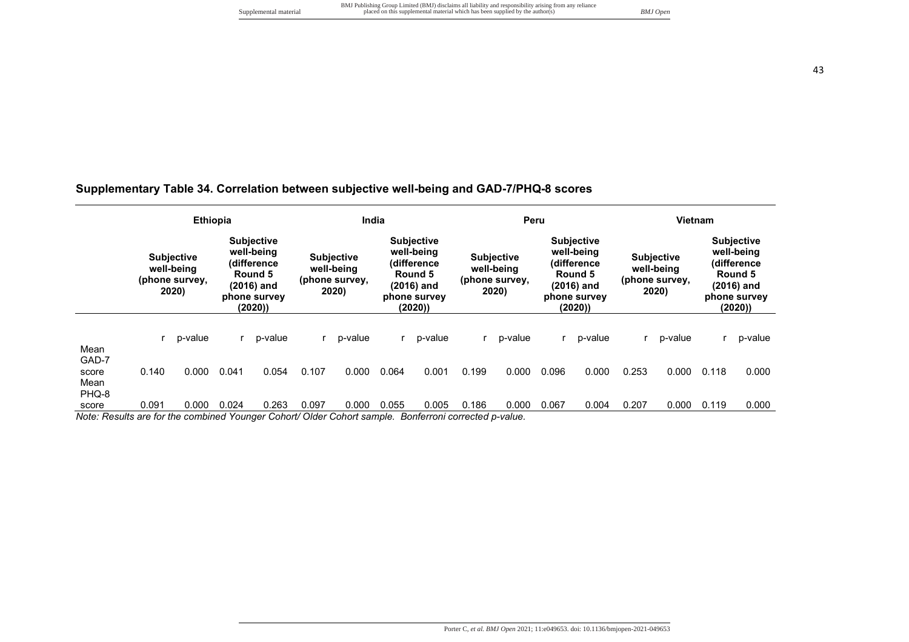## Supplementary Table 34. Correlation between subjective well-being and GAD-7/PHQ-8 scores

| | Ethiopia | | | | India | | | | Peru | | | | Vietnam | | | |
|---|---|---|---|---|---|---|---|---|---|---|---|---|---|---|---|---|
| | Subjective well-being (phone survey, 2020) | | Subjective well-being (difference Round 5 (2016) and phone survey (2020)) | | Subjective well-being (phone survey, 2020) | | Subjective well-being (difference Round 5 (2016) and phone survey (2020)) | | Subjective well-being (phone survey, 2020) | | Subjective well-being (difference Round 5 (2016) and phone survey (2020)) | | Subjective well-being (phone survey, 2020) | | Subjective well-being (difference Round 5 (2016) and phone survey (2020)) | |
| | r | p-value | r | p-value | r | p-value | r | p-value | r | p-value | r | p-value | r | p-value | r | p-value |
| Mean GAD-7 score | 0.140 | 0.000 | 0.041 | 0.054 | 0.107 | 0.000 | 0.064 | 0.001 | 0.199 | 0.000 | 0.096 | 0.000 | 0.253 | 0.000 | 0.118 | 0.000 |
| Mean PHQ-8 score | 0.091 | 0.000 | 0.024 | 0.263 | 0.097 | 0.000 | 0.055 | 0.005 | 0.186 | 0.000 | 0.067 | 0.004 | 0.207 | 0.000 | 0.119 | 0.000 |

*Note: Results are for the combined Younger Cohort/ Older Cohort sample. Bonferroni corrected p-value.*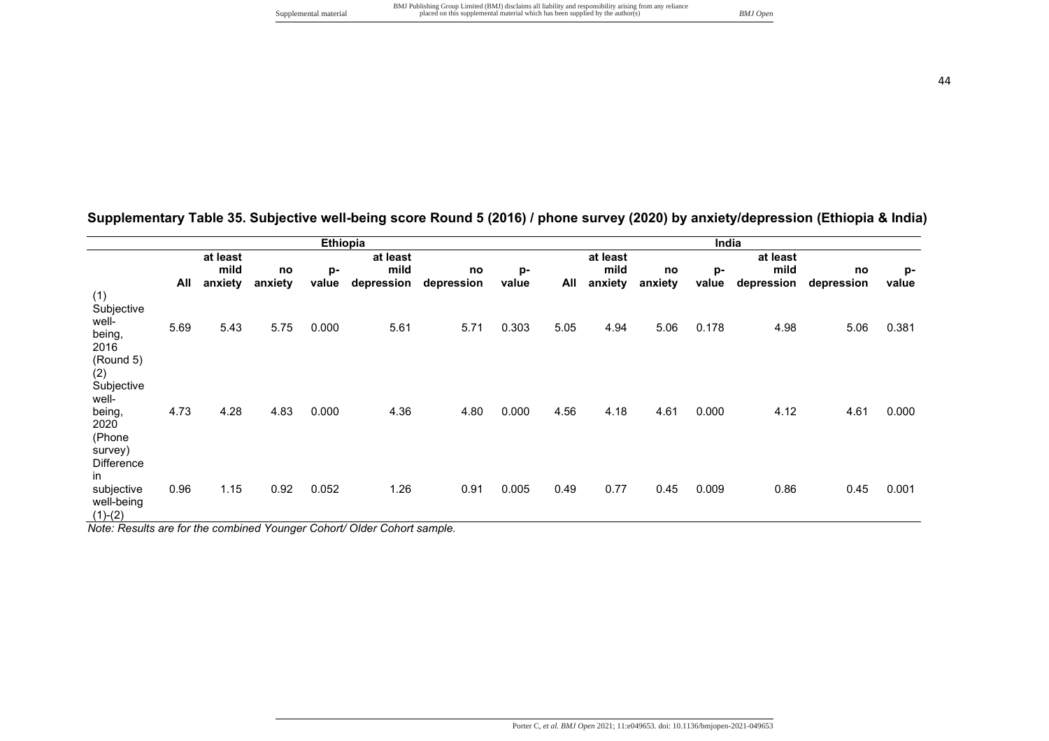## Supplementary Table 35. Subjective well-being score Round 5 (2016) / phone survey (2020) by anxiety/depression (Ethiopia & India)

| | Ethiopia | | | | | | | India | | | | | | |
|---|---|---|---|---|---|---|---|---|---|---|---|---|---|---|
| | All | at least mild anxiety | no anxiety | p-value | at least mild depression | no depression | p-value | All | at least mild anxiety | no anxiety | p-value | at least mild depression | no depression | p-value |
| (1) Subjective well-being, 2016 (Round 5) | 5.69 | 5.43 | 5.75 | 0.000 | 5.61 | 5.71 | 0.303 | 5.05 | 4.94 | 5.06 | 0.178 | 4.98 | 5.06 | 0.381 |
| (2) Subjective well-being, 2020 (Phone survey) | 4.73 | 4.28 | 4.83 | 0.000 | 4.36 | 4.80 | 0.000 | 4.56 | 4.18 | 4.61 | 0.000 | 4.12 | 4.61 | 0.000 |
| Difference in subjective well-being (1)-(2) | 0.96 | 1.15 | 0.92 | 0.052 | 1.26 | 0.91 | 0.005 | 0.49 | 0.77 | 0.45 | 0.009 | 0.86 | 0.45 | 0.001 |

*Note: Results are for the combined Younger Cohort/ Older Cohort sample.*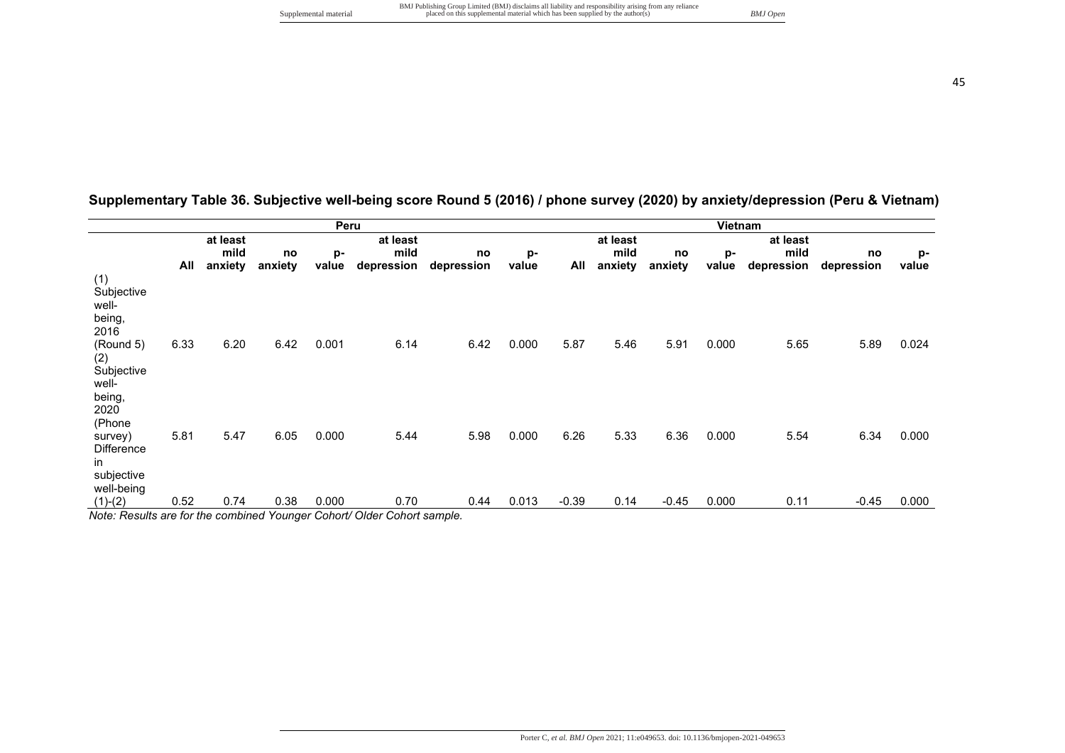## Supplementary Table 36. Subjective well-being score Round 5 (2016) / phone survey (2020) by anxiety/depression (Peru & Vietnam)

| | Peru | | | | | | | Vietnam | | | | | | |
|---|---|---|---|---|---|---|---|---|---|---|---|---|---|---|
| | All | at least mild anxiety | no anxiety | p-value | at least mild depression | no depression | p-value | All | at least mild anxiety | no anxiety | p-value | at least mild depression | no depression | p-value |
| (1) Subjective well-being, 2016 (Round 5) | 6.33 | 6.20 | 6.42 | 0.001 | 6.14 | 6.42 | 0.000 | 5.87 | 5.46 | 5.91 | 0.000 | 5.65 | 5.89 | 0.024 |
| (2) Subjective well-being, 2020 (Phone survey) | 5.81 | 5.47 | 6.05 | 0.000 | 5.44 | 5.98 | 0.000 | 6.26 | 5.33 | 6.36 | 0.000 | 5.54 | 6.34 | 0.000 |
| Difference in subjective well-being (1)-(2) | 0.52 | 0.74 | 0.38 | 0.000 | 0.70 | 0.44 | 0.013 | -0.39 | 0.14 | -0.45 | 0.000 | 0.11 | -0.45 | 0.000 |

*Note: Results are for the combined Younger Cohort/ Older Cohort sample.*